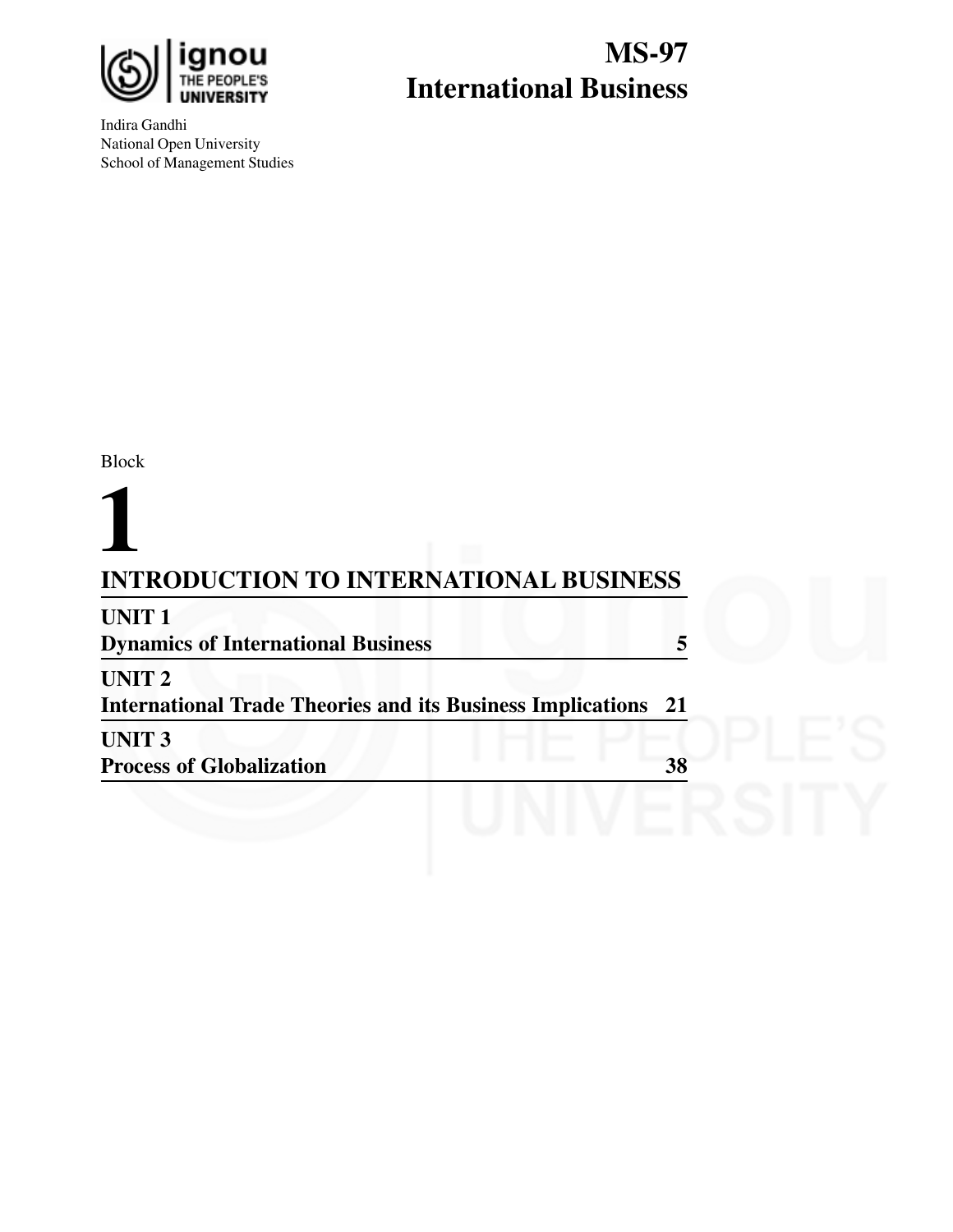# MS-97
# International Business

Indira Gandhi
National Open University
School of Management Studies

Block

# 1

## INTRODUCTION TO INTERNATIONAL BUSINESS

| | |
|---|---|
| **UNIT 1**<br>**Dynamics of International Business** | **5** |
| **UNIT 2**<br>**International Trade Theories and its Business Implications** | **21** |
| **UNIT 3**<br>**Process of Globalization** | **38** |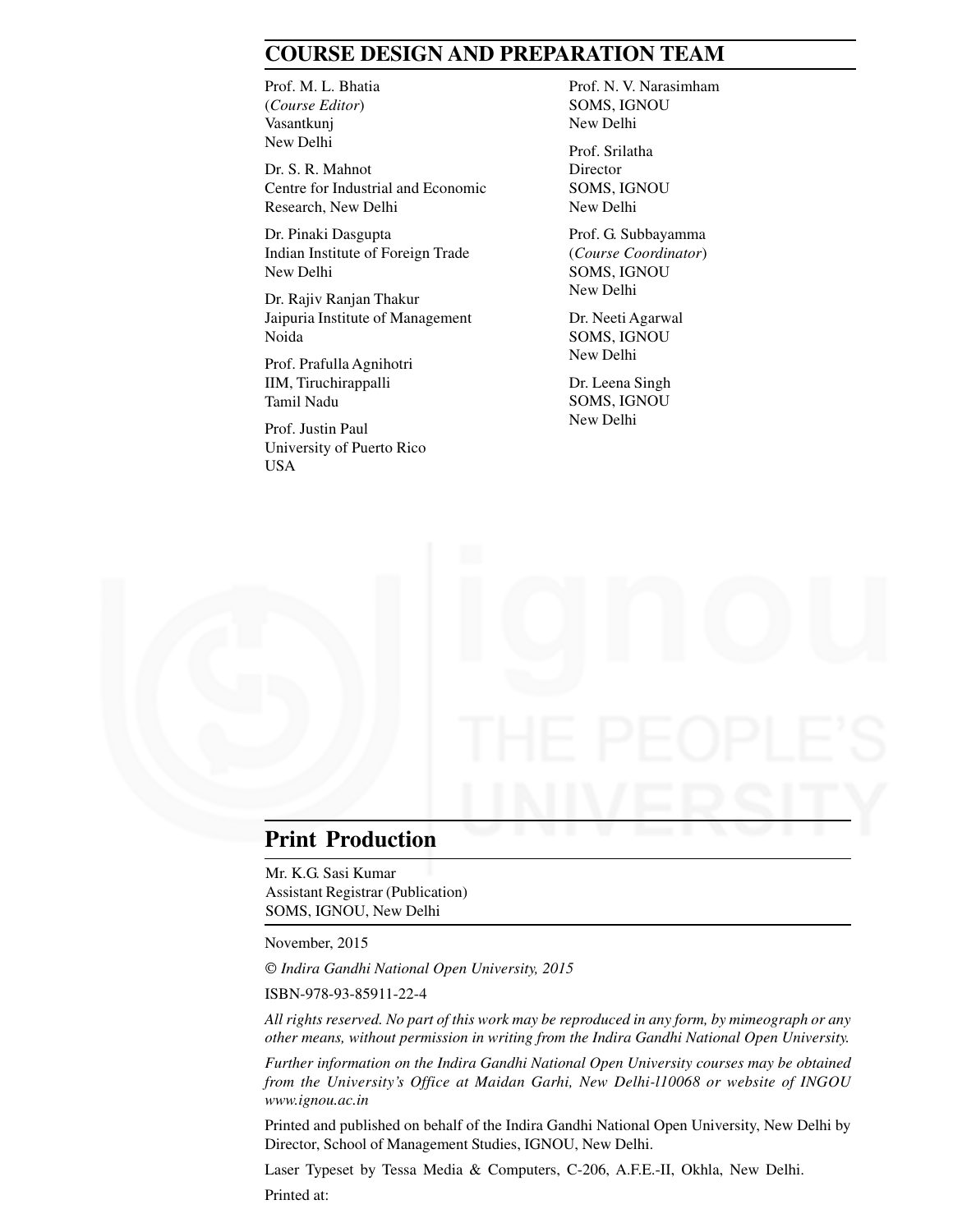## COURSE DESIGN AND PREPARATION TEAM

Prof. M. L. Bhatia
(*Course Editor*)
Vasantkunj
New Delhi

Dr. S. R. Mahnot
Centre for Industrial and Economic Research, New Delhi

Dr. Pinaki Dasgupta
Indian Institute of Foreign Trade
New Delhi

Dr. Rajiv Ranjan Thakur
Jaipuria Institute of Management
Noida

Prof. Prafulla Agnihotri
IIM, Tiruchirappalli
Tamil Nadu

Prof. Justin Paul
University of Puerto Rico
USA

Prof. N. V. Narasimham
SOMS, IGNOU
New Delhi

Prof. Srilatha
Director
SOMS, IGNOU
New Delhi

Prof. G. Subbayamma
(*Course Coordinator*)
SOMS, IGNOU
New Delhi

Dr. Neeti Agarwal
SOMS, IGNOU
New Delhi

Dr. Leena Singh
SOMS, IGNOU
New Delhi

## Print Production

Mr. K.G. Sasi Kumar
Assistant Registrar (Publication)
SOMS, IGNOU, New Delhi

November, 2015

© *Indira Gandhi National Open University, 2015*

ISBN-978-93-85911-22-4

*All rights reserved. No part of this work may be reproduced in any form, by mimeograph or any other means, without permission in writing from the Indira Gandhi National Open University.*

*Further information on the Indira Gandhi National Open University courses may be obtained from the University's Office at Maidan Garhi, New Delhi-110068 or website of INGOU www.ignou.ac.in*

Printed and published on behalf of the Indira Gandhi National Open University, New Delhi by Director, School of Management Studies, IGNOU, New Delhi.

Laser Typeset by Tessa Media & Computers, C-206, A.F.E.-II, Okhla, New Delhi.

Printed at: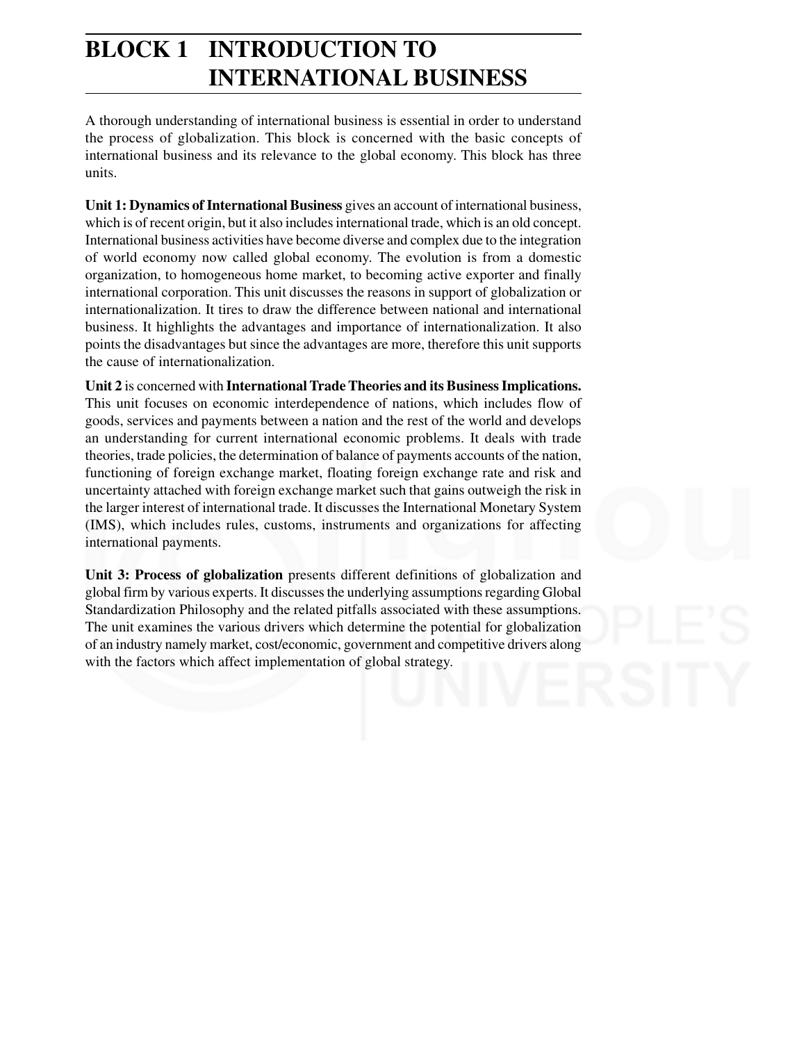# BLOCK 1 INTRODUCTION TO INTERNATIONAL BUSINESS

A thorough understanding of international business is essential in order to understand the process of globalization. This block is concerned with the basic concepts of international business and its relevance to the global economy. This block has three units.

**Unit 1: Dynamics of International Business** gives an account of international business, which is of recent origin, but it also includes international trade, which is an old concept. International business activities have become diverse and complex due to the integration of world economy now called global economy. The evolution is from a domestic organization, to homogeneous home market, to becoming active exporter and finally international corporation. This unit discusses the reasons in support of globalization or internationalization. It tires to draw the difference between national and international business. It highlights the advantages and importance of internationalization. It also points the disadvantages but since the advantages are more, therefore this unit supports the cause of internationalization.

**Unit 2** is concerned with **International Trade Theories and its Business Implications.** This unit focuses on economic interdependence of nations, which includes flow of goods, services and payments between a nation and the rest of the world and develops an understanding for current international economic problems. It deals with trade theories, trade policies, the determination of balance of payments accounts of the nation, functioning of foreign exchange market, floating foreign exchange rate and risk and uncertainty attached with foreign exchange market such that gains outweigh the risk in the larger interest of international trade. It discusses the International Monetary System (IMS), which includes rules, customs, instruments and organizations for affecting international payments.

**Unit 3: Process of globalization** presents different definitions of globalization and global firm by various experts. It discusses the underlying assumptions regarding Global Standardization Philosophy and the related pitfalls associated with these assumptions. The unit examines the various drivers which determine the potential for globalization of an industry namely market, cost/economic, government and competitive drivers along with the factors which affect implementation of global strategy.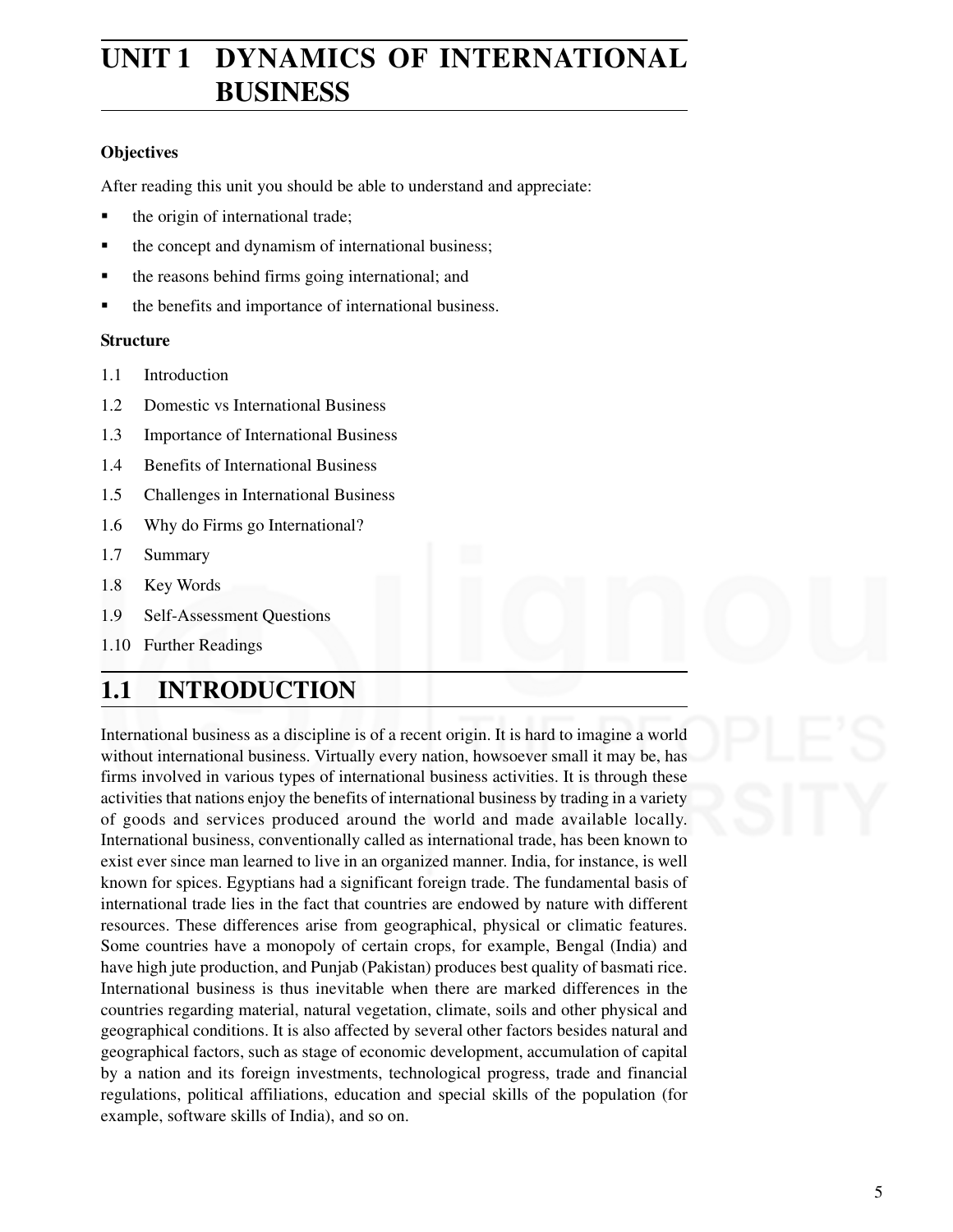# UNIT 1 DYNAMICS OF INTERNATIONAL BUSINESS

**Objectives**

After reading this unit you should be able to understand and appreciate:

- the origin of international trade;
- the concept and dynamism of international business;
- the reasons behind firms going international; and
- the benefits and importance of international business.

**Structure**

1.1 Introduction

1.2 Domestic vs International Business

1.3 Importance of International Business

1.4 Benefits of International Business

1.5 Challenges in International Business

1.6 Why do Firms go International?

1.7 Summary

1.8 Key Words

1.9 Self-Assessment Questions

1.10 Further Readings

## 1.1 INTRODUCTION

International business as a discipline is of a recent origin. It is hard to imagine a world without international business. Virtually every nation, howsoever small it may be, has firms involved in various types of international business activities. It is through these activities that nations enjoy the benefits of international business by trading in a variety of goods and services produced around the world and made available locally. International business, conventionally called as international trade, has been known to exist ever since man learned to live in an organized manner. India, for instance, is well known for spices. Egyptians had a significant foreign trade. The fundamental basis of international trade lies in the fact that countries are endowed by nature with different resources. These differences arise from geographical, physical or climatic features. Some countries have a monopoly of certain crops, for example, Bengal (India) and have high jute production, and Punjab (Pakistan) produces best quality of basmati rice. International business is thus inevitable when there are marked differences in the countries regarding material, natural vegetation, climate, soils and other physical and geographical conditions. It is also affected by several other factors besides natural and geographical factors, such as stage of economic development, accumulation of capital by a nation and its foreign investments, technological progress, trade and financial regulations, political affiliations, education and special skills of the population (for example, software skills of India), and so on.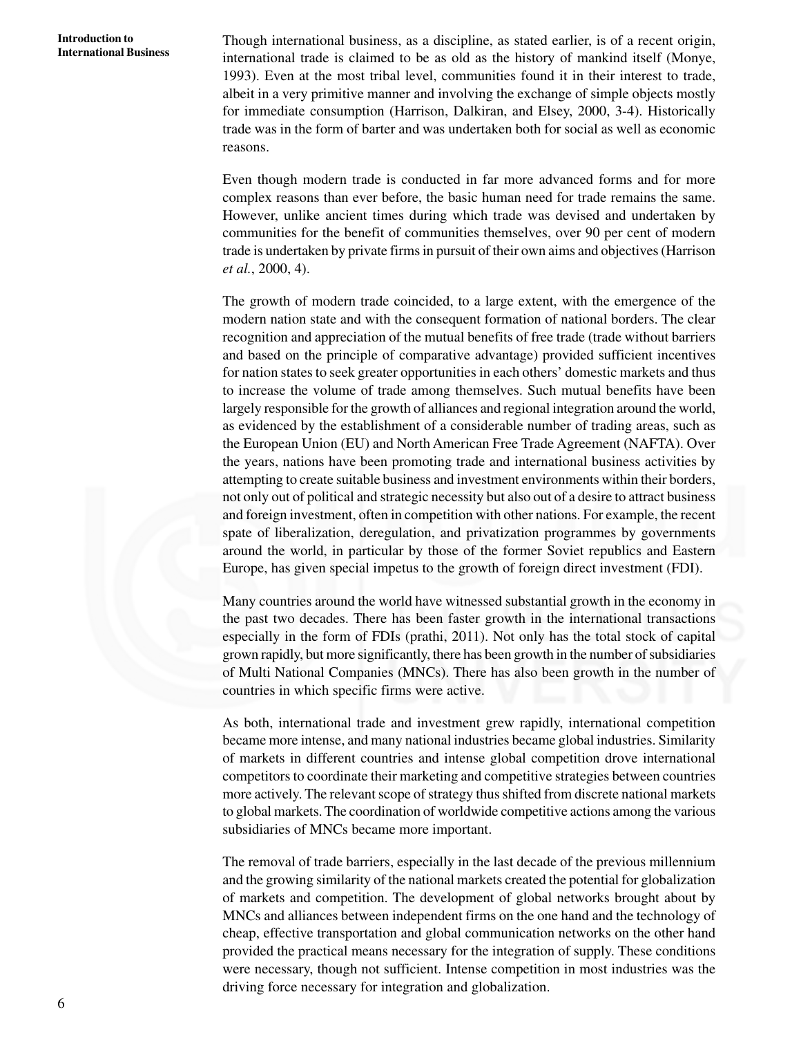Though international business, as a discipline, as stated earlier, is of a recent origin, international trade is claimed to be as old as the history of mankind itself (Monye, 1993). Even at the most tribal level, communities found it in their interest to trade, albeit in a very primitive manner and involving the exchange of simple objects mostly for immediate consumption (Harrison, Dalkiran, and Elsey, 2000, 3-4). Historically trade was in the form of barter and was undertaken both for social as well as economic reasons.

Even though modern trade is conducted in far more advanced forms and for more complex reasons than ever before, the basic human need for trade remains the same. However, unlike ancient times during which trade was devised and undertaken by communities for the benefit of communities themselves, over 90 per cent of modern trade is undertaken by private firms in pursuit of their own aims and objectives (Harrison *et al.*, 2000, 4).

The growth of modern trade coincided, to a large extent, with the emergence of the modern nation state and with the consequent formation of national borders. The clear recognition and appreciation of the mutual benefits of free trade (trade without barriers and based on the principle of comparative advantage) provided sufficient incentives for nation states to seek greater opportunities in each others' domestic markets and thus to increase the volume of trade among themselves. Such mutual benefits have been largely responsible for the growth of alliances and regional integration around the world, as evidenced by the establishment of a considerable number of trading areas, such as the European Union (EU) and North American Free Trade Agreement (NAFTA). Over the years, nations have been promoting trade and international business activities by attempting to create suitable business and investment environments within their borders, not only out of political and strategic necessity but also out of a desire to attract business and foreign investment, often in competition with other nations. For example, the recent spate of liberalization, deregulation, and privatization programmes by governments around the world, in particular by those of the former Soviet republics and Eastern Europe, has given special impetus to the growth of foreign direct investment (FDI).

Many countries around the world have witnessed substantial growth in the economy in the past two decades. There has been faster growth in the international transactions especially in the form of FDIs (prathi, 2011). Not only has the total stock of capital grown rapidly, but more significantly, there has been growth in the number of subsidiaries of Multi National Companies (MNCs). There has also been growth in the number of countries in which specific firms were active.

As both, international trade and investment grew rapidly, international competition became more intense, and many national industries became global industries. Similarity of markets in different countries and intense global competition drove international competitors to coordinate their marketing and competitive strategies between countries more actively. The relevant scope of strategy thus shifted from discrete national markets to global markets. The coordination of worldwide competitive actions among the various subsidiaries of MNCs became more important.

The removal of trade barriers, especially in the last decade of the previous millennium and the growing similarity of the national markets created the potential for globalization of markets and competition. The development of global networks brought about by MNCs and alliances between independent firms on the one hand and the technology of cheap, effective transportation and global communication networks on the other hand provided the practical means necessary for the integration of supply. These conditions were necessary, though not sufficient. Intense competition in most industries was the driving force necessary for integration and globalization.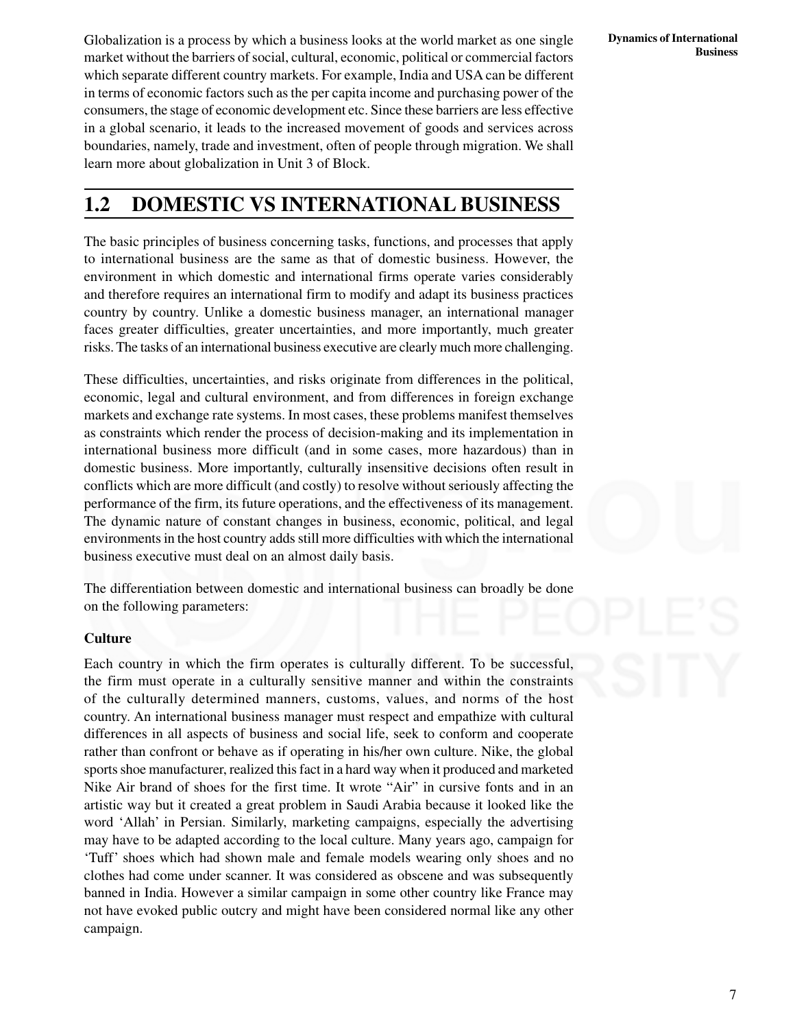Globalization is a process by which a business looks at the world market as one single market without the barriers of social, cultural, economic, political or commercial factors which separate different country markets. For example, India and USA can be different in terms of economic factors such as the per capita income and purchasing power of the consumers, the stage of economic development etc. Since these barriers are less effective in a global scenario, it leads to the increased movement of goods and services across boundaries, namely, trade and investment, often of people through migration. We shall learn more about globalization in Unit 3 of Block.

## 1.2 DOMESTIC VS INTERNATIONAL BUSINESS

The basic principles of business concerning tasks, functions, and processes that apply to international business are the same as that of domestic business. However, the environment in which domestic and international firms operate varies considerably and therefore requires an international firm to modify and adapt its business practices country by country. Unlike a domestic business manager, an international manager faces greater difficulties, greater uncertainties, and more importantly, much greater risks. The tasks of an international business executive are clearly much more challenging.

These difficulties, uncertainties, and risks originate from differences in the political, economic, legal and cultural environment, and from differences in foreign exchange markets and exchange rate systems. In most cases, these problems manifest themselves as constraints which render the process of decision-making and its implementation in international business more difficult (and in some cases, more hazardous) than in domestic business. More importantly, culturally insensitive decisions often result in conflicts which are more difficult (and costly) to resolve without seriously affecting the performance of the firm, its future operations, and the effectiveness of its management. The dynamic nature of constant changes in business, economic, political, and legal environments in the host country adds still more difficulties with which the international business executive must deal on an almost daily basis.

The differentiation between domestic and international business can broadly be done on the following parameters:

**Culture**

Each country in which the firm operates is culturally different. To be successful, the firm must operate in a culturally sensitive manner and within the constraints of the culturally determined manners, customs, values, and norms of the host country. An international business manager must respect and empathize with cultural differences in all aspects of business and social life, seek to conform and cooperate rather than confront or behave as if operating in his/her own culture. Nike, the global sports shoe manufacturer, realized this fact in a hard way when it produced and marketed Nike Air brand of shoes for the first time. It wrote "Air" in cursive fonts and in an artistic way but it created a great problem in Saudi Arabia because it looked like the word 'Allah' in Persian. Similarly, marketing campaigns, especially the advertising may have to be adapted according to the local culture. Many years ago, campaign for 'Tuff' shoes which had shown male and female models wearing only shoes and no clothes had come under scanner. It was considered as obscene and was subsequently banned in India. However a similar campaign in some other country like France may not have evoked public outcry and might have been considered normal like any other campaign.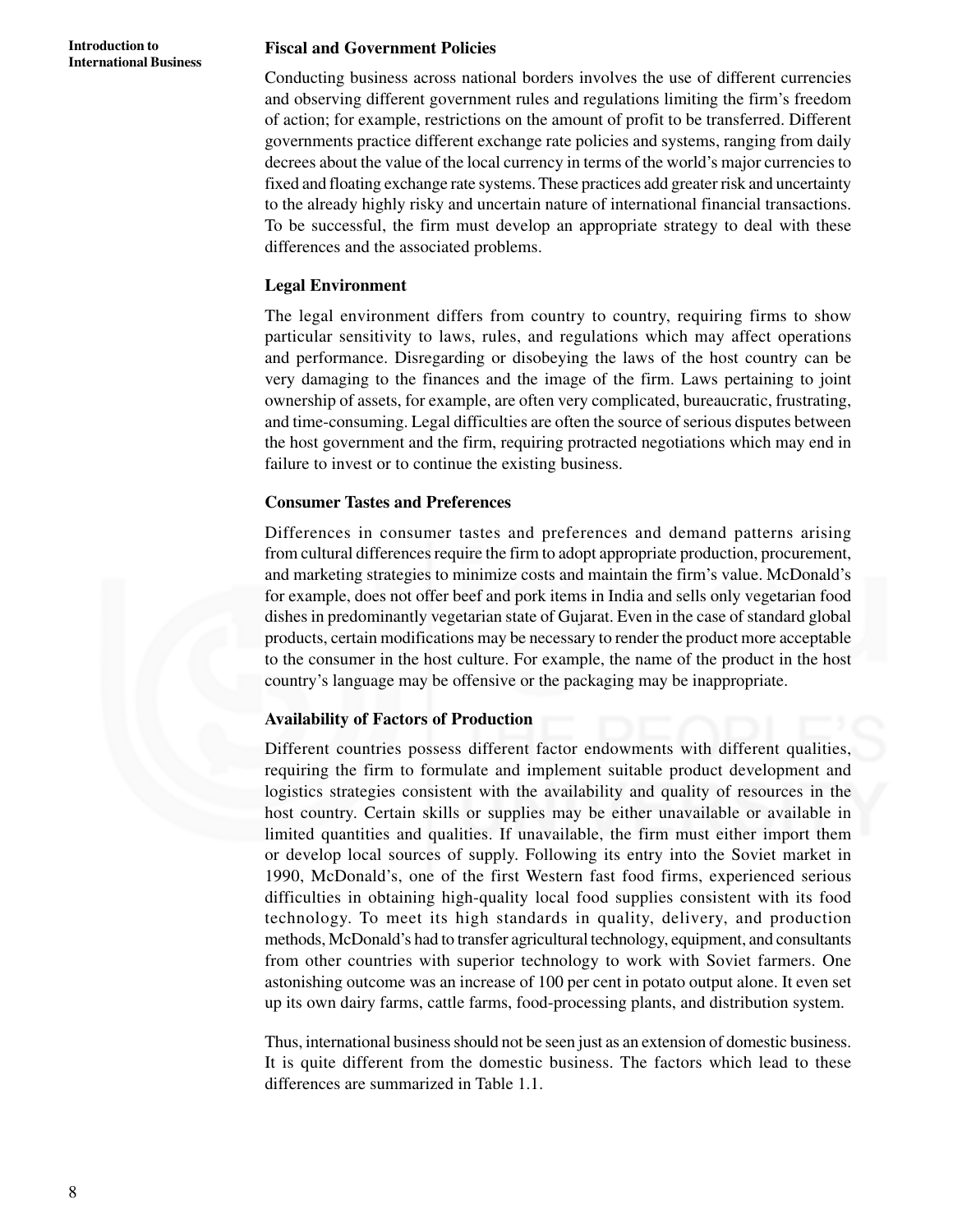### Fiscal and Government Policies

Conducting business across national borders involves the use of different currencies and observing different government rules and regulations limiting the firm's freedom of action; for example, restrictions on the amount of profit to be transferred. Different governments practice different exchange rate policies and systems, ranging from daily decrees about the value of the local currency in terms of the world's major currencies to fixed and floating exchange rate systems. These practices add greater risk and uncertainty to the already highly risky and uncertain nature of international financial transactions. To be successful, the firm must develop an appropriate strategy to deal with these differences and the associated problems.

### Legal Environment

The legal environment differs from country to country, requiring firms to show particular sensitivity to laws, rules, and regulations which may affect operations and performance. Disregarding or disobeying the laws of the host country can be very damaging to the finances and the image of the firm. Laws pertaining to joint ownership of assets, for example, are often very complicated, bureaucratic, frustrating, and time-consuming. Legal difficulties are often the source of serious disputes between the host government and the firm, requiring protracted negotiations which may end in failure to invest or to continue the existing business.

### Consumer Tastes and Preferences

Differences in consumer tastes and preferences and demand patterns arising from cultural differences require the firm to adopt appropriate production, procurement, and marketing strategies to minimize costs and maintain the firm's value. McDonald's for example, does not offer beef and pork items in India and sells only vegetarian food dishes in predominantly vegetarian state of Gujarat. Even in the case of standard global products, certain modifications may be necessary to render the product more acceptable to the consumer in the host culture. For example, the name of the product in the host country's language may be offensive or the packaging may be inappropriate.

### Availability of Factors of Production

Different countries possess different factor endowments with different qualities, requiring the firm to formulate and implement suitable product development and logistics strategies consistent with the availability and quality of resources in the host country. Certain skills or supplies may be either unavailable or available in limited quantities and qualities. If unavailable, the firm must either import them or develop local sources of supply. Following its entry into the Soviet market in 1990, McDonald's, one of the first Western fast food firms, experienced serious difficulties in obtaining high-quality local food supplies consistent with its food technology. To meet its high standards in quality, delivery, and production methods, McDonald's had to transfer agricultural technology, equipment, and consultants from other countries with superior technology to work with Soviet farmers. One astonishing outcome was an increase of 100 per cent in potato output alone. It even set up its own dairy farms, cattle farms, food-processing plants, and distribution system.

Thus, international business should not be seen just as an extension of domestic business. It is quite different from the domestic business. The factors which lead to these differences are summarized in Table 1.1.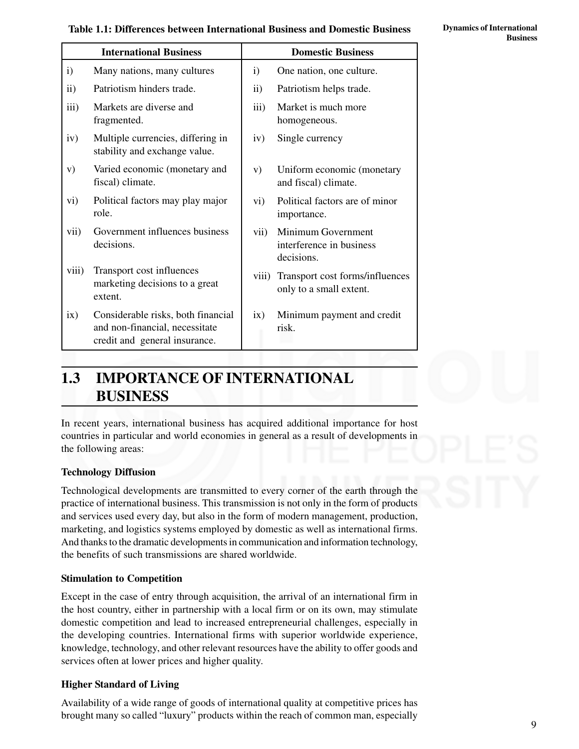**Table 1.1: Differences between International Business and Domestic Business**

| International Business | Domestic Business |
|---|---|
| i) Many nations, many cultures | i) One nation, one culture. |
| ii) Patriotism hinders trade. | ii) Patriotism helps trade. |
| iii) Markets are diverse and fragmented. | iii) Market is much more homogeneous. |
| iv) Multiple currencies, differing in stability and exchange value. | iv) Single currency |
| v) Varied economic (monetary and fiscal) climate. | v) Uniform economic (monetary and fiscal) climate. |
| vi) Political factors may play major role. | vi) Political factors are of minor importance. |
| vii) Government influences business decisions. | vii) Minimum Government interference in business decisions. |
| viii) Transport cost influences marketing decisions to a great extent. | viii) Transport cost forms/influences only to a small extent. |
| ix) Considerable risks, both financial and non-financial, necessitate credit and general insurance. | ix) Minimum payment and credit risk. |

## 1.3 IMPORTANCE OF INTERNATIONAL BUSINESS

In recent years, international business has acquired additional importance for host countries in particular and world economies in general as a result of developments in the following areas:

**Technology Diffusion**

Technological developments are transmitted to every corner of the earth through the practice of international business. This transmission is not only in the form of products and services used every day, but also in the form of modern management, production, marketing, and logistics systems employed by domestic as well as international firms. And thanks to the dramatic developments in communication and information technology, the benefits of such transmissions are shared worldwide.

**Stimulation to Competition**

Except in the case of entry through acquisition, the arrival of an international firm in the host country, either in partnership with a local firm or on its own, may stimulate domestic competition and lead to increased entrepreneurial challenges, especially in the developing countries. International firms with superior worldwide experience, knowledge, technology, and other relevant resources have the ability to offer goods and services often at lower prices and higher quality.

**Higher Standard of Living**

Availability of a wide range of goods of international quality at competitive prices has brought many so called "luxury" products within the reach of common man, especially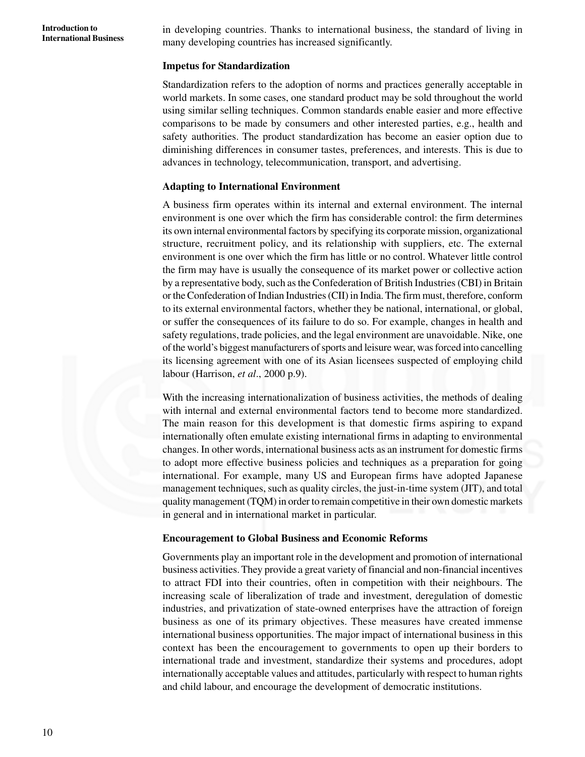in developing countries. Thanks to international business, the standard of living in many developing countries has increased significantly.

**Impetus for Standardization**

Standardization refers to the adoption of norms and practices generally acceptable in world markets. In some cases, one standard product may be sold throughout the world using similar selling techniques. Common standards enable easier and more effective comparisons to be made by consumers and other interested parties, e.g., health and safety authorities. The product standardization has become an easier option due to diminishing differences in consumer tastes, preferences, and interests. This is due to advances in technology, telecommunication, transport, and advertising.

**Adapting to International Environment**

A business firm operates within its internal and external environment. The internal environment is one over which the firm has considerable control: the firm determines its own internal environmental factors by specifying its corporate mission, organizational structure, recruitment policy, and its relationship with suppliers, etc. The external environment is one over which the firm has little or no control. Whatever little control the firm may have is usually the consequence of its market power or collective action by a representative body, such as the Confederation of British Industries (CBI) in Britain or the Confederation of Indian Industries (CII) in India. The firm must, therefore, conform to its external environmental factors, whether they be national, international, or global, or suffer the consequences of its failure to do so. For example, changes in health and safety regulations, trade policies, and the legal environment are unavoidable. Nike, one of the world's biggest manufacturers of sports and leisure wear, was forced into cancelling its licensing agreement with one of its Asian licensees suspected of employing child labour (Harrison, *et al*., 2000 p.9).

With the increasing internationalization of business activities, the methods of dealing with internal and external environmental factors tend to become more standardized. The main reason for this development is that domestic firms aspiring to expand internationally often emulate existing international firms in adapting to environmental changes. In other words, international business acts as an instrument for domestic firms to adopt more effective business policies and techniques as a preparation for going international. For example, many US and European firms have adopted Japanese management techniques, such as quality circles, the just-in-time system (JIT), and total quality management (TQM) in order to remain competitive in their own domestic markets in general and in international market in particular.

**Encouragement to Global Business and Economic Reforms**

Governments play an important role in the development and promotion of international business activities. They provide a great variety of financial and non-financial incentives to attract FDI into their countries, often in competition with their neighbours. The increasing scale of liberalization of trade and investment, deregulation of domestic industries, and privatization of state-owned enterprises have the attraction of foreign business as one of its primary objectives. These measures have created immense international business opportunities. The major impact of international business in this context has been the encouragement to governments to open up their borders to international trade and investment, standardize their systems and procedures, adopt internationally acceptable values and attitudes, particularly with respect to human rights and child labour, and encourage the development of democratic institutions.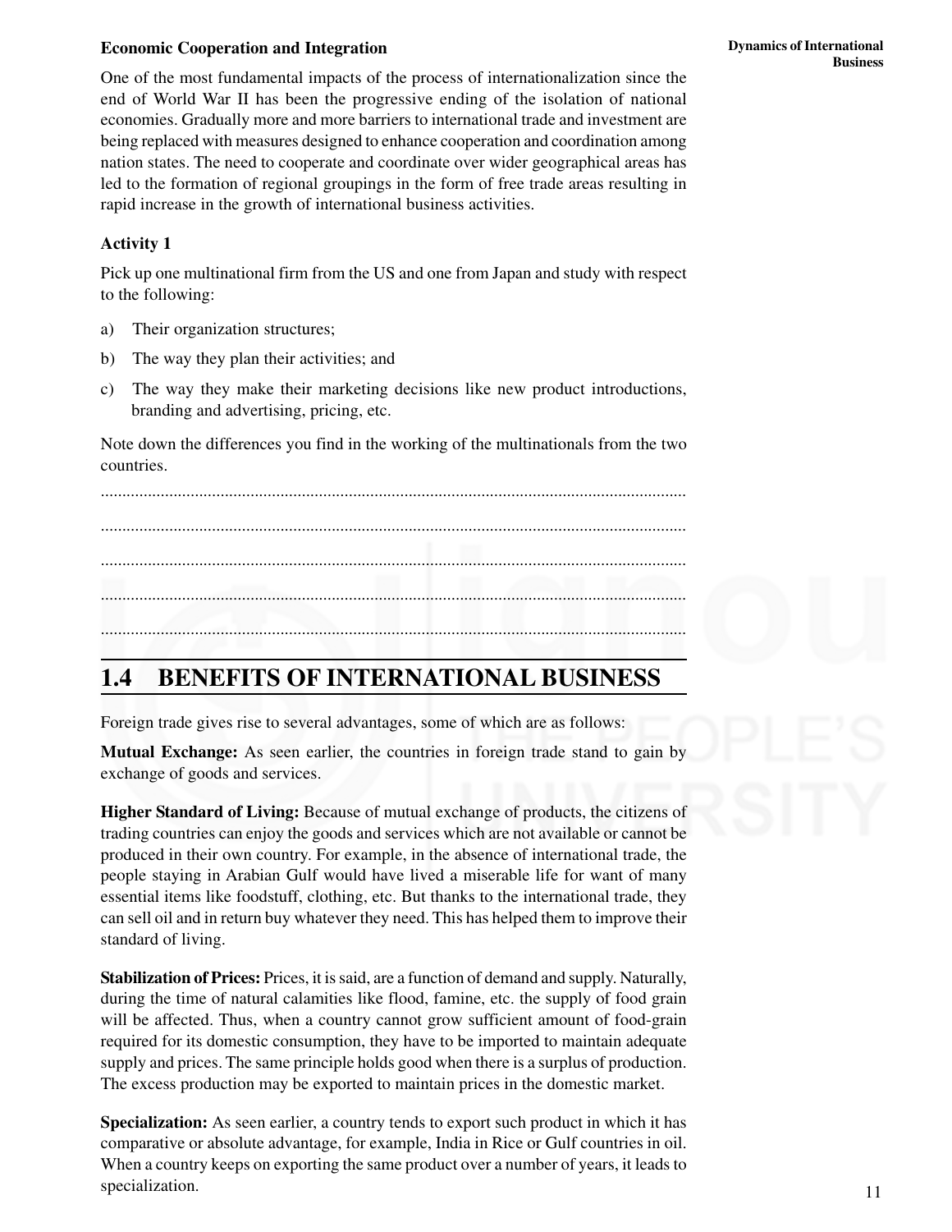**Economic Cooperation and Integration**

One of the most fundamental impacts of the process of internationalization since the end of World War II has been the progressive ending of the isolation of national economies. Gradually more and more barriers to international trade and investment are being replaced with measures designed to enhance cooperation and coordination among nation states. The need to cooperate and coordinate over wider geographical areas has led to the formation of regional groupings in the form of free trade areas resulting in rapid increase in the growth of international business activities.

### Activity 1

Pick up one multinational firm from the US and one from Japan and study with respect to the following:

a) Their organization structures;

b) The way they plan their activities; and

c) The way they make their marketing decisions like new product introductions, branding and advertising, pricing, etc.

Note down the differences you find in the working of the multinationals from the two countries.

..........................................................................................................................................

..........................................................................................................................................

..........................................................................................................................................

..........................................................................................................................................

..........................................................................................................................................

## 1.4 BENEFITS OF INTERNATIONAL BUSINESS

Foreign trade gives rise to several advantages, some of which are as follows:

**Mutual Exchange:** As seen earlier, the countries in foreign trade stand to gain by exchange of goods and services.

**Higher Standard of Living:** Because of mutual exchange of products, the citizens of trading countries can enjoy the goods and services which are not available or cannot be produced in their own country. For example, in the absence of international trade, the people staying in Arabian Gulf would have lived a miserable life for want of many essential items like foodstuff, clothing, etc. But thanks to the international trade, they can sell oil and in return buy whatever they need. This has helped them to improve their standard of living.

**Stabilization of Prices:** Prices, it is said, are a function of demand and supply. Naturally, during the time of natural calamities like flood, famine, etc. the supply of food grain will be affected. Thus, when a country cannot grow sufficient amount of food-grain required for its domestic consumption, they have to be imported to maintain adequate supply and prices. The same principle holds good when there is a surplus of production. The excess production may be exported to maintain prices in the domestic market.

**Specialization:** As seen earlier, a country tends to export such product in which it has comparative or absolute advantage, for example, India in Rice or Gulf countries in oil. When a country keeps on exporting the same product over a number of years, it leads to specialization.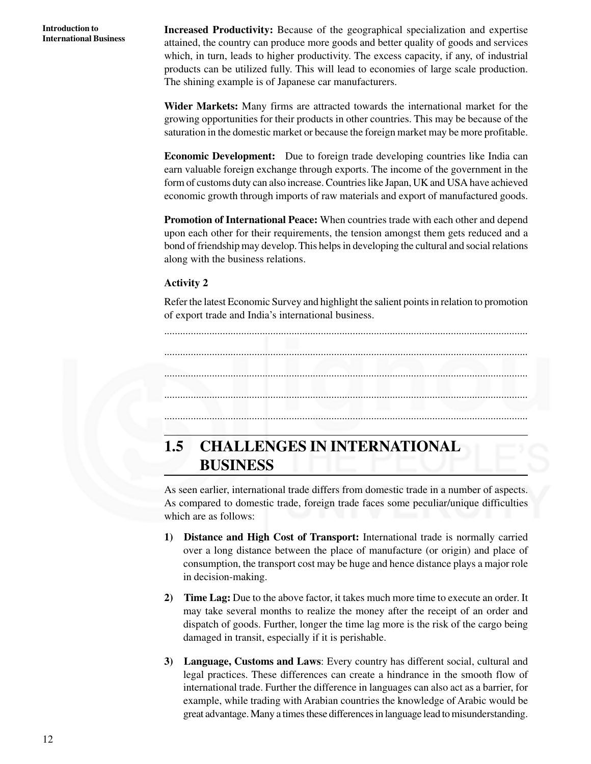**Increased Productivity:** Because of the geographical specialization and expertise attained, the country can produce more goods and better quality of goods and services which, in turn, leads to higher productivity. The excess capacity, if any, of industrial products can be utilized fully. This will lead to economies of large scale production. The shining example is of Japanese car manufacturers.

**Wider Markets:** Many firms are attracted towards the international market for the growing opportunities for their products in other countries. This may be because of the saturation in the domestic market or because the foreign market may be more profitable.

**Economic Development:** Due to foreign trade developing countries like India can earn valuable foreign exchange through exports. The income of the government in the form of customs duty can also increase. Countries like Japan, UK and USA have achieved economic growth through imports of raw materials and export of manufactured goods.

**Promotion of International Peace:** When countries trade with each other and depend upon each other for their requirements, the tension amongst them gets reduced and a bond of friendship may develop. This helps in developing the cultural and social relations along with the business relations.

**Activity 2**

Refer the latest Economic Survey and highlight the salient points in relation to promotion of export trade and India's international business.

.......................................................................................................................................

.......................................................................................................................................

.......................................................................................................................................

.......................................................................................................................................

.......................................................................................................................................

## 1.5 CHALLENGES IN INTERNATIONAL BUSINESS

As seen earlier, international trade differs from domestic trade in a number of aspects. As compared to domestic trade, foreign trade faces some peculiar/unique difficulties which are as follows:

1) **Distance and High Cost of Transport:** International trade is normally carried over a long distance between the place of manufacture (or origin) and place of consumption, the transport cost may be huge and hence distance plays a major role in decision-making.

2) **Time Lag:** Due to the above factor, it takes much more time to execute an order. It may take several months to realize the money after the receipt of an order and dispatch of goods. Further, longer the time lag more is the risk of the cargo being damaged in transit, especially if it is perishable.

3) **Language, Customs and Laws**: Every country has different social, cultural and legal practices. These differences can create a hindrance in the smooth flow of international trade. Further the difference in languages can also act as a barrier, for example, while trading with Arabian countries the knowledge of Arabic would be great advantage. Many a times these differences in language lead to misunderstanding.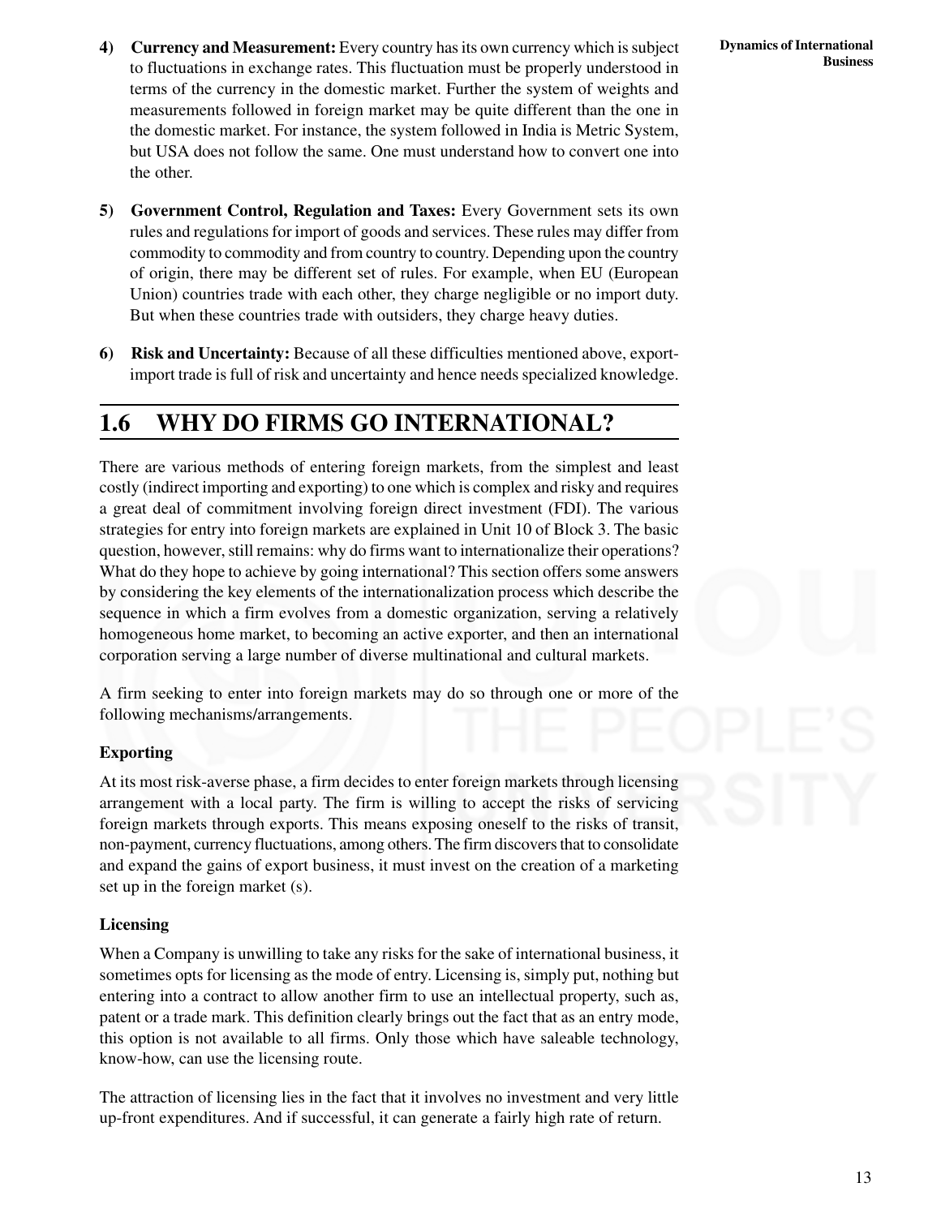4) **Currency and Measurement:** Every country has its own currency which is subject to fluctuations in exchange rates. This fluctuation must be properly understood in terms of the currency in the domestic market. Further the system of weights and measurements followed in foreign market may be quite different than the one in the domestic market. For instance, the system followed in India is Metric System, but USA does not follow the same. One must understand how to convert one into the other.

5) **Government Control, Regulation and Taxes:** Every Government sets its own rules and regulations for import of goods and services. These rules may differ from commodity to commodity and from country to country. Depending upon the country of origin, there may be different set of rules. For example, when EU (European Union) countries trade with each other, they charge negligible or no import duty. But when these countries trade with outsiders, they charge heavy duties.

6) **Risk and Uncertainty:** Because of all these difficulties mentioned above, export-import trade is full of risk and uncertainty and hence needs specialized knowledge.

## 1.6 WHY DO FIRMS GO INTERNATIONAL?

There are various methods of entering foreign markets, from the simplest and least costly (indirect importing and exporting) to one which is complex and risky and requires a great deal of commitment involving foreign direct investment (FDI). The various strategies for entry into foreign markets are explained in Unit 10 of Block 3. The basic question, however, still remains: why do firms want to internationalize their operations? What do they hope to achieve by going international? This section offers some answers by considering the key elements of the internationalization process which describe the sequence in which a firm evolves from a domestic organization, serving a relatively homogeneous home market, to becoming an active exporter, and then an international corporation serving a large number of diverse multinational and cultural markets.

A firm seeking to enter into foreign markets may do so through one or more of the following mechanisms/arrangements.

### Exporting

At its most risk-averse phase, a firm decides to enter foreign markets through licensing arrangement with a local party. The firm is willing to accept the risks of servicing foreign markets through exports. This means exposing oneself to the risks of transit, non-payment, currency fluctuations, among others. The firm discovers that to consolidate and expand the gains of export business, it must invest on the creation of a marketing set up in the foreign market (s).

### Licensing

When a Company is unwilling to take any risks for the sake of international business, it sometimes opts for licensing as the mode of entry. Licensing is, simply put, nothing but entering into a contract to allow another firm to use an intellectual property, such as, patent or a trade mark. This definition clearly brings out the fact that as an entry mode, this option is not available to all firms. Only those which have saleable technology, know-how, can use the licensing route.

The attraction of licensing lies in the fact that it involves no investment and very little up-front expenditures. And if successful, it can generate a fairly high rate of return.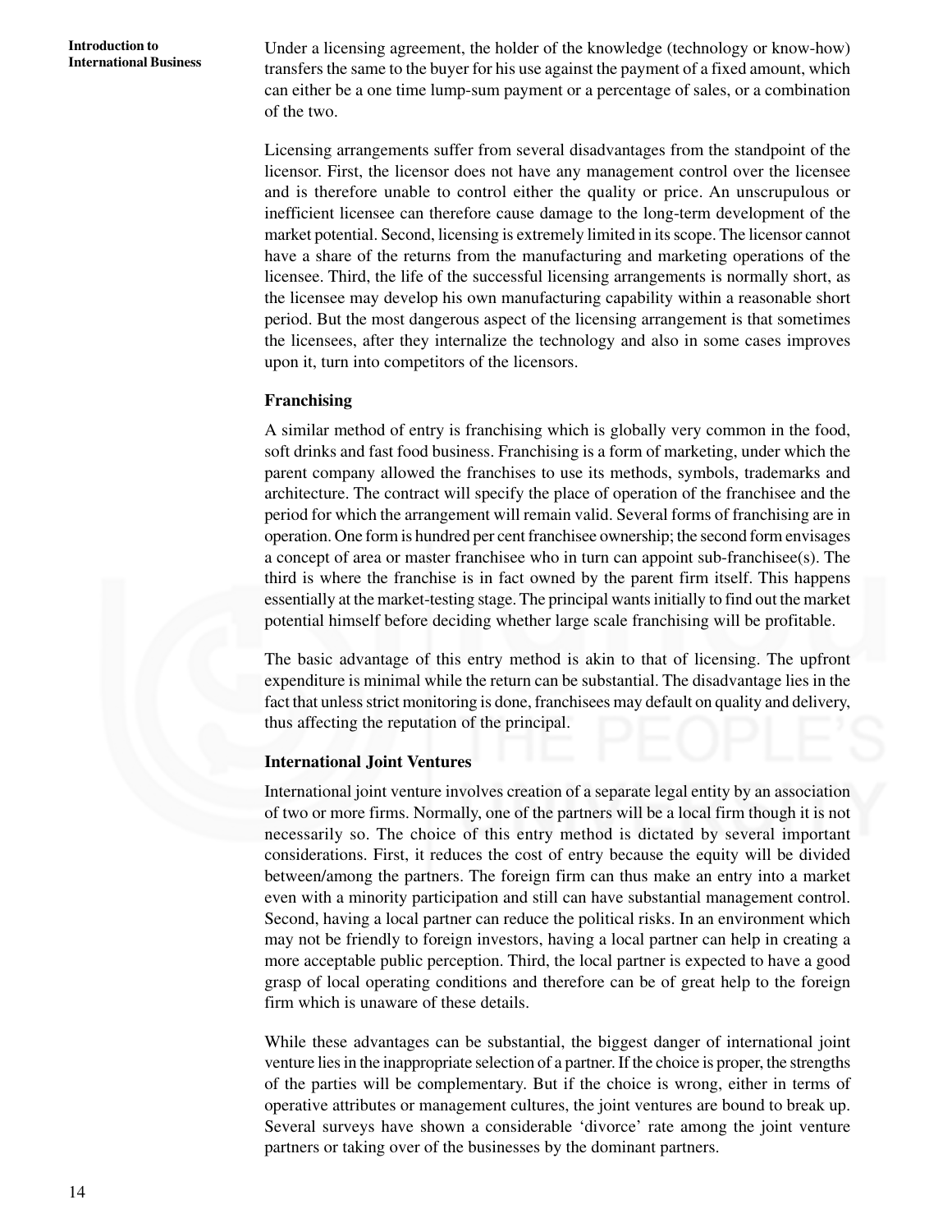Under a licensing agreement, the holder of the knowledge (technology or know-how) transfers the same to the buyer for his use against the payment of a fixed amount, which can either be a one time lump-sum payment or a percentage of sales, or a combination of the two.

Licensing arrangements suffer from several disadvantages from the standpoint of the licensor. First, the licensor does not have any management control over the licensee and is therefore unable to control either the quality or price. An unscrupulous or inefficient licensee can therefore cause damage to the long-term development of the market potential. Second, licensing is extremely limited in its scope. The licensor cannot have a share of the returns from the manufacturing and marketing operations of the licensee. Third, the life of the successful licensing arrangements is normally short, as the licensee may develop his own manufacturing capability within a reasonable short period. But the most dangerous aspect of the licensing arrangement is that sometimes the licensees, after they internalize the technology and also in some cases improves upon it, turn into competitors of the licensors.

**Franchising**

A similar method of entry is franchising which is globally very common in the food, soft drinks and fast food business. Franchising is a form of marketing, under which the parent company allowed the franchises to use its methods, symbols, trademarks and architecture. The contract will specify the place of operation of the franchisee and the period for which the arrangement will remain valid. Several forms of franchising are in operation. One form is hundred per cent franchisee ownership; the second form envisages a concept of area or master franchisee who in turn can appoint sub-franchisee(s). The third is where the franchise is in fact owned by the parent firm itself. This happens essentially at the market-testing stage. The principal wants initially to find out the market potential himself before deciding whether large scale franchising will be profitable.

The basic advantage of this entry method is akin to that of licensing. The upfront expenditure is minimal while the return can be substantial. The disadvantage lies in the fact that unless strict monitoring is done, franchisees may default on quality and delivery, thus affecting the reputation of the principal.

**International Joint Ventures**

International joint venture involves creation of a separate legal entity by an association of two or more firms. Normally, one of the partners will be a local firm though it is not necessarily so. The choice of this entry method is dictated by several important considerations. First, it reduces the cost of entry because the equity will be divided between/among the partners. The foreign firm can thus make an entry into a market even with a minority participation and still can have substantial management control. Second, having a local partner can reduce the political risks. In an environment which may not be friendly to foreign investors, having a local partner can help in creating a more acceptable public perception. Third, the local partner is expected to have a good grasp of local operating conditions and therefore can be of great help to the foreign firm which is unaware of these details.

While these advantages can be substantial, the biggest danger of international joint venture lies in the inappropriate selection of a partner. If the choice is proper, the strengths of the parties will be complementary. But if the choice is wrong, either in terms of operative attributes or management cultures, the joint ventures are bound to break up. Several surveys have shown a considerable 'divorce' rate among the joint venture partners or taking over of the businesses by the dominant partners.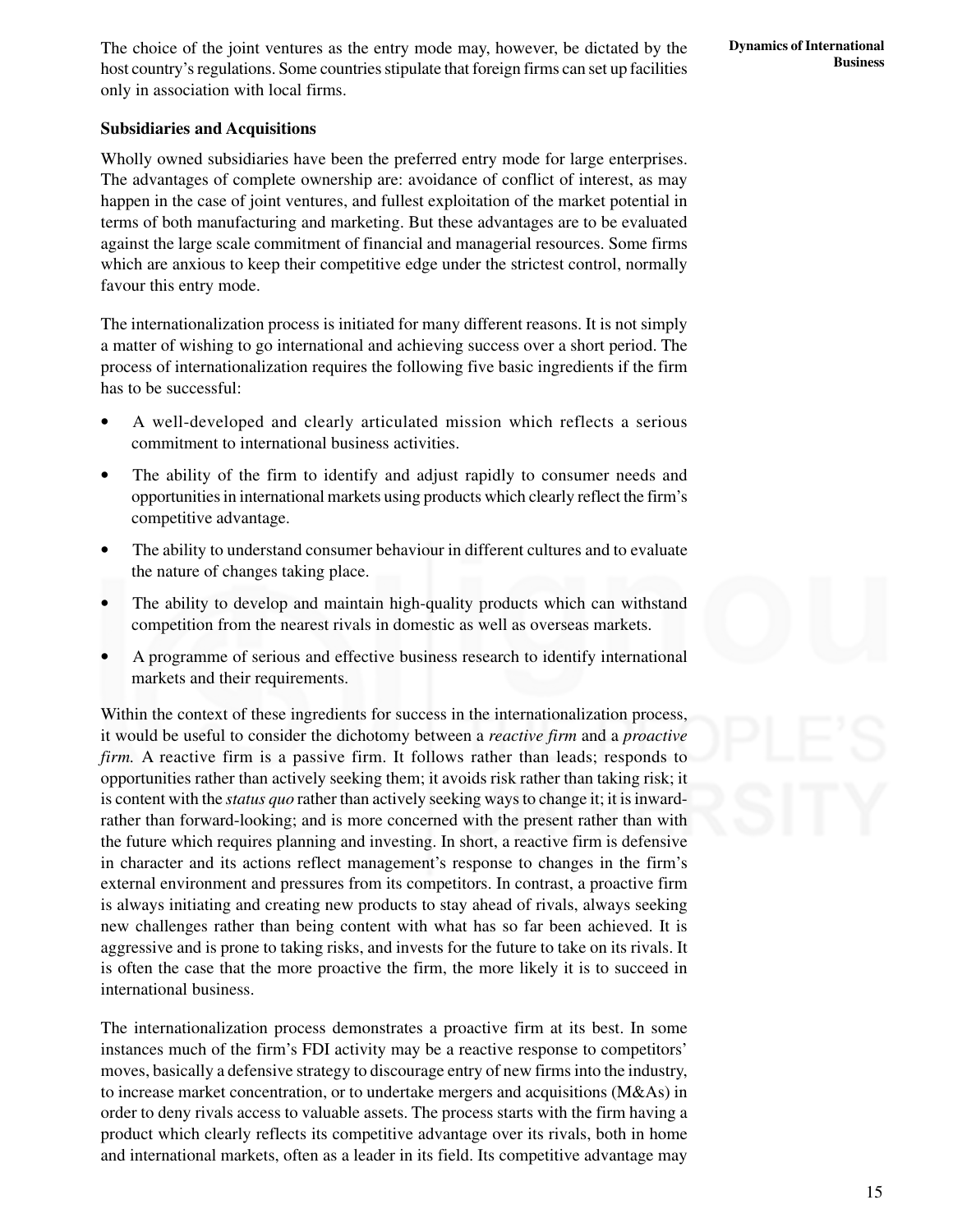The choice of the joint ventures as the entry mode may, however, be dictated by the host country's regulations. Some countries stipulate that foreign firms can set up facilities only in association with local firms.

### Subsidiaries and Acquisitions

Wholly owned subsidiaries have been the preferred entry mode for large enterprises. The advantages of complete ownership are: avoidance of conflict of interest, as may happen in the case of joint ventures, and fullest exploitation of the market potential in terms of both manufacturing and marketing. But these advantages are to be evaluated against the large scale commitment of financial and managerial resources. Some firms which are anxious to keep their competitive edge under the strictest control, normally favour this entry mode.

The internationalization process is initiated for many different reasons. It is not simply a matter of wishing to go international and achieving success over a short period. The process of internationalization requires the following five basic ingredients if the firm has to be successful:

- A well-developed and clearly articulated mission which reflects a serious commitment to international business activities.
- The ability of the firm to identify and adjust rapidly to consumer needs and opportunities in international markets using products which clearly reflect the firm's competitive advantage.
- The ability to understand consumer behaviour in different cultures and to evaluate the nature of changes taking place.
- The ability to develop and maintain high-quality products which can withstand competition from the nearest rivals in domestic as well as overseas markets.
- A programme of serious and effective business research to identify international markets and their requirements.

Within the context of these ingredients for success in the internationalization process, it would be useful to consider the dichotomy between a *reactive firm* and a *proactive firm.* A reactive firm is a passive firm. It follows rather than leads; responds to opportunities rather than actively seeking them; it avoids risk rather than taking risk; it is content with the *status quo* rather than actively seeking ways to change it; it is inward- rather than forward-looking; and is more concerned with the present rather than with the future which requires planning and investing. In short, a reactive firm is defensive in character and its actions reflect management's response to changes in the firm's external environment and pressures from its competitors. In contrast, a proactive firm is always initiating and creating new products to stay ahead of rivals, always seeking new challenges rather than being content with what has so far been achieved. It is aggressive and is prone to taking risks, and invests for the future to take on its rivals. It is often the case that the more proactive the firm, the more likely it is to succeed in international business.

The internationalization process demonstrates a proactive firm at its best. In some instances much of the firm's FDI activity may be a reactive response to competitors' moves, basically a defensive strategy to discourage entry of new firms into the industry, to increase market concentration, or to undertake mergers and acquisitions (M&As) in order to deny rivals access to valuable assets. The process starts with the firm having a product which clearly reflects its competitive advantage over its rivals, both in home and international markets, often as a leader in its field. Its competitive advantage may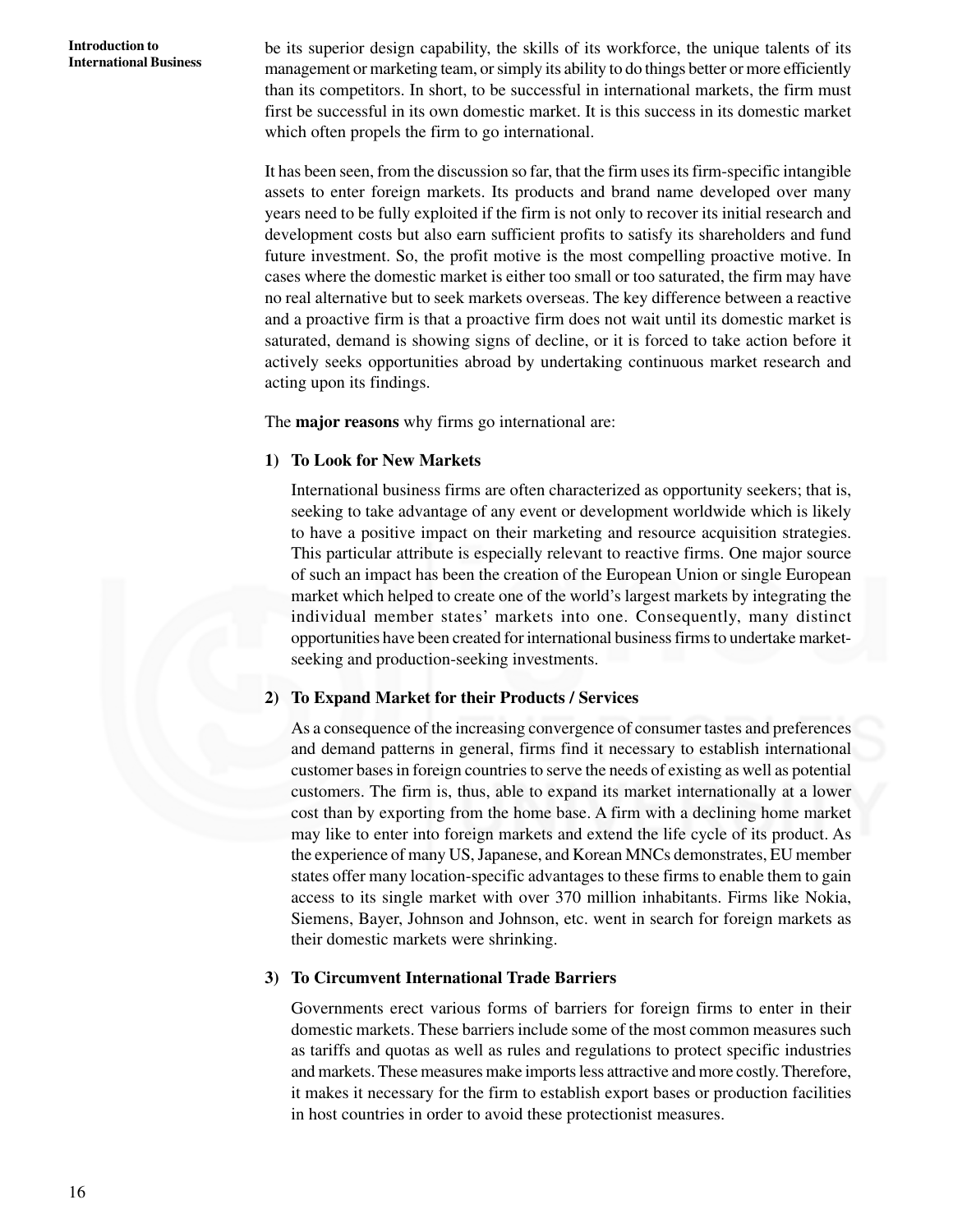be its superior design capability, the skills of its workforce, the unique talents of its management or marketing team, or simply its ability to do things better or more efficiently than its competitors. In short, to be successful in international markets, the firm must first be successful in its own domestic market. It is this success in its domestic market which often propels the firm to go international.

It has been seen, from the discussion so far, that the firm uses its firm-specific intangible assets to enter foreign markets. Its products and brand name developed over many years need to be fully exploited if the firm is not only to recover its initial research and development costs but also earn sufficient profits to satisfy its shareholders and fund future investment. So, the profit motive is the most compelling proactive motive. In cases where the domestic market is either too small or too saturated, the firm may have no real alternative but to seek markets overseas. The key difference between a reactive and a proactive firm is that a proactive firm does not wait until its domestic market is saturated, demand is showing signs of decline, or it is forced to take action before it actively seeks opportunities abroad by undertaking continuous market research and acting upon its findings.

The **major reasons** why firms go international are:

**1) To Look for New Markets**

International business firms are often characterized as opportunity seekers; that is, seeking to take advantage of any event or development worldwide which is likely to have a positive impact on their marketing and resource acquisition strategies. This particular attribute is especially relevant to reactive firms. One major source of such an impact has been the creation of the European Union or single European market which helped to create one of the world's largest markets by integrating the individual member states' markets into one. Consequently, many distinct opportunities have been created for international business firms to undertake market-seeking and production-seeking investments.

**2) To Expand Market for their Products / Services**

As a consequence of the increasing convergence of consumer tastes and preferences and demand patterns in general, firms find it necessary to establish international customer bases in foreign countries to serve the needs of existing as well as potential customers. The firm is, thus, able to expand its market internationally at a lower cost than by exporting from the home base. A firm with a declining home market may like to enter into foreign markets and extend the life cycle of its product. As the experience of many US, Japanese, and Korean MNCs demonstrates, EU member states offer many location-specific advantages to these firms to enable them to gain access to its single market with over 370 million inhabitants. Firms like Nokia, Siemens, Bayer, Johnson and Johnson, etc. went in search for foreign markets as their domestic markets were shrinking.

**3) To Circumvent International Trade Barriers**

Governments erect various forms of barriers for foreign firms to enter in their domestic markets. These barriers include some of the most common measures such as tariffs and quotas as well as rules and regulations to protect specific industries and markets. These measures make imports less attractive and more costly. Therefore, it makes it necessary for the firm to establish export bases or production facilities in host countries in order to avoid these protectionist measures.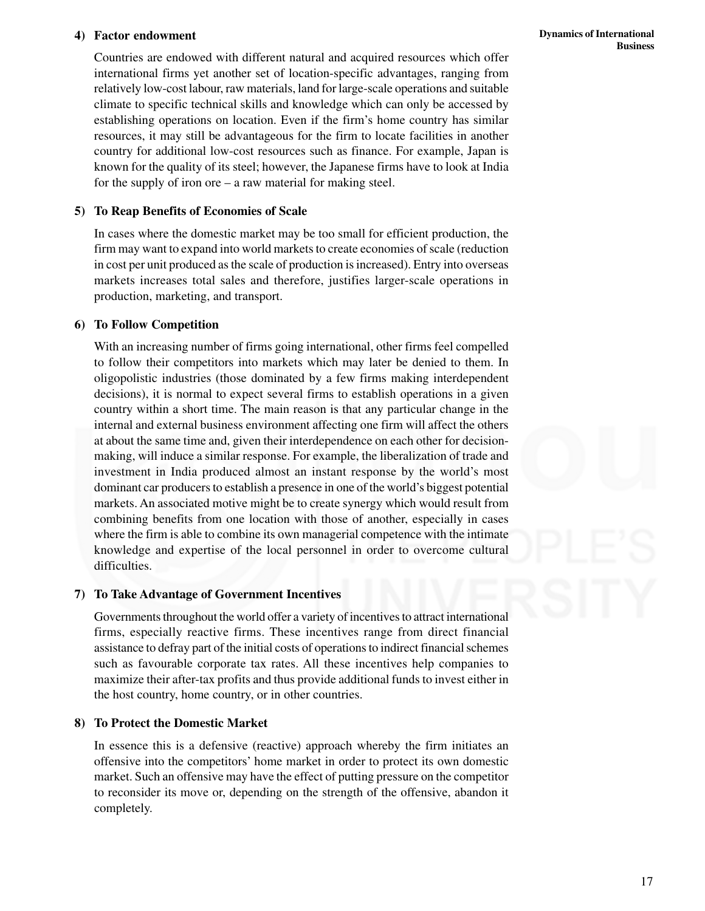#### 4) Factor endowment

Countries are endowed with different natural and acquired resources which offer international firms yet another set of location-specific advantages, ranging from relatively low-cost labour, raw materials, land for large-scale operations and suitable climate to specific technical skills and knowledge which can only be accessed by establishing operations on location. Even if the firm's home country has similar resources, it may still be advantageous for the firm to locate facilities in another country for additional low-cost resources such as finance. For example, Japan is known for the quality of its steel; however, the Japanese firms have to look at India for the supply of iron ore – a raw material for making steel.

#### 5) To Reap Benefits of Economies of Scale

In cases where the domestic market may be too small for efficient production, the firm may want to expand into world markets to create economies of scale (reduction in cost per unit produced as the scale of production is increased). Entry into overseas markets increases total sales and therefore, justifies larger-scale operations in production, marketing, and transport.

#### 6) To Follow Competition

With an increasing number of firms going international, other firms feel compelled to follow their competitors into markets which may later be denied to them. In oligopolistic industries (those dominated by a few firms making interdependent decisions), it is normal to expect several firms to establish operations in a given country within a short time. The main reason is that any particular change in the internal and external business environment affecting one firm will affect the others at about the same time and, given their interdependence on each other for decision-making, will induce a similar response. For example, the liberalization of trade and investment in India produced almost an instant response by the world's most dominant car producers to establish a presence in one of the world's biggest potential markets. An associated motive might be to create synergy which would result from combining benefits from one location with those of another, especially in cases where the firm is able to combine its own managerial competence with the intimate knowledge and expertise of the local personnel in order to overcome cultural difficulties.

#### 7) To Take Advantage of Government Incentives

Governments throughout the world offer a variety of incentives to attract international firms, especially reactive firms. These incentives range from direct financial assistance to defray part of the initial costs of operations to indirect financial schemes such as favourable corporate tax rates. All these incentives help companies to maximize their after-tax profits and thus provide additional funds to invest either in the host country, home country, or in other countries.

#### 8) To Protect the Domestic Market

In essence this is a defensive (reactive) approach whereby the firm initiates an offensive into the competitors' home market in order to protect its own domestic market. Such an offensive may have the effect of putting pressure on the competitor to reconsider its move or, depending on the strength of the offensive, abandon it completely.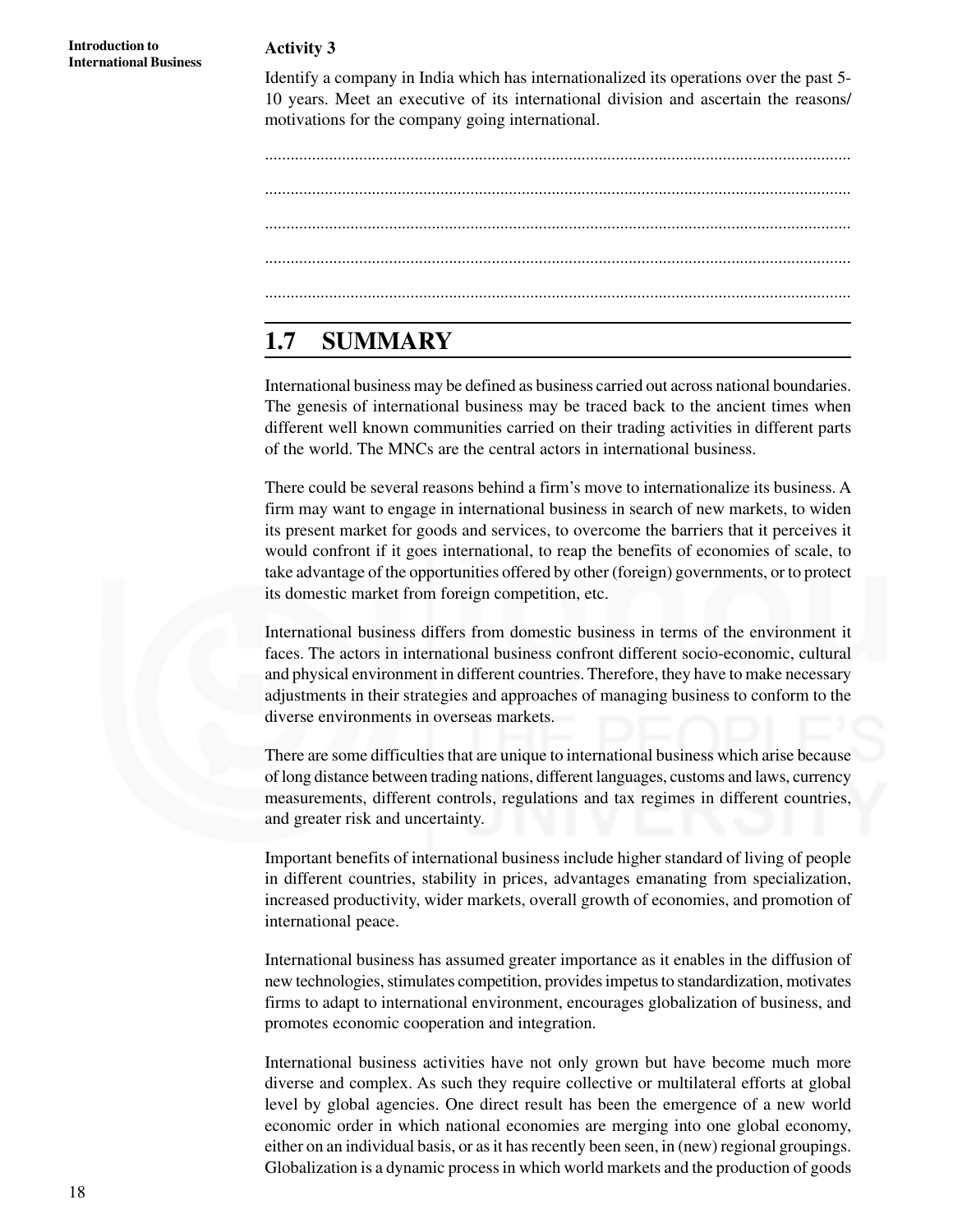**Activity 3**

Identify a company in India which has internationalized its operations over the past 5-10 years. Meet an executive of its international division and ascertain the reasons/motivations for the company going international.

..........................................................................................................................................

..........................................................................................................................................

..........................................................................................................................................

..........................................................................................................................................

..........................................................................................................................................

## 1.7 SUMMARY

International business may be defined as business carried out across national boundaries. The genesis of international business may be traced back to the ancient times when different well known communities carried on their trading activities in different parts of the world. The MNCs are the central actors in international business.

There could be several reasons behind a firm's move to internationalize its business. A firm may want to engage in international business in search of new markets, to widen its present market for goods and services, to overcome the barriers that it perceives it would confront if it goes international, to reap the benefits of economies of scale, to take advantage of the opportunities offered by other (foreign) governments, or to protect its domestic market from foreign competition, etc.

International business differs from domestic business in terms of the environment it faces. The actors in international business confront different socio-economic, cultural and physical environment in different countries. Therefore, they have to make necessary adjustments in their strategies and approaches of managing business to conform to the diverse environments in overseas markets.

There are some difficulties that are unique to international business which arise because of long distance between trading nations, different languages, customs and laws, currency measurements, different controls, regulations and tax regimes in different countries, and greater risk and uncertainty.

Important benefits of international business include higher standard of living of people in different countries, stability in prices, advantages emanating from specialization, increased productivity, wider markets, overall growth of economies, and promotion of international peace.

International business has assumed greater importance as it enables in the diffusion of new technologies, stimulates competition, provides impetus to standardization, motivates firms to adapt to international environment, encourages globalization of business, and promotes economic cooperation and integration.

International business activities have not only grown but have become much more diverse and complex. As such they require collective or multilateral efforts at global level by global agencies. One direct result has been the emergence of a new world economic order in which national economies are merging into one global economy, either on an individual basis, or as it has recently been seen, in (new) regional groupings. Globalization is a dynamic process in which world markets and the production of goods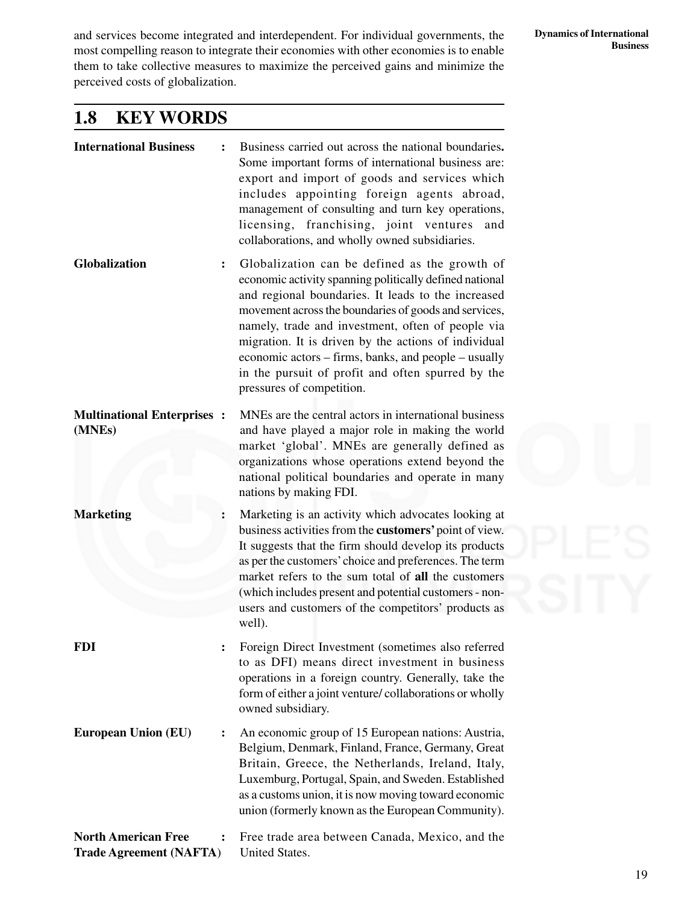and services become integrated and interdependent. For individual governments, the most compelling reason to integrate their economies with other economies is to enable them to take collective measures to maximize the perceived gains and minimize the perceived costs of globalization.

## 1.8 KEY WORDS

**International Business** : Business carried out across the national boundaries**.** Some important forms of international business are: export and import of goods and services which includes appointing foreign agents abroad, management of consulting and turn key operations, licensing, franchising, joint ventures and collaborations, and wholly owned subsidiaries.

**Globalization** : Globalization can be defined as the growth of economic activity spanning politically defined national and regional boundaries. It leads to the increased movement across the boundaries of goods and services, namely, trade and investment, often of people via migration. It is driven by the actions of individual economic actors – firms, banks, and people – usually in the pursuit of profit and often spurred by the pressures of competition.

**Multinational Enterprises (MNEs)** : MNEs are the central actors in international business and have played a major role in making the world market 'global'. MNEs are generally defined as organizations whose operations extend beyond the national political boundaries and operate in many nations by making FDI.

**Marketing** : Marketing is an activity which advocates looking at business activities from the **customers'** point of view. It suggests that the firm should develop its products as per the customers' choice and preferences. The term market refers to the sum total of **all** the customers (which includes present and potential customers - non-users and customers of the competitors' products as well).

**FDI** : Foreign Direct Investment (sometimes also referred to as DFI) means direct investment in business operations in a foreign country. Generally, take the form of either a joint venture/ collaborations or wholly owned subsidiary.

**European Union (EU)** : An economic group of 15 European nations: Austria, Belgium, Denmark, Finland, France, Germany, Great Britain, Greece, the Netherlands, Ireland, Italy, Luxemburg, Portugal, Spain, and Sweden. Established as a customs union, it is now moving toward economic union (formerly known as the European Community).

**North American Free Trade Agreement (NAFTA)** : Free trade area between Canada, Mexico, and the United States.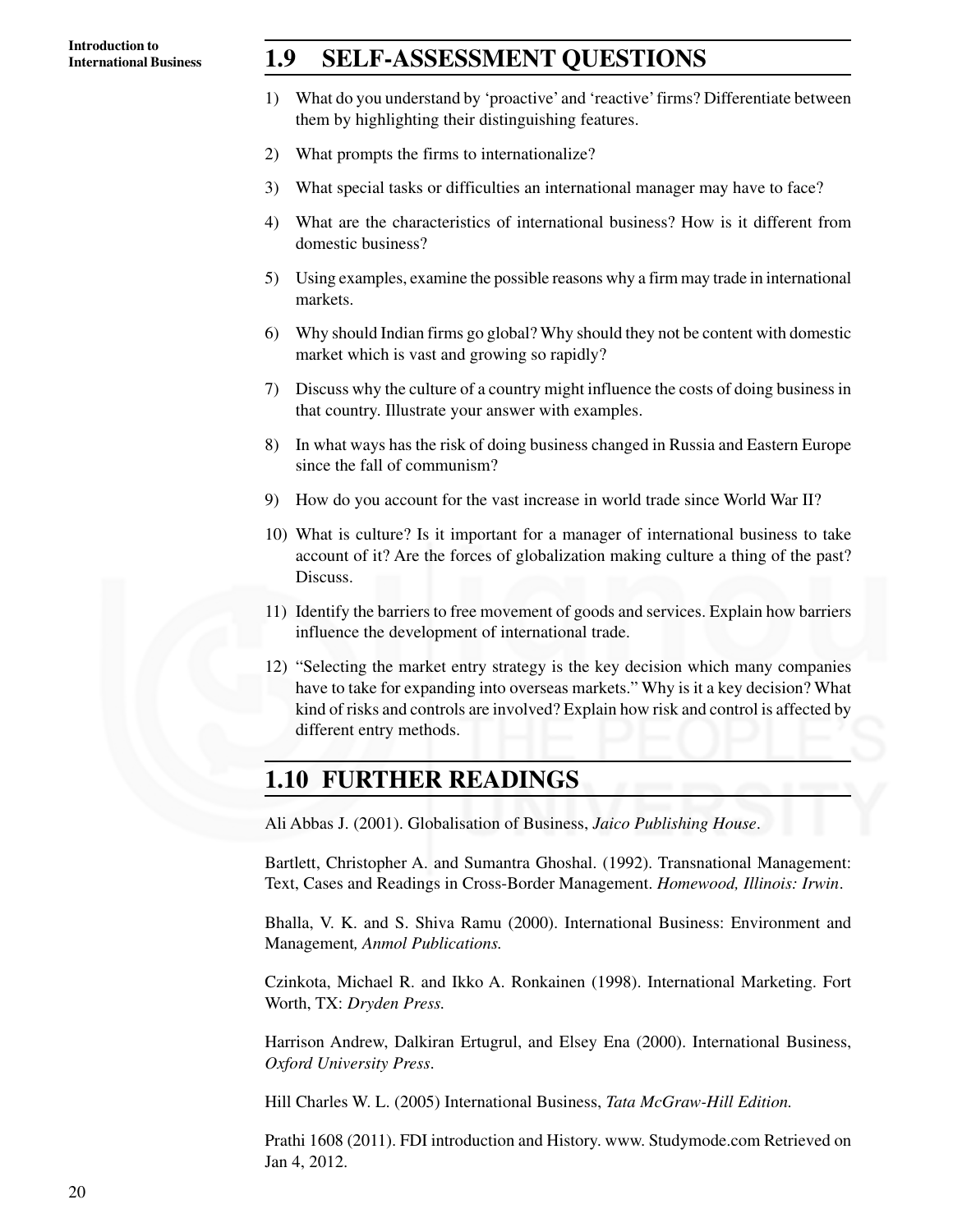## 1.9 SELF-ASSESSMENT QUESTIONS

1) What do you understand by 'proactive' and 'reactive' firms? Differentiate between them by highlighting their distinguishing features.

2) What prompts the firms to internationalize?

3) What special tasks or difficulties an international manager may have to face?

4) What are the characteristics of international business? How is it different from domestic business?

5) Using examples, examine the possible reasons why a firm may trade in international markets.

6) Why should Indian firms go global? Why should they not be content with domestic market which is vast and growing so rapidly?

7) Discuss why the culture of a country might influence the costs of doing business in that country. Illustrate your answer with examples.

8) In what ways has the risk of doing business changed in Russia and Eastern Europe since the fall of communism?

9) How do you account for the vast increase in world trade since World War II?

10) What is culture? Is it important for a manager of international business to take account of it? Are the forces of globalization making culture a thing of the past? Discuss.

11) Identify the barriers to free movement of goods and services. Explain how barriers influence the development of international trade.

12) "Selecting the market entry strategy is the key decision which many companies have to take for expanding into overseas markets." Why is it a key decision? What kind of risks and controls are involved? Explain how risk and control is affected by different entry methods.

## 1.10 FURTHER READINGS

Ali Abbas J. (2001). Globalisation of Business, *Jaico Publishing House*.

Bartlett, Christopher A. and Sumantra Ghoshal. (1992). Transnational Management: Text, Cases and Readings in Cross-Border Management. *Homewood, Illinois: Irwin*.

Bhalla, V. K. and S. Shiva Ramu (2000). International Business: Environment and Management*, Anmol Publications.*

Czinkota, Michael R. and Ikko A. Ronkainen (1998). International Marketing. Fort Worth, TX: *Dryden Press.*

Harrison Andrew, Dalkiran Ertugrul, and Elsey Ena (2000). International Business, *Oxford University Press*.

Hill Charles W. L. (2005) International Business, *Tata McGraw-Hill Edition.*

Prathi 1608 (2011). FDI introduction and History. www. Studymode.com Retrieved on Jan 4, 2012.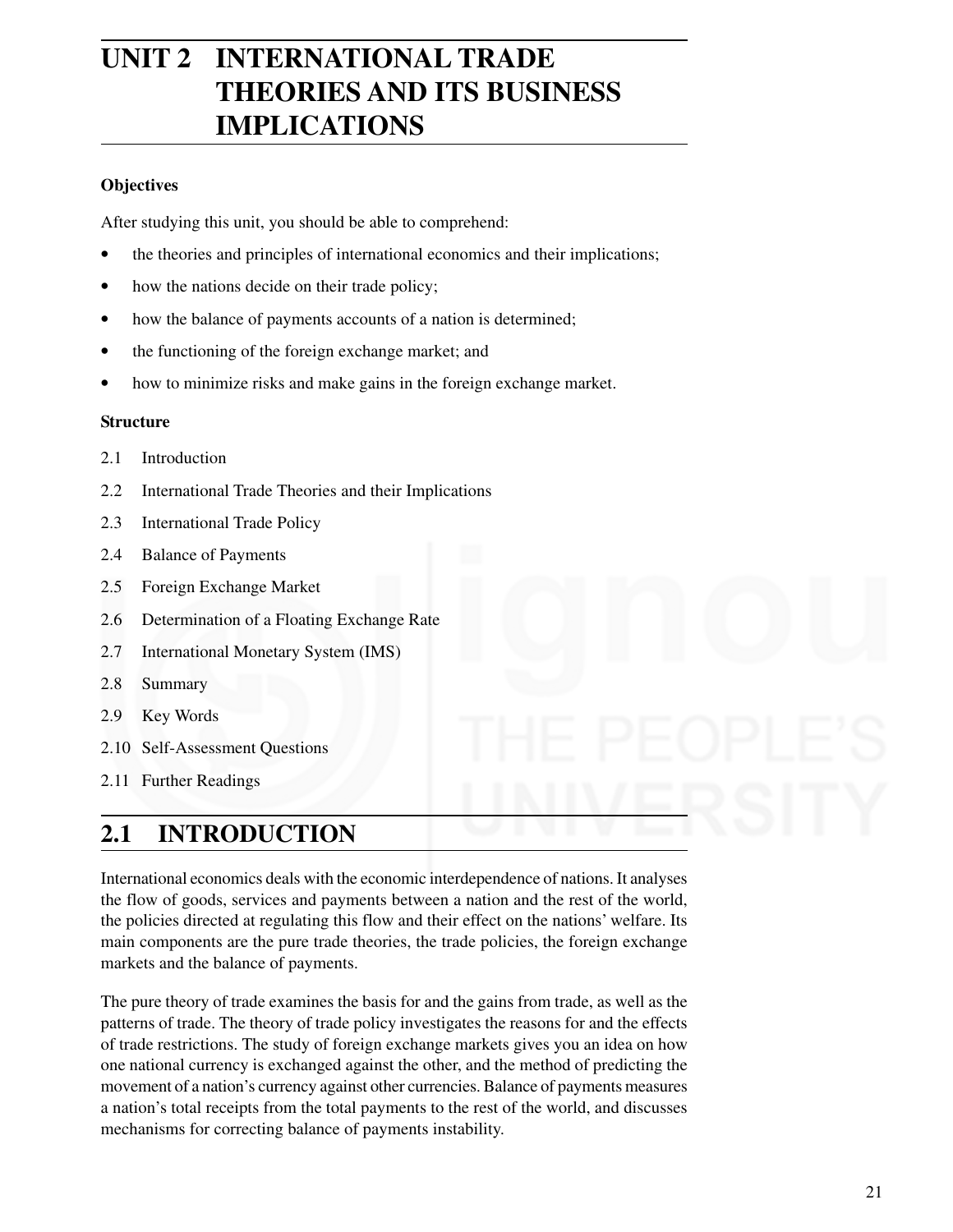# UNIT 2 INTERNATIONAL TRADE THEORIES AND ITS BUSINESS IMPLICATIONS

**Objectives**

After studying this unit, you should be able to comprehend:

- the theories and principles of international economics and their implications;
- how the nations decide on their trade policy;
- how the balance of payments accounts of a nation is determined;
- the functioning of the foreign exchange market; and
- how to minimize risks and make gains in the foreign exchange market.

**Structure**

2.1 Introduction

2.2 International Trade Theories and their Implications

2.3 International Trade Policy

2.4 Balance of Payments

2.5 Foreign Exchange Market

2.6 Determination of a Floating Exchange Rate

2.7 International Monetary System (IMS)

2.8 Summary

2.9 Key Words

2.10 Self-Assessment Questions

2.11 Further Readings

## 2.1 INTRODUCTION

International economics deals with the economic interdependence of nations. It analyses the flow of goods, services and payments between a nation and the rest of the world, the policies directed at regulating this flow and their effect on the nations' welfare. Its main components are the pure trade theories, the trade policies, the foreign exchange markets and the balance of payments.

The pure theory of trade examines the basis for and the gains from trade, as well as the patterns of trade. The theory of trade policy investigates the reasons for and the effects of trade restrictions. The study of foreign exchange markets gives you an idea on how one national currency is exchanged against the other, and the method of predicting the movement of a nation's currency against other currencies. Balance of payments measures a nation's total receipts from the total payments to the rest of the world, and discusses mechanisms for correcting balance of payments instability.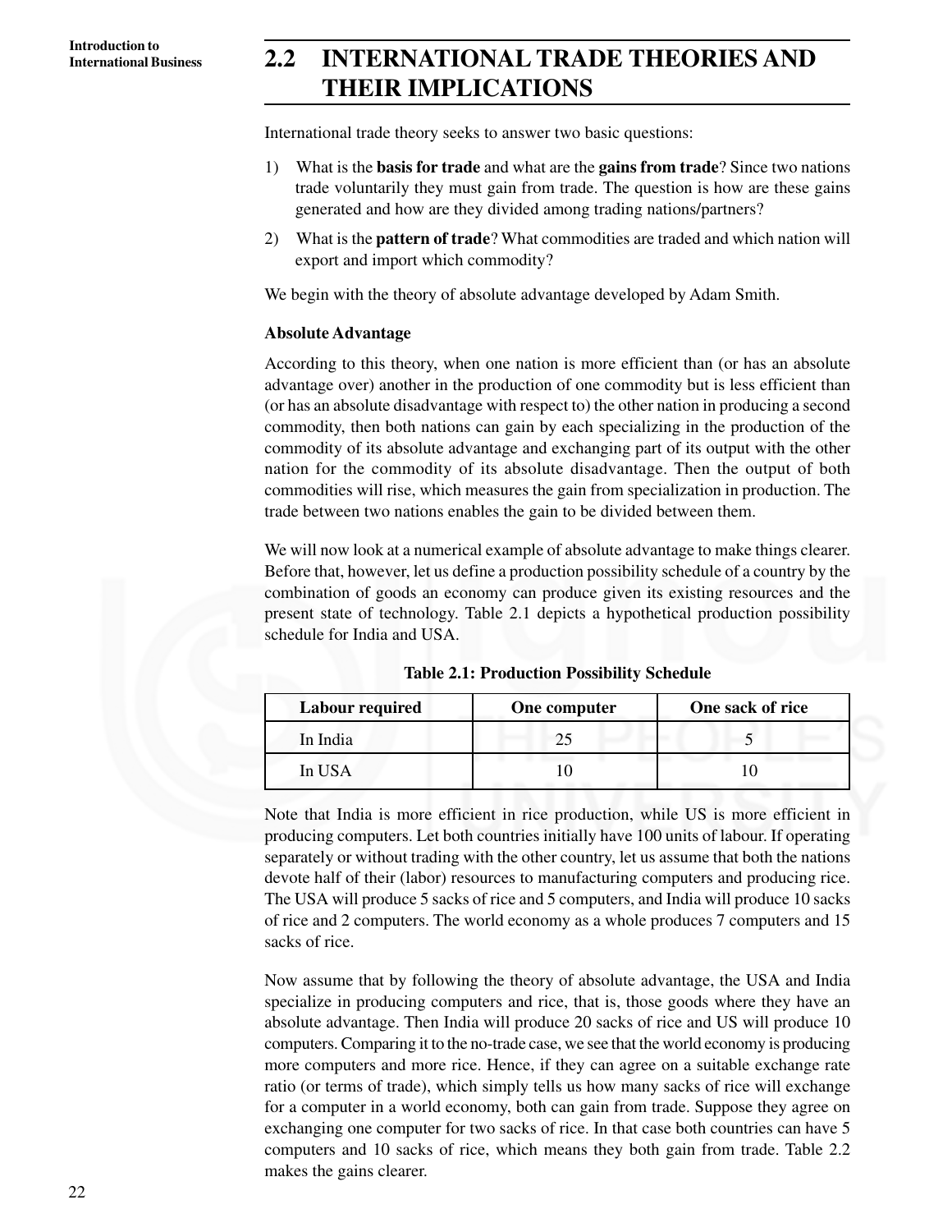## 2.2 INTERNATIONAL TRADE THEORIES AND THEIR IMPLICATIONS

International trade theory seeks to answer two basic questions:

1) What is the **basis for trade** and what are the **gains from trade**? Since two nations trade voluntarily they must gain from trade. The question is how are these gains generated and how are they divided among trading nations/partners?

2) What is the **pattern of trade**? What commodities are traded and which nation will export and import which commodity?

We begin with the theory of absolute advantage developed by Adam Smith.

**Absolute Advantage**

According to this theory, when one nation is more efficient than (or has an absolute advantage over) another in the production of one commodity but is less efficient than (or has an absolute disadvantage with respect to) the other nation in producing a second commodity, then both nations can gain by each specializing in the production of the commodity of its absolute advantage and exchanging part of its output with the other nation for the commodity of its absolute disadvantage. Then the output of both commodities will rise, which measures the gain from specialization in production. The trade between two nations enables the gain to be divided between them.

We will now look at a numerical example of absolute advantage to make things clearer. Before that, however, let us define a production possibility schedule of a country by the combination of goods an economy can produce given its existing resources and the present state of technology. Table 2.1 depicts a hypothetical production possibility schedule for India and USA.

**Table 2.1: Production Possibility Schedule**

| Labour required | One computer | One sack of rice |
|---|---|---|
| In India | 25 | 5 |
| In USA | 10 | 10 |

Note that India is more efficient in rice production, while US is more efficient in producing computers. Let both countries initially have 100 units of labour. If operating separately or without trading with the other country, let us assume that both the nations devote half of their (labor) resources to manufacturing computers and producing rice. The USA will produce 5 sacks of rice and 5 computers, and India will produce 10 sacks of rice and 2 computers. The world economy as a whole produces 7 computers and 15 sacks of rice.

Now assume that by following the theory of absolute advantage, the USA and India specialize in producing computers and rice, that is, those goods where they have an absolute advantage. Then India will produce 20 sacks of rice and US will produce 10 computers. Comparing it to the no-trade case, we see that the world economy is producing more computers and more rice. Hence, if they can agree on a suitable exchange rate ratio (or terms of trade), which simply tells us how many sacks of rice will exchange for a computer in a world economy, both can gain from trade. Suppose they agree on exchanging one computer for two sacks of rice. In that case both countries can have 5 computers and 10 sacks of rice, which means they both gain from trade. Table 2.2 makes the gains clearer.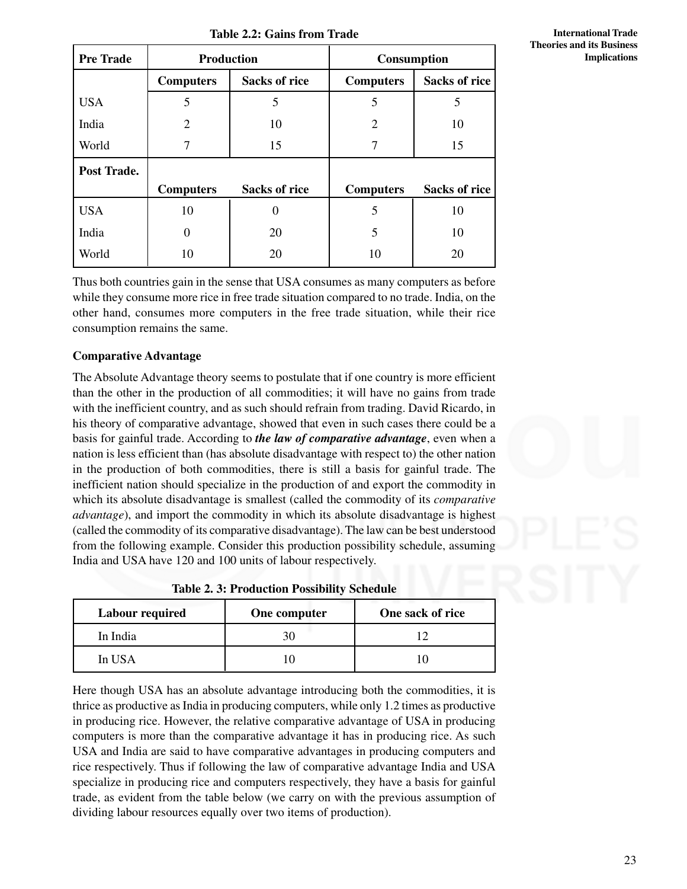**Table 2.2: Gains from Trade**

| Pre Trade | Production | | Consumption | |
|---|---|---|---|---|
| | Computers | Sacks of rice | Computers | Sacks of rice |
| USA | 5 | 5 | 5 | 5 |
| India | 2 | 10 | 2 | 10 |
| World | 7 | 15 | 7 | 15 |
| **Post Trade.** | | | | |
| | Computers | Sacks of rice | Computers | Sacks of rice |
| USA | 10 | 0 | 5 | 10 |
| India | 0 | 20 | 5 | 10 |
| World | 10 | 20 | 10 | 20 |

Thus both countries gain in the sense that USA consumes as many computers as before while they consume more rice in free trade situation compared to no trade. India, on the other hand, consumes more computers in the free trade situation, while their rice consumption remains the same.

**Comparative Advantage**

The Absolute Advantage theory seems to postulate that if one country is more efficient than the other in the production of all commodities; it will have no gains from trade with the inefficient country, and as such should refrain from trading. David Ricardo, in his theory of comparative advantage, showed that even in such cases there could be a basis for gainful trade. According to ***the law of comparative advantage***, even when a nation is less efficient than (has absolute disadvantage with respect to) the other nation in the production of both commodities, there is still a basis for gainful trade. The inefficient nation should specialize in the production of and export the commodity in which its absolute disadvantage is smallest (called the commodity of its *comparative advantage*), and import the commodity in which its absolute disadvantage is highest (called the commodity of its comparative disadvantage). The law can be best understood from the following example. Consider this production possibility schedule, assuming India and USA have 120 and 100 units of labour respectively.

**Table 2. 3: Production Possibility Schedule**

| Labour required | One computer | One sack of rice |
|---|---|---|
| In India | 30 | 12 |
| In USA | 10 | 10 |

Here though USA has an absolute advantage introducing both the commodities, it is thrice as productive as India in producing computers, while only 1.2 times as productive in producing rice. However, the relative comparative advantage of USA in producing computers is more than the comparative advantage it has in producing rice. As such USA and India are said to have comparative advantages in producing computers and rice respectively. Thus if following the law of comparative advantage India and USA specialize in producing rice and computers respectively, they have a basis for gainful trade, as evident from the table below (we carry on with the previous assumption of dividing labour resources equally over two items of production).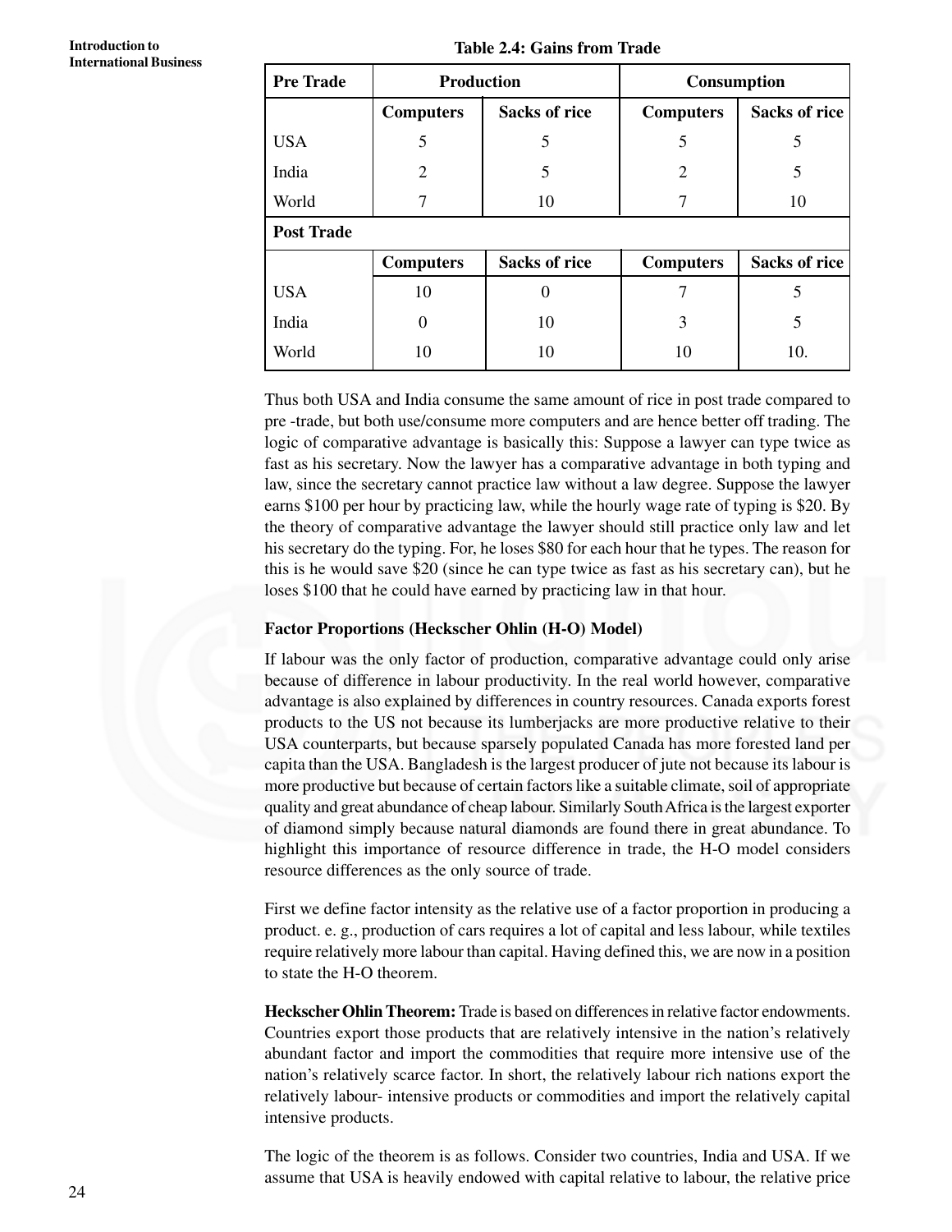**Table 2.4: Gains from Trade**

| Pre Trade | Production | | Consumption | |
|---|---|---|---|---|
| | **Computers** | **Sacks of rice** | **Computers** | **Sacks of rice** |
| USA | 5 | 5 | 5 | 5 |
| India | 2 | 5 | 2 | 5 |
| World | 7 | 10 | 7 | 10 |
| **Post Trade** | | | | |
| | **Computers** | **Sacks of rice** | **Computers** | **Sacks of rice** |
| USA | 10 | 0 | 7 | 5 |
| India | 0 | 10 | 3 | 5 |
| World | 10 | 10 | 10 | 10. |

Thus both USA and India consume the same amount of rice in post trade compared to pre -trade, but both use/consume more computers and are hence better off trading. The logic of comparative advantage is basically this: Suppose a lawyer can type twice as fast as his secretary. Now the lawyer has a comparative advantage in both typing and law, since the secretary cannot practice law without a law degree. Suppose the lawyer earns \$100 per hour by practicing law, while the hourly wage rate of typing is \$20. By the theory of comparative advantage the lawyer should still practice only law and let his secretary do the typing. For, he loses \$80 for each hour that he types. The reason for this is he would save \$20 (since he can type twice as fast as his secretary can), but he loses \$100 that he could have earned by practicing law in that hour.

**Factor Proportions (Heckscher Ohlin (H-O) Model)**

If labour was the only factor of production, comparative advantage could only arise because of difference in labour productivity. In the real world however, comparative advantage is also explained by differences in country resources. Canada exports forest products to the US not because its lumberjacks are more productive relative to their USA counterparts, but because sparsely populated Canada has more forested land per capita than the USA. Bangladesh is the largest producer of jute not because its labour is more productive but because of certain factors like a suitable climate, soil of appropriate quality and great abundance of cheap labour. Similarly South Africa is the largest exporter of diamond simply because natural diamonds are found there in great abundance. To highlight this importance of resource difference in trade, the H-O model considers resource differences as the only source of trade.

First we define factor intensity as the relative use of a factor proportion in producing a product. e. g., production of cars requires a lot of capital and less labour, while textiles require relatively more labour than capital. Having defined this, we are now in a position to state the H-O theorem.

**Heckscher Ohlin Theorem:** Trade is based on differences in relative factor endowments. Countries export those products that are relatively intensive in the nation's relatively abundant factor and import the commodities that require more intensive use of the nation's relatively scarce factor. In short, the relatively labour rich nations export the relatively labour- intensive products or commodities and import the relatively capital intensive products.

The logic of the theorem is as follows. Consider two countries, India and USA. If we assume that USA is heavily endowed with capital relative to labour, the relative price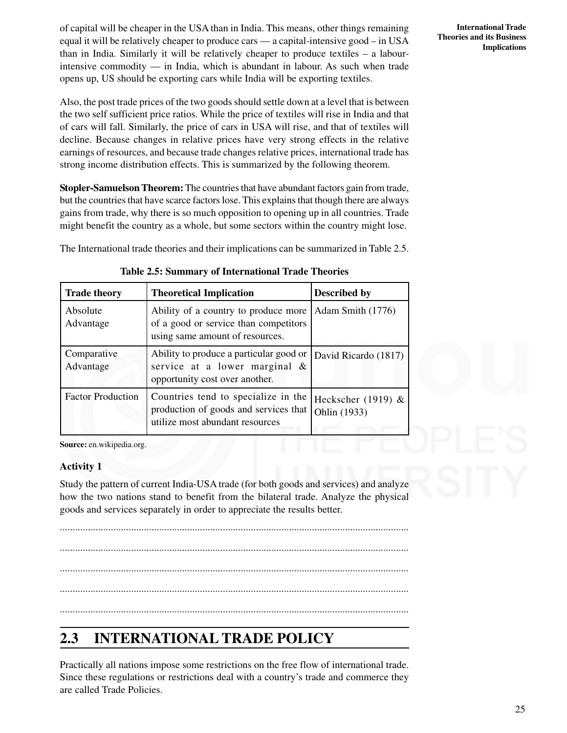of capital will be cheaper in the USA than in India. This means, other things remaining equal it will be relatively cheaper to produce cars — a capital-intensive good – in USA than in India. Similarly it will be relatively cheaper to produce textiles – a labour-intensive commodity — in India, which is abundant in labour. As such when trade opens up, US should be exporting cars while India will be exporting textiles.

Also, the post trade prices of the two goods should settle down at a level that is between the two self sufficient price ratios. While the price of textiles will rise in India and that of cars will fall. Similarly, the price of cars in USA will rise, and that of textiles will decline. Because changes in relative prices have very strong effects in the relative earnings of resources, and because trade changes relative prices, international trade has strong income distribution effects. This is summarized by the following theorem.

**Stopler-Samuelson Theorem:** The countries that have abundant factors gain from trade, but the countries that have scarce factors lose. This explains that though there are always gains from trade, why there is so much opposition to opening up in all countries. Trade might benefit the country as a whole, but some sectors within the country might lose.

The International trade theories and their implications can be summarized in Table 2.5.

**Table 2.5: Summary of International Trade Theories**

| Trade theory | Theoretical Implication | Described by |
|---|---|---|
| Absolute Advantage | Ability of a country to produce more of a good or service than competitors using same amount of resources. | Adam Smith (1776) |
| Comparative Advantage | Ability to produce a particular good or service at a lower marginal & opportunity cost over another. | David Ricardo (1817) |
| Factor Production | Countries tend to specialize in the production of goods and services that utilize most abundant resources | Heckscher (1919) & Ohlin (1933) |

**Source:** en.wikipedia.org.

**Activity 1**

Study the pattern of current India-USA trade (for both goods and services) and analyze how the two nations stand to benefit from the bilateral trade. Analyze the physical goods and services separately in order to appreciate the results better.

.......................................................................................................................................

.......................................................................................................................................

.......................................................................................................................................

.......................................................................................................................................

.......................................................................................................................................

## 2.3 INTERNATIONAL TRADE POLICY

Practically all nations impose some restrictions on the free flow of international trade. Since these regulations or restrictions deal with a country's trade and commerce they are called Trade Policies.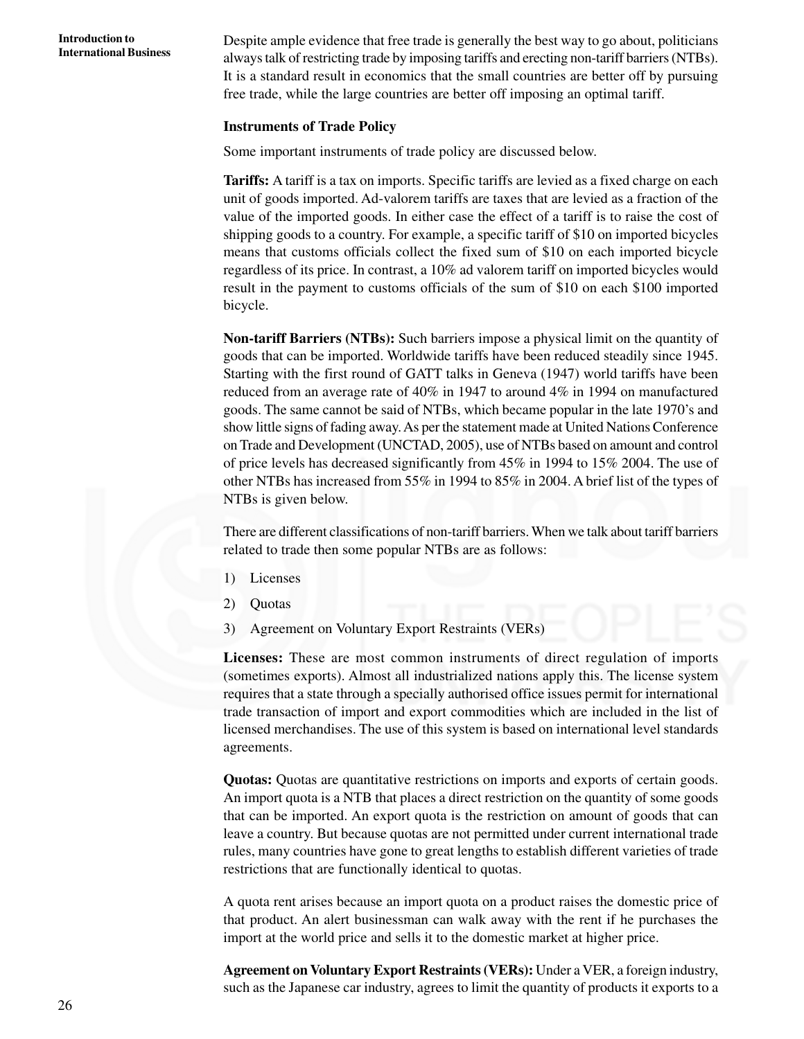Despite ample evidence that free trade is generally the best way to go about, politicians always talk of restricting trade by imposing tariffs and erecting non-tariff barriers (NTBs). It is a standard result in economics that the small countries are better off by pursuing free trade, while the large countries are better off imposing an optimal tariff.

### Instruments of Trade Policy

Some important instruments of trade policy are discussed below.

**Tariffs:** A tariff is a tax on imports. Specific tariffs are levied as a fixed charge on each unit of goods imported. Ad-valorem tariffs are taxes that are levied as a fraction of the value of the imported goods. In either case the effect of a tariff is to raise the cost of shipping goods to a country. For example, a specific tariff of $10 on imported bicycles means that customs officials collect the fixed sum of $10 on each imported bicycle regardless of its price. In contrast, a 10% ad valorem tariff on imported bicycles would result in the payment to customs officials of the sum of $10 on each $100 imported bicycle.

**Non-tariff Barriers (NTBs):** Such barriers impose a physical limit on the quantity of goods that can be imported. Worldwide tariffs have been reduced steadily since 1945. Starting with the first round of GATT talks in Geneva (1947) world tariffs have been reduced from an average rate of 40% in 1947 to around 4% in 1994 on manufactured goods. The same cannot be said of NTBs, which became popular in the late 1970's and show little signs of fading away. As per the statement made at United Nations Conference on Trade and Development (UNCTAD, 2005), use of NTBs based on amount and control of price levels has decreased significantly from 45% in 1994 to 15% 2004. The use of other NTBs has increased from 55% in 1994 to 85% in 2004. A brief list of the types of NTBs is given below.

There are different classifications of non-tariff barriers. When we talk about tariff barriers related to trade then some popular NTBs are as follows:

1) Licenses
2) Quotas
3) Agreement on Voluntary Export Restraints (VERs)

**Licenses:** These are most common instruments of direct regulation of imports (sometimes exports). Almost all industrialized nations apply this. The license system requires that a state through a specially authorised office issues permit for international trade transaction of import and export commodities which are included in the list of licensed merchandises. The use of this system is based on international level standards agreements.

**Quotas:** Quotas are quantitative restrictions on imports and exports of certain goods. An import quota is a NTB that places a direct restriction on the quantity of some goods that can be imported. An export quota is the restriction on amount of goods that can leave a country. But because quotas are not permitted under current international trade rules, many countries have gone to great lengths to establish different varieties of trade restrictions that are functionally identical to quotas.

A quota rent arises because an import quota on a product raises the domestic price of that product. An alert businessman can walk away with the rent if he purchases the import at the world price and sells it to the domestic market at higher price.

**Agreement on Voluntary Export Restraints (VERs):** Under a VER, a foreign industry, such as the Japanese car industry, agrees to limit the quantity of products it exports to a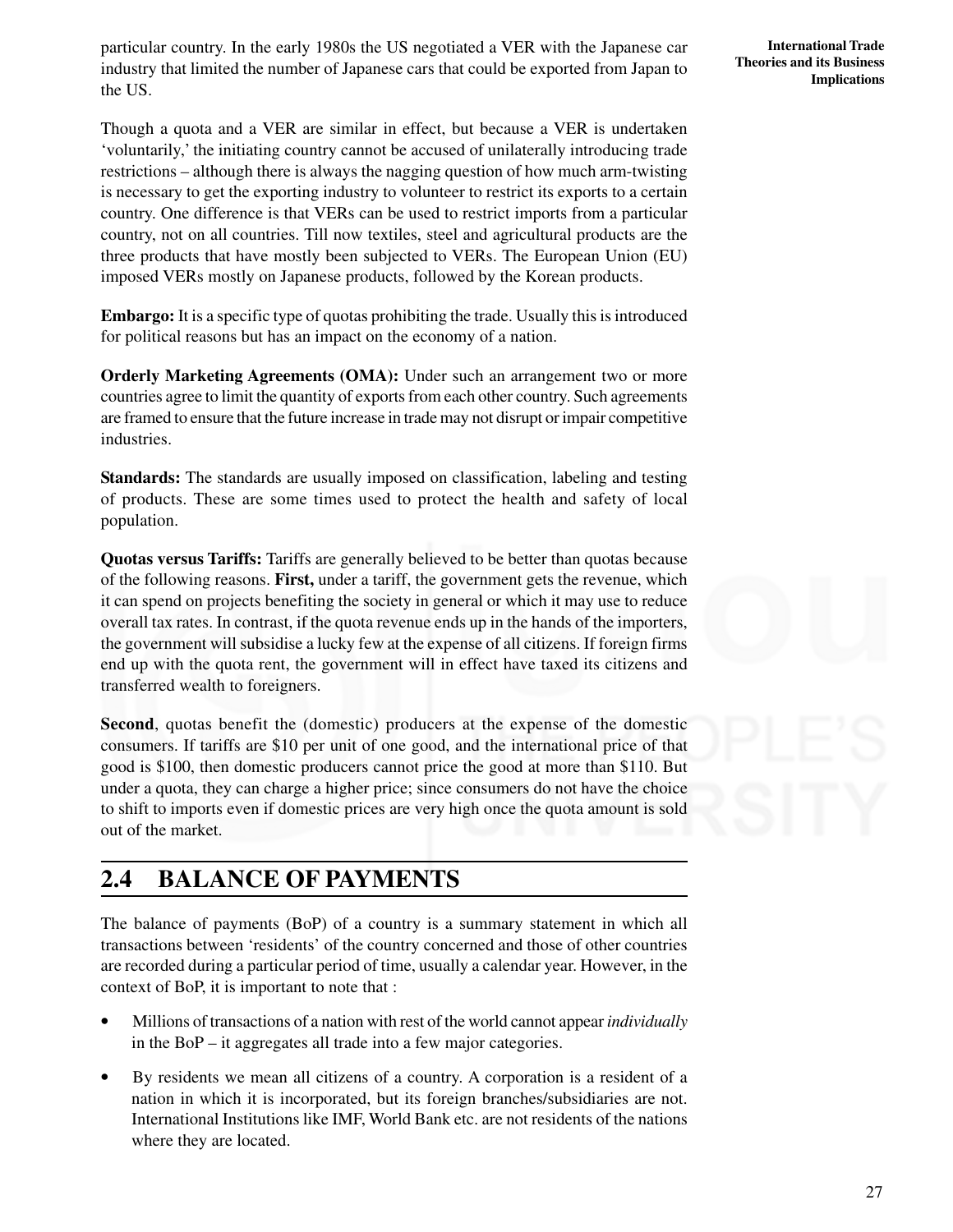particular country. In the early 1980s the US negotiated a VER with the Japanese car industry that limited the number of Japanese cars that could be exported from Japan to the US.

Though a quota and a VER are similar in effect, but because a VER is undertaken 'voluntarily,' the initiating country cannot be accused of unilaterally introducing trade restrictions – although there is always the nagging question of how much arm-twisting is necessary to get the exporting industry to volunteer to restrict its exports to a certain country. One difference is that VERs can be used to restrict imports from a particular country, not on all countries. Till now textiles, steel and agricultural products are the three products that have mostly been subjected to VERs. The European Union (EU) imposed VERs mostly on Japanese products, followed by the Korean products.

**Embargo:** It is a specific type of quotas prohibiting the trade. Usually this is introduced for political reasons but has an impact on the economy of a nation.

**Orderly Marketing Agreements (OMA):** Under such an arrangement two or more countries agree to limit the quantity of exports from each other country. Such agreements are framed to ensure that the future increase in trade may not disrupt or impair competitive industries.

**Standards:** The standards are usually imposed on classification, labeling and testing of products. These are some times used to protect the health and safety of local population.

**Quotas versus Tariffs:** Tariffs are generally believed to be better than quotas because of the following reasons. **First,** under a tariff, the government gets the revenue, which it can spend on projects benefiting the society in general or which it may use to reduce overall tax rates. In contrast, if the quota revenue ends up in the hands of the importers, the government will subsidise a lucky few at the expense of all citizens. If foreign firms end up with the quota rent, the government will in effect have taxed its citizens and transferred wealth to foreigners.

**Second**, quotas benefit the (domestic) producers at the expense of the domestic consumers. If tariffs are $10 per unit of one good, and the international price of that good is $100, then domestic producers cannot price the good at more than $110. But under a quota, they can charge a higher price; since consumers do not have the choice to shift to imports even if domestic prices are very high once the quota amount is sold out of the market.

## 2.4 BALANCE OF PAYMENTS

The balance of payments (BoP) of a country is a summary statement in which all transactions between 'residents' of the country concerned and those of other countries are recorded during a particular period of time, usually a calendar year. However, in the context of BoP, it is important to note that :

- Millions of transactions of a nation with rest of the world cannot appear *individually* in the BoP – it aggregates all trade into a few major categories.
- By residents we mean all citizens of a country. A corporation is a resident of a nation in which it is incorporated, but its foreign branches/subsidiaries are not. International Institutions like IMF, World Bank etc. are not residents of the nations where they are located.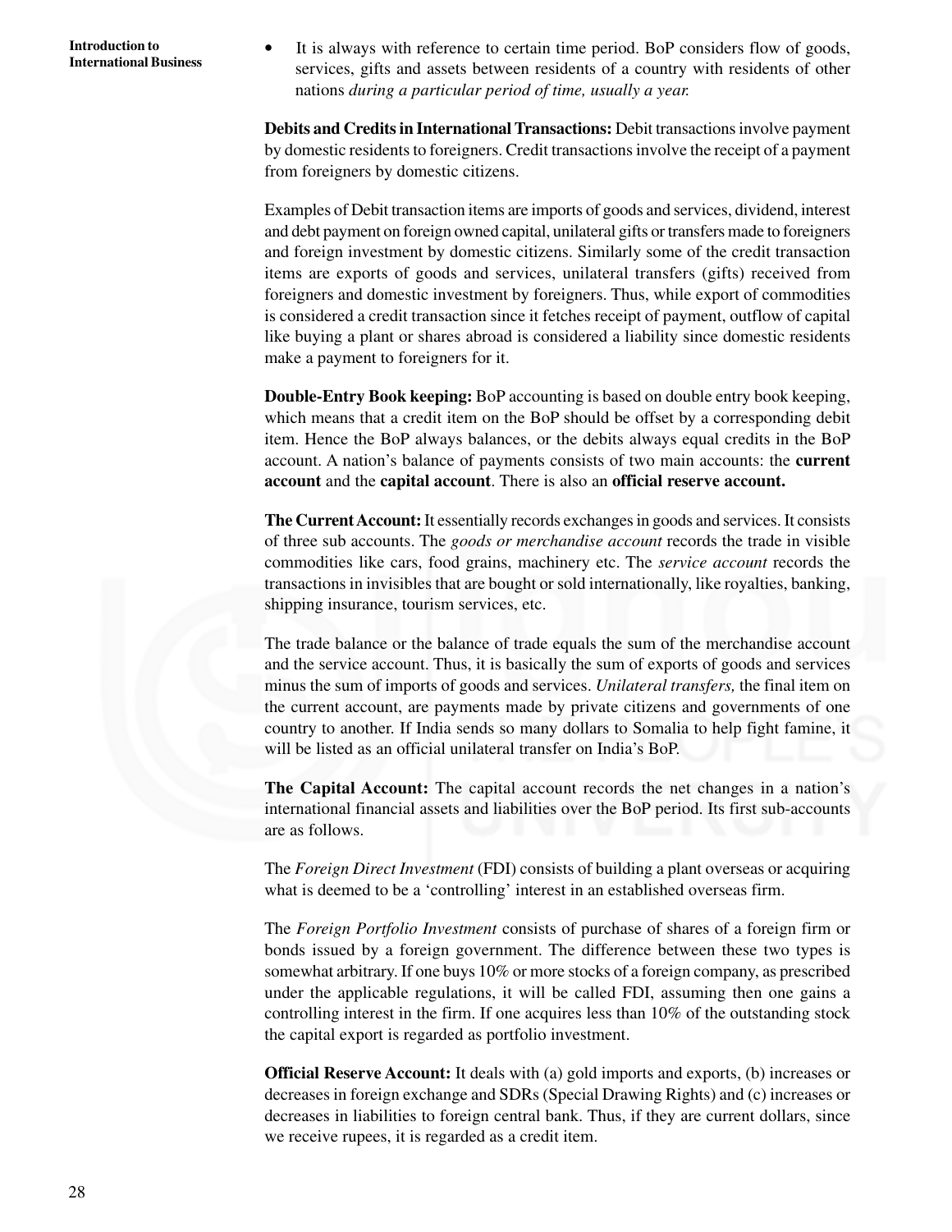- It is always with reference to certain time period. BoP considers flow of goods, services, gifts and assets between residents of a country with residents of other nations *during a particular period of time, usually a year.*

**Debits and Credits in International Transactions:** Debit transactions involve payment by domestic residents to foreigners. Credit transactions involve the receipt of a payment from foreigners by domestic citizens.

Examples of Debit transaction items are imports of goods and services, dividend, interest and debt payment on foreign owned capital, unilateral gifts or transfers made to foreigners and foreign investment by domestic citizens. Similarly some of the credit transaction items are exports of goods and services, unilateral transfers (gifts) received from foreigners and domestic investment by foreigners. Thus, while export of commodities is considered a credit transaction since it fetches receipt of payment, outflow of capital like buying a plant or shares abroad is considered a liability since domestic residents make a payment to foreigners for it.

**Double-Entry Book keeping:** BoP accounting is based on double entry book keeping, which means that a credit item on the BoP should be offset by a corresponding debit item. Hence the BoP always balances, or the debits always equal credits in the BoP account. A nation's balance of payments consists of two main accounts: the **current account** and the **capital account**. There is also an **official reserve account.**

**The Current Account:** It essentially records exchanges in goods and services. It consists of three sub accounts. The *goods or merchandise account* records the trade in visible commodities like cars, food grains, machinery etc. The *service account* records the transactions in invisibles that are bought or sold internationally, like royalties, banking, shipping insurance, tourism services, etc.

The trade balance or the balance of trade equals the sum of the merchandise account and the service account. Thus, it is basically the sum of exports of goods and services minus the sum of imports of goods and services. *Unilateral transfers,* the final item on the current account, are payments made by private citizens and governments of one country to another. If India sends so many dollars to Somalia to help fight famine, it will be listed as an official unilateral transfer on India's BoP.

**The Capital Account:** The capital account records the net changes in a nation's international financial assets and liabilities over the BoP period. Its first sub-accounts are as follows.

The *Foreign Direct Investment* (FDI) consists of building a plant overseas or acquiring what is deemed to be a 'controlling' interest in an established overseas firm.

The *Foreign Portfolio Investment* consists of purchase of shares of a foreign firm or bonds issued by a foreign government. The difference between these two types is somewhat arbitrary. If one buys 10% or more stocks of a foreign company, as prescribed under the applicable regulations, it will be called FDI, assuming then one gains a controlling interest in the firm. If one acquires less than 10% of the outstanding stock the capital export is regarded as portfolio investment.

**Official Reserve Account:** It deals with (a) gold imports and exports, (b) increases or decreases in foreign exchange and SDRs (Special Drawing Rights) and (c) increases or decreases in liabilities to foreign central bank. Thus, if they are current dollars, since we receive rupees, it is regarded as a credit item.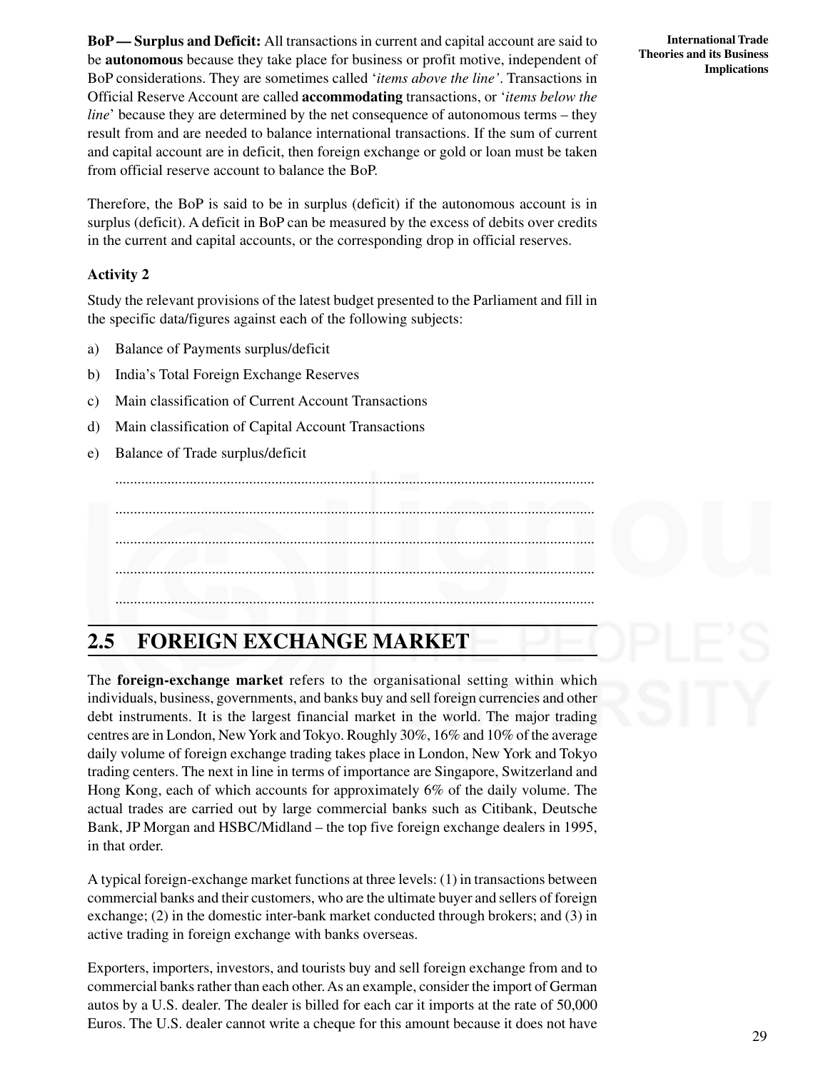**BoP — Surplus and Deficit:** All transactions in current and capital account are said to be **autonomous** because they take place for business or profit motive, independent of BoP considerations. They are sometimes called '*items above the line'*. Transactions in Official Reserve Account are called **accommodating** transactions, or '*items below the line*' because they are determined by the net consequence of autonomous terms – they result from and are needed to balance international transactions. If the sum of current and capital account are in deficit, then foreign exchange or gold or loan must be taken from official reserve account to balance the BoP.

Therefore, the BoP is said to be in surplus (deficit) if the autonomous account is in surplus (deficit). A deficit in BoP can be measured by the excess of debits over credits in the current and capital accounts, or the corresponding drop in official reserves.

**Activity 2**

Study the relevant provisions of the latest budget presented to the Parliament and fill in the specific data/figures against each of the following subjects:

a) Balance of Payments surplus/deficit
b) India's Total Foreign Exchange Reserves
c) Main classification of Current Account Transactions
d) Main classification of Capital Account Transactions
e) Balance of Trade surplus/deficit

..............................................................................................................................

..............................................................................................................................

..............................................................................................................................

..............................................................................................................................

..............................................................................................................................

## 2.5 FOREIGN EXCHANGE MARKET

The **foreign-exchange market** refers to the organisational setting within which individuals, business, governments, and banks buy and sell foreign currencies and other debt instruments. It is the largest financial market in the world. The major trading centres are in London, New York and Tokyo. Roughly 30%, 16% and 10% of the average daily volume of foreign exchange trading takes place in London, New York and Tokyo trading centers. The next in line in terms of importance are Singapore, Switzerland and Hong Kong, each of which accounts for approximately 6% of the daily volume. The actual trades are carried out by large commercial banks such as Citibank, Deutsche Bank, JP Morgan and HSBC/Midland – the top five foreign exchange dealers in 1995, in that order.

A typical foreign-exchange market functions at three levels: (1) in transactions between commercial banks and their customers, who are the ultimate buyer and sellers of foreign exchange; (2) in the domestic inter-bank market conducted through brokers; and (3) in active trading in foreign exchange with banks overseas.

Exporters, importers, investors, and tourists buy and sell foreign exchange from and to commercial banks rather than each other. As an example, consider the import of German autos by a U.S. dealer. The dealer is billed for each car it imports at the rate of 50,000 Euros. The U.S. dealer cannot write a cheque for this amount because it does not have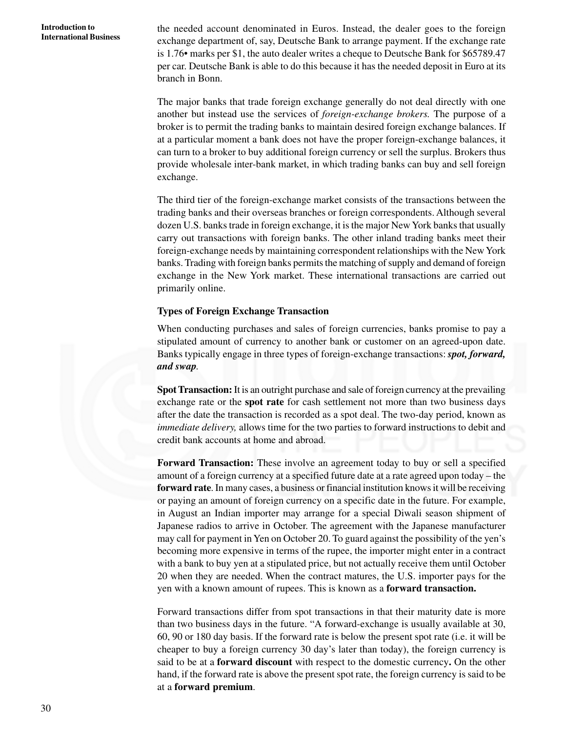the needed account denominated in Euros. Instead, the dealer goes to the foreign exchange department of, say, Deutsche Bank to arrange payment. If the exchange rate is 1.76• marks per $1, the auto dealer writes a cheque to Deutsche Bank for $65789.47 per car. Deutsche Bank is able to do this because it has the needed deposit in Euro at its branch in Bonn.

The major banks that trade foreign exchange generally do not deal directly with one another but instead use the services of *foreign-exchange brokers.* The purpose of a broker is to permit the trading banks to maintain desired foreign exchange balances. If at a particular moment a bank does not have the proper foreign-exchange balances, it can turn to a broker to buy additional foreign currency or sell the surplus. Brokers thus provide wholesale inter-bank market, in which trading banks can buy and sell foreign exchange.

The third tier of the foreign-exchange market consists of the transactions between the trading banks and their overseas branches or foreign correspondents. Although several dozen U.S. banks trade in foreign exchange, it is the major New York banks that usually carry out transactions with foreign banks. The other inland trading banks meet their foreign-exchange needs by maintaining correspondent relationships with the New York banks. Trading with foreign banks permits the matching of supply and demand of foreign exchange in the New York market. These international transactions are carried out primarily online.

**Types of Foreign Exchange Transaction**

When conducting purchases and sales of foreign currencies, banks promise to pay a stipulated amount of currency to another bank or customer on an agreed-upon date. Banks typically engage in three types of foreign-exchange transactions: ***spot, forward, and swap***.

**Spot Transaction:** It is an outright purchase and sale of foreign currency at the prevailing exchange rate or the **spot rate** for cash settlement not more than two business days after the date the transaction is recorded as a spot deal. The two-day period, known as *immediate delivery,* allows time for the two parties to forward instructions to debit and credit bank accounts at home and abroad.

**Forward Transaction:** These involve an agreement today to buy or sell a specified amount of a foreign currency at a specified future date at a rate agreed upon today – the **forward rate**. In many cases, a business or financial institution knows it will be receiving or paying an amount of foreign currency on a specific date in the future. For example, in August an Indian importer may arrange for a special Diwali season shipment of Japanese radios to arrive in October. The agreement with the Japanese manufacturer may call for payment in Yen on October 20. To guard against the possibility of the yen's becoming more expensive in terms of the rupee, the importer might enter in a contract with a bank to buy yen at a stipulated price, but not actually receive them until October 20 when they are needed. When the contract matures, the U.S. importer pays for the yen with a known amount of rupees. This is known as a **forward transaction.**

Forward transactions differ from spot transactions in that their maturity date is more than two business days in the future. "A forward-exchange is usually available at 30, 60, 90 or 180 day basis. If the forward rate is below the present spot rate (i.e. it will be cheaper to buy a foreign currency 30 day's later than today), the foreign currency is said to be at a **forward discount** with respect to the domestic currency**.** On the other hand, if the forward rate is above the present spot rate, the foreign currency is said to be at a **forward premium**.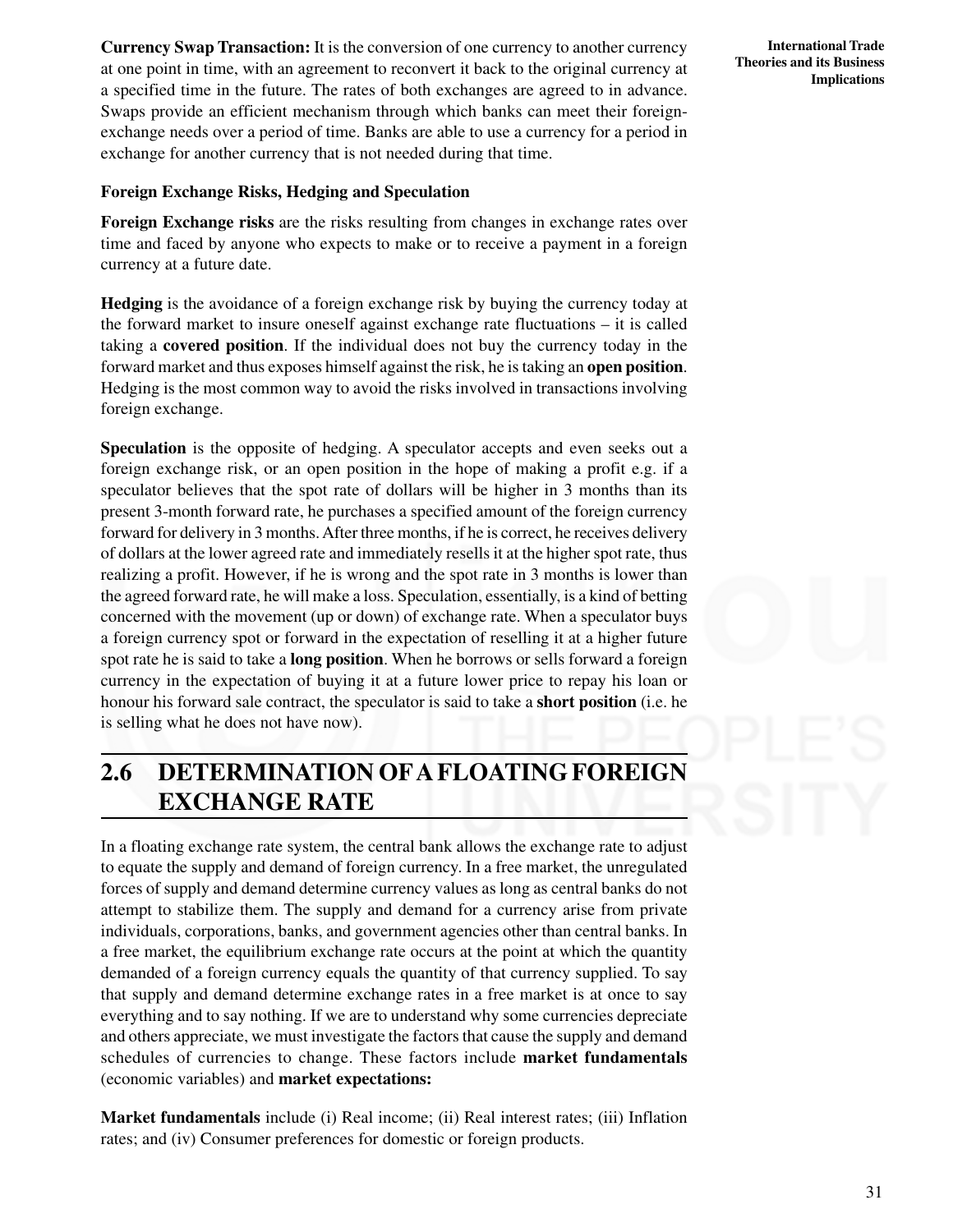**Currency Swap Transaction:** It is the conversion of one currency to another currency at one point in time, with an agreement to reconvert it back to the original currency at a specified time in the future. The rates of both exchanges are agreed to in advance. Swaps provide an efficient mechanism through which banks can meet their foreign-exchange needs over a period of time. Banks are able to use a currency for a period in exchange for another currency that is not needed during that time.

**Foreign Exchange Risks, Hedging and Speculation**

**Foreign Exchange risks** are the risks resulting from changes in exchange rates over time and faced by anyone who expects to make or to receive a payment in a foreign currency at a future date.

**Hedging** is the avoidance of a foreign exchange risk by buying the currency today at the forward market to insure oneself against exchange rate fluctuations – it is called taking a **covered position**. If the individual does not buy the currency today in the forward market and thus exposes himself against the risk, he is taking an **open position**. Hedging is the most common way to avoid the risks involved in transactions involving foreign exchange.

**Speculation** is the opposite of hedging. A speculator accepts and even seeks out a foreign exchange risk, or an open position in the hope of making a profit e.g. if a speculator believes that the spot rate of dollars will be higher in 3 months than its present 3-month forward rate, he purchases a specified amount of the foreign currency forward for delivery in 3 months. After three months, if he is correct, he receives delivery of dollars at the lower agreed rate and immediately resells it at the higher spot rate, thus realizing a profit. However, if he is wrong and the spot rate in 3 months is lower than the agreed forward rate, he will make a loss. Speculation, essentially, is a kind of betting concerned with the movement (up or down) of exchange rate. When a speculator buys a foreign currency spot or forward in the expectation of reselling it at a higher future spot rate he is said to take a **long position**. When he borrows or sells forward a foreign currency in the expectation of buying it at a future lower price to repay his loan or honour his forward sale contract, the speculator is said to take a **short position** (i.e. he is selling what he does not have now).

## 2.6 DETERMINATION OF A FLOATING FOREIGN EXCHANGE RATE

In a floating exchange rate system, the central bank allows the exchange rate to adjust to equate the supply and demand of foreign currency. In a free market, the unregulated forces of supply and demand determine currency values as long as central banks do not attempt to stabilize them. The supply and demand for a currency arise from private individuals, corporations, banks, and government agencies other than central banks. In a free market, the equilibrium exchange rate occurs at the point at which the quantity demanded of a foreign currency equals the quantity of that currency supplied. To say that supply and demand determine exchange rates in a free market is at once to say everything and to say nothing. If we are to understand why some currencies depreciate and others appreciate, we must investigate the factors that cause the supply and demand schedules of currencies to change. These factors include **market fundamentals** (economic variables) and **market expectations:**

**Market fundamentals** include (i) Real income; (ii) Real interest rates; (iii) Inflation rates; and (iv) Consumer preferences for domestic or foreign products.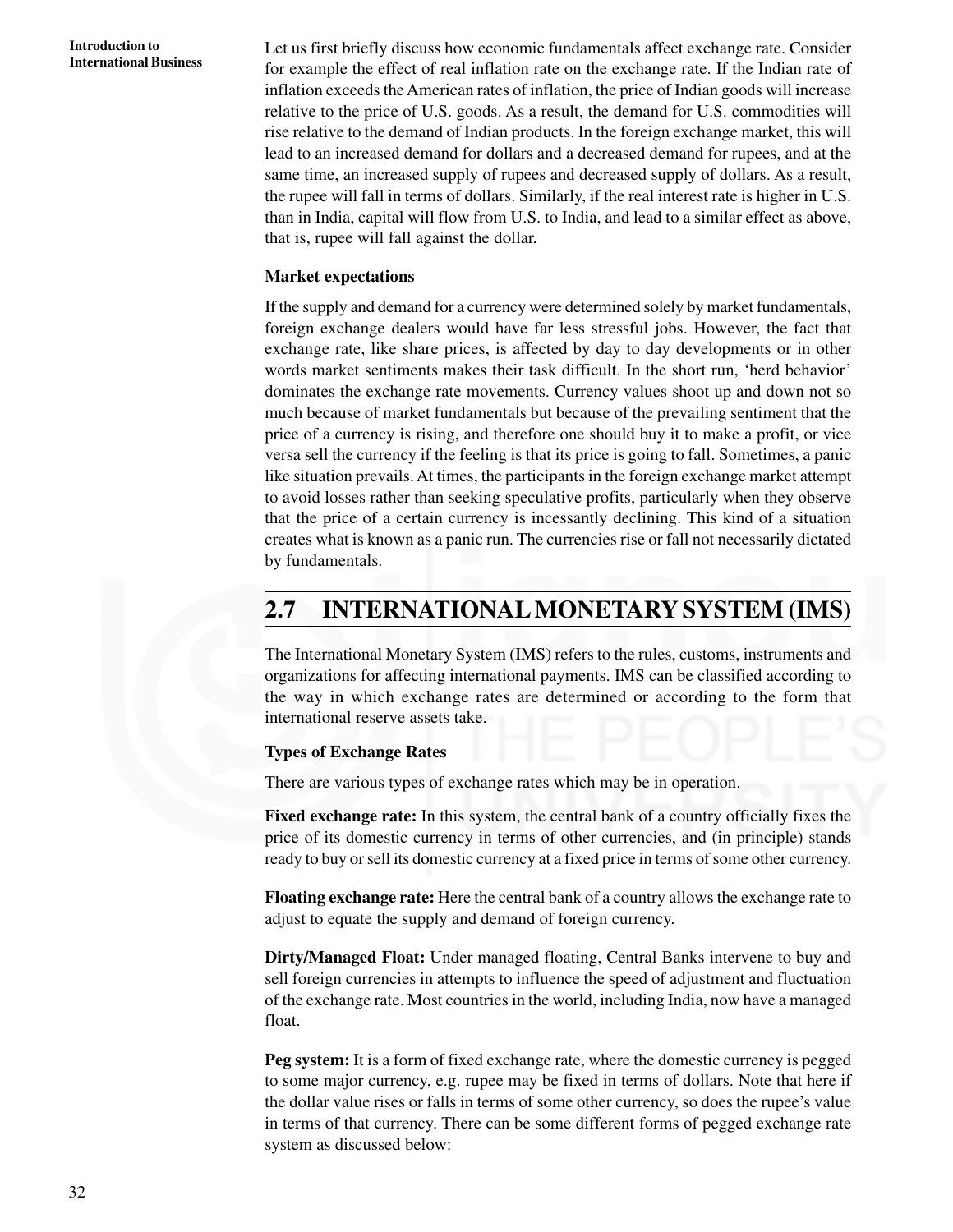Let us first briefly discuss how economic fundamentals affect exchange rate. Consider for example the effect of real inflation rate on the exchange rate. If the Indian rate of inflation exceeds the American rates of inflation, the price of Indian goods will increase relative to the price of U.S. goods. As a result, the demand for U.S. commodities will rise relative to the demand of Indian products. In the foreign exchange market, this will lead to an increased demand for dollars and a decreased demand for rupees, and at the same time, an increased supply of rupees and decreased supply of dollars. As a result, the rupee will fall in terms of dollars. Similarly, if the real interest rate is higher in U.S. than in India, capital will flow from U.S. to India, and lead to a similar effect as above, that is, rupee will fall against the dollar.

**Market expectations**

If the supply and demand for a currency were determined solely by market fundamentals, foreign exchange dealers would have far less stressful jobs. However, the fact that exchange rate, like share prices, is affected by day to day developments or in other words market sentiments makes their task difficult. In the short run, 'herd behavior' dominates the exchange rate movements. Currency values shoot up and down not so much because of market fundamentals but because of the prevailing sentiment that the price of a currency is rising, and therefore one should buy it to make a profit, or vice versa sell the currency if the feeling is that its price is going to fall. Sometimes, a panic like situation prevails. At times, the participants in the foreign exchange market attempt to avoid losses rather than seeking speculative profits, particularly when they observe that the price of a certain currency is incessantly declining. This kind of a situation creates what is known as a panic run. The currencies rise or fall not necessarily dictated by fundamentals.

## 2.7 INTERNATIONAL MONETARY SYSTEM (IMS)

The International Monetary System (IMS) refers to the rules, customs, instruments and organizations for affecting international payments. IMS can be classified according to the way in which exchange rates are determined or according to the form that international reserve assets take.

**Types of Exchange Rates**

There are various types of exchange rates which may be in operation.

**Fixed exchange rate:** In this system, the central bank of a country officially fixes the price of its domestic currency in terms of other currencies, and (in principle) stands ready to buy or sell its domestic currency at a fixed price in terms of some other currency.

**Floating exchange rate:** Here the central bank of a country allows the exchange rate to adjust to equate the supply and demand of foreign currency.

**Dirty/Managed Float:** Under managed floating, Central Banks intervene to buy and sell foreign currencies in attempts to influence the speed of adjustment and fluctuation of the exchange rate. Most countries in the world, including India, now have a managed float.

**Peg system:** It is a form of fixed exchange rate, where the domestic currency is pegged to some major currency, e.g. rupee may be fixed in terms of dollars. Note that here if the dollar value rises or falls in terms of some other currency, so does the rupee's value in terms of that currency. There can be some different forms of pegged exchange rate system as discussed below: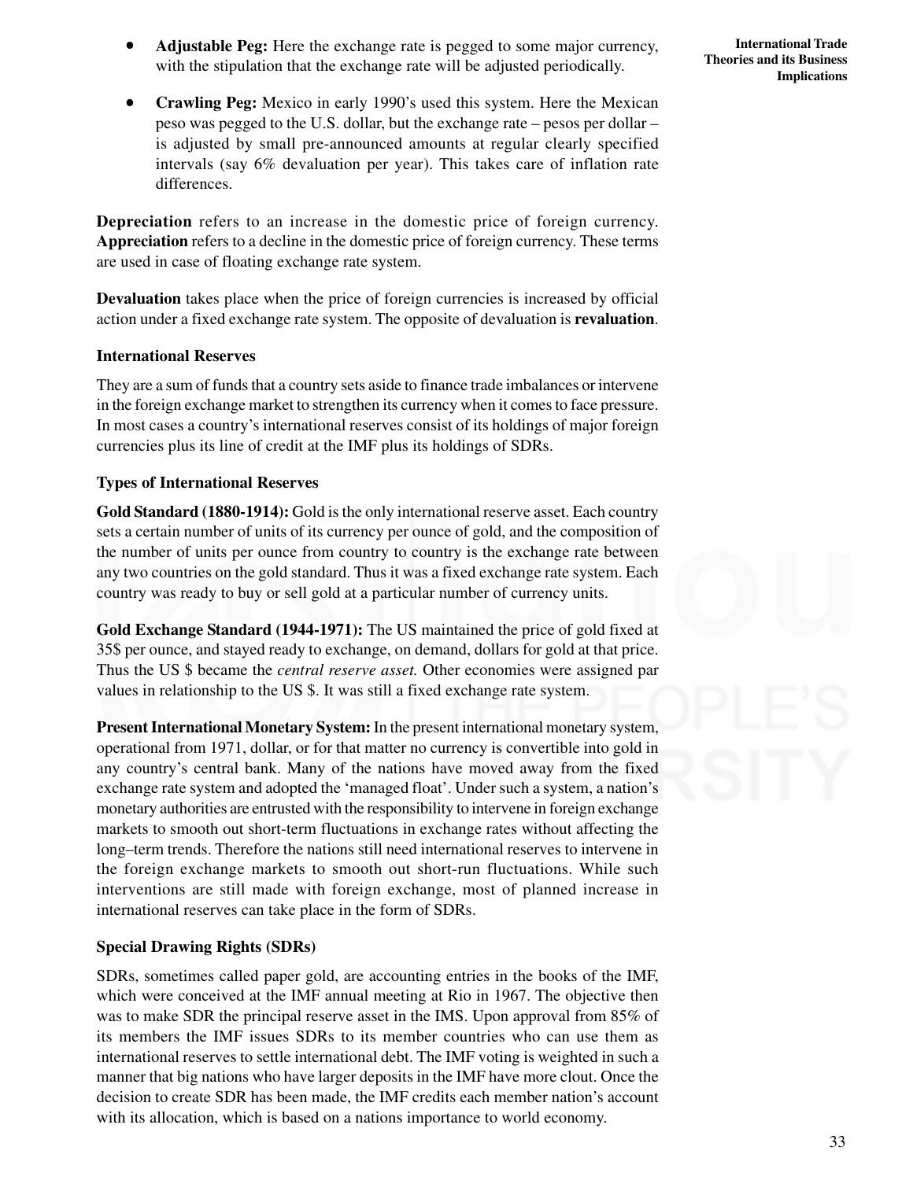- **Adjustable Peg:** Here the exchange rate is pegged to some major currency, with the stipulation that the exchange rate will be adjusted periodically.

- **Crawling Peg:** Mexico in early 1990's used this system. Here the Mexican peso was pegged to the U.S. dollar, but the exchange rate – pesos per dollar – is adjusted by small pre-announced amounts at regular clearly specified intervals (say 6% devaluation per year). This takes care of inflation rate differences.

**Depreciation** refers to an increase in the domestic price of foreign currency. **Appreciation** refers to a decline in the domestic price of foreign currency. These terms are used in case of floating exchange rate system.

**Devaluation** takes place when the price of foreign currencies is increased by official action under a fixed exchange rate system. The opposite of devaluation is **revaluation**.

### International Reserves

They are a sum of funds that a country sets aside to finance trade imbalances or intervene in the foreign exchange market to strengthen its currency when it comes to face pressure. In most cases a country's international reserves consist of its holdings of major foreign currencies plus its line of credit at the IMF plus its holdings of SDRs.

### Types of International Reserves

**Gold Standard (1880-1914):** Gold is the only international reserve asset. Each country sets a certain number of units of its currency per ounce of gold, and the composition of the number of units per ounce from country to country is the exchange rate between any two countries on the gold standard. Thus it was a fixed exchange rate system. Each country was ready to buy or sell gold at a particular number of currency units.

**Gold Exchange Standard (1944-1971):** The US maintained the price of gold fixed at 35$ per ounce, and stayed ready to exchange, on demand, dollars for gold at that price. Thus the US $ became the *central reserve asset.* Other economies were assigned par values in relationship to the US $. It was still a fixed exchange rate system.

**Present International Monetary System:** In the present international monetary system, operational from 1971, dollar, or for that matter no currency is convertible into gold in any country's central bank. Many of the nations have moved away from the fixed exchange rate system and adopted the 'managed float'. Under such a system, a nation's monetary authorities are entrusted with the responsibility to intervene in foreign exchange markets to smooth out short-term fluctuations in exchange rates without affecting the long–term trends. Therefore the nations still need international reserves to intervene in the foreign exchange markets to smooth out short-run fluctuations. While such interventions are still made with foreign exchange, most of planned increase in international reserves can take place in the form of SDRs.

### Special Drawing Rights (SDRs)

SDRs, sometimes called paper gold, are accounting entries in the books of the IMF, which were conceived at the IMF annual meeting at Rio in 1967. The objective then was to make SDR the principal reserve asset in the IMS. Upon approval from 85% of its members the IMF issues SDRs to its member countries who can use them as international reserves to settle international debt. The IMF voting is weighted in such a manner that big nations who have larger deposits in the IMF have more clout. Once the decision to create SDR has been made, the IMF credits each member nation's account with its allocation, which is based on a nations importance to world economy.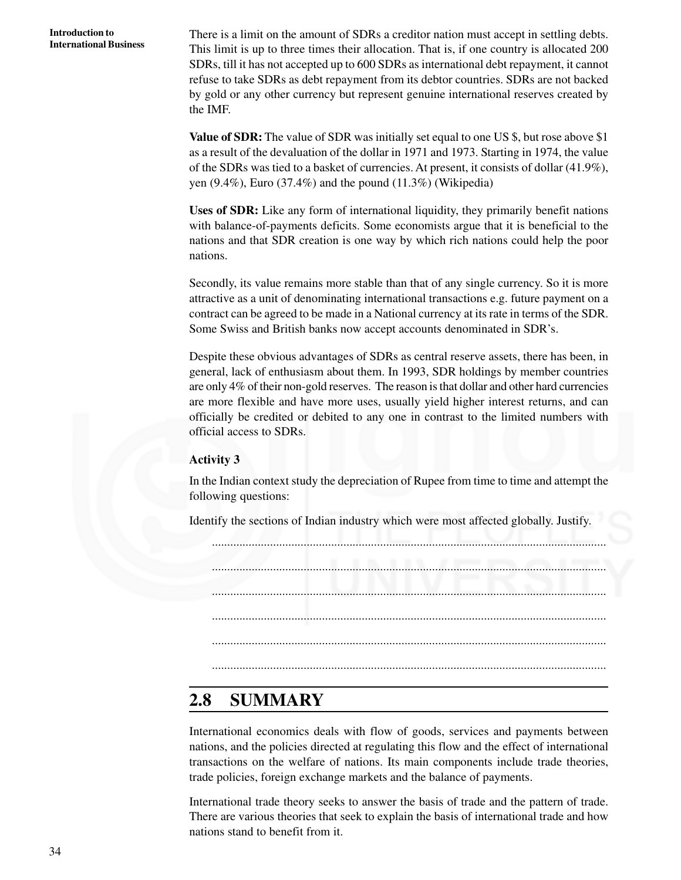There is a limit on the amount of SDRs a creditor nation must accept in settling debts. This limit is up to three times their allocation. That is, if one country is allocated 200 SDRs, till it has not accepted up to 600 SDRs as international debt repayment, it cannot refuse to take SDRs as debt repayment from its debtor countries. SDRs are not backed by gold or any other currency but represent genuine international reserves created by the IMF.

**Value of SDR:** The value of SDR was initially set equal to one US $, but rose above $1 as a result of the devaluation of the dollar in 1971 and 1973. Starting in 1974, the value of the SDRs was tied to a basket of currencies. At present, it consists of dollar (41.9%), yen (9.4%), Euro (37.4%) and the pound (11.3%) (Wikipedia)

**Uses of SDR:** Like any form of international liquidity, they primarily benefit nations with balance-of-payments deficits. Some economists argue that it is beneficial to the nations and that SDR creation is one way by which rich nations could help the poor nations.

Secondly, its value remains more stable than that of any single currency. So it is more attractive as a unit of denominating international transactions e.g. future payment on a contract can be agreed to be made in a National currency at its rate in terms of the SDR. Some Swiss and British banks now accept accounts denominated in SDR's.

Despite these obvious advantages of SDRs as central reserve assets, there has been, in general, lack of enthusiasm about them. In 1993, SDR holdings by member countries are only 4% of their non-gold reserves. The reason is that dollar and other hard currencies are more flexible and have more uses, usually yield higher interest returns, and can officially be credited or debited to any one in contrast to the limited numbers with official access to SDRs.

**Activity 3**

In the Indian context study the depreciation of Rupee from time to time and attempt the following questions:

Identify the sections of Indian industry which were most affected globally. Justify.

..............................................................................................................................

..............................................................................................................................

..............................................................................................................................

..............................................................................................................................

..............................................................................................................................

..............................................................................................................................

## 2.8 SUMMARY

International economics deals with flow of goods, services and payments between nations, and the policies directed at regulating this flow and the effect of international transactions on the welfare of nations. Its main components include trade theories, trade policies, foreign exchange markets and the balance of payments.

International trade theory seeks to answer the basis of trade and the pattern of trade. There are various theories that seek to explain the basis of international trade and how nations stand to benefit from it.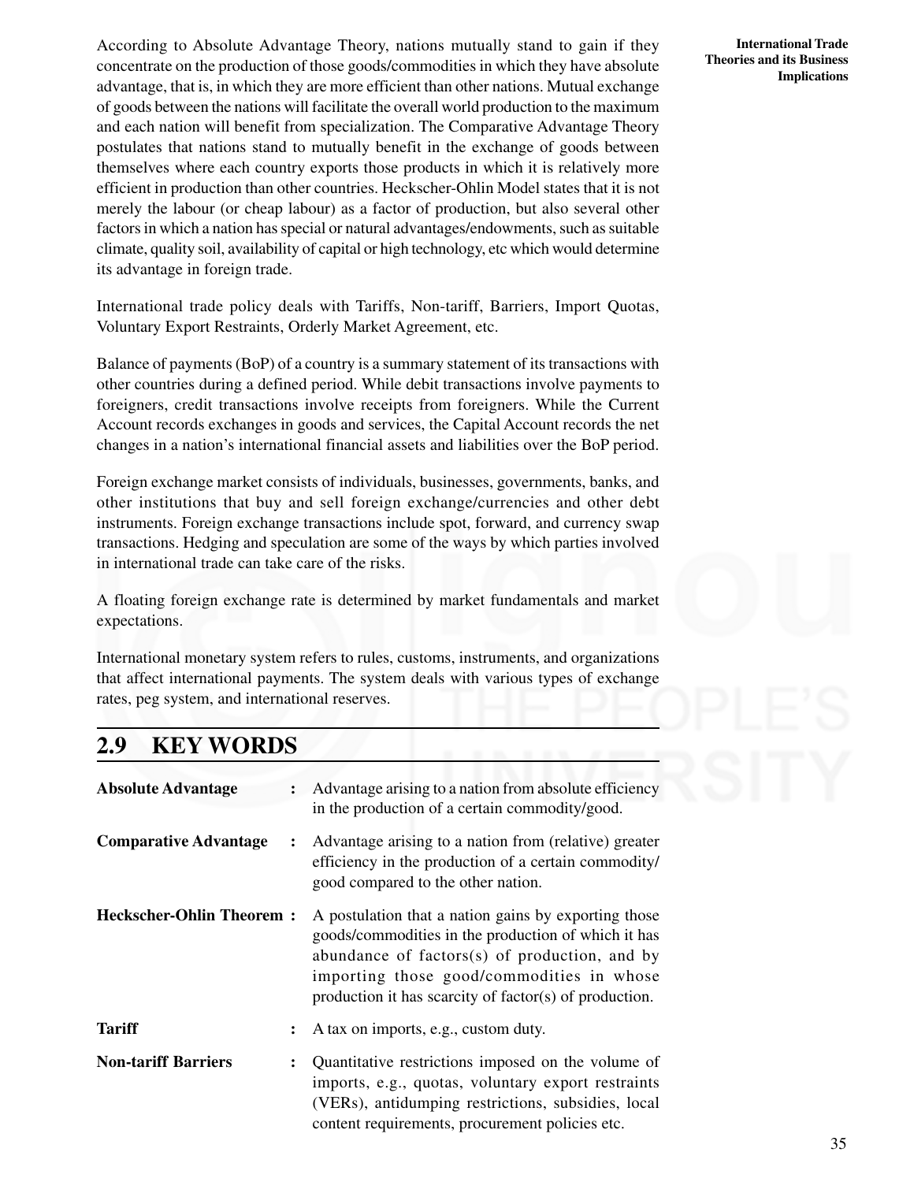According to Absolute Advantage Theory, nations mutually stand to gain if they concentrate on the production of those goods/commodities in which they have absolute advantage, that is, in which they are more efficient than other nations. Mutual exchange of goods between the nations will facilitate the overall world production to the maximum and each nation will benefit from specialization. The Comparative Advantage Theory postulates that nations stand to mutually benefit in the exchange of goods between themselves where each country exports those products in which it is relatively more efficient in production than other countries. Heckscher-Ohlin Model states that it is not merely the labour (or cheap labour) as a factor of production, but also several other factors in which a nation has special or natural advantages/endowments, such as suitable climate, quality soil, availability of capital or high technology, etc which would determine its advantage in foreign trade.

International trade policy deals with Tariffs, Non-tariff, Barriers, Import Quotas, Voluntary Export Restraints, Orderly Market Agreement, etc.

Balance of payments (BoP) of a country is a summary statement of its transactions with other countries during a defined period. While debit transactions involve payments to foreigners, credit transactions involve receipts from foreigners. While the Current Account records exchanges in goods and services, the Capital Account records the net changes in a nation's international financial assets and liabilities over the BoP period.

Foreign exchange market consists of individuals, businesses, governments, banks, and other institutions that buy and sell foreign exchange/currencies and other debt instruments. Foreign exchange transactions include spot, forward, and currency swap transactions. Hedging and speculation are some of the ways by which parties involved in international trade can take care of the risks.

A floating foreign exchange rate is determined by market fundamentals and market expectations.

International monetary system refers to rules, customs, instruments, and organizations that affect international payments. The system deals with various types of exchange rates, peg system, and international reserves.

## 2.9 KEY WORDS

**Absolute Advantage** : Advantage arising to a nation from absolute efficiency in the production of a certain commodity/good.

**Comparative Advantage** : Advantage arising to a nation from (relative) greater efficiency in the production of a certain commodity/good compared to the other nation.

**Heckscher-Ohlin Theorem** : A postulation that a nation gains by exporting those goods/commodities in the production of which it has abundance of factors(s) of production, and by importing those good/commodities in whose production it has scarcity of factor(s) of production.

**Tariff** : A tax on imports, e.g., custom duty.

**Non-tariff Barriers** : Quantitative restrictions imposed on the volume of imports, e.g., quotas, voluntary export restraints (VERs), antidumping restrictions, subsidies, local content requirements, procurement policies etc.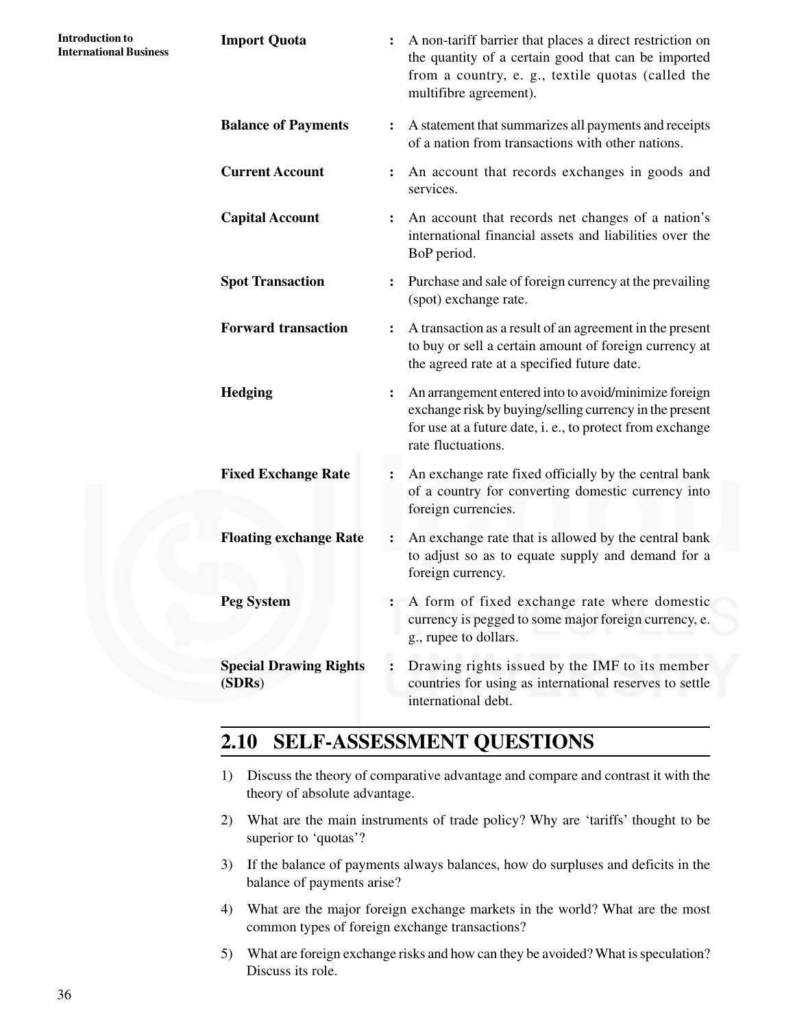**Import Quota** : A non-tariff barrier that places a direct restriction on the quantity of a certain good that can be imported from a country, e. g., textile quotas (called the multifibre agreement).

**Balance of Payments** : A statement that summarizes all payments and receipts of a nation from transactions with other nations.

**Current Account** : An account that records exchanges in goods and services.

**Capital Account** : An account that records net changes of a nation's international financial assets and liabilities over the BoP period.

**Spot Transaction** : Purchase and sale of foreign currency at the prevailing (spot) exchange rate.

**Forward transaction** : A transaction as a result of an agreement in the present to buy or sell a certain amount of foreign currency at the agreed rate at a specified future date.

**Hedging** : An arrangement entered into to avoid/minimize foreign exchange risk by buying/selling currency in the present for use at a future date, i. e., to protect from exchange rate fluctuations.

**Fixed Exchange Rate** : An exchange rate fixed officially by the central bank of a country for converting domestic currency into foreign currencies.

**Floating exchange Rate** : An exchange rate that is allowed by the central bank to adjust so as to equate supply and demand for a foreign currency.

**Peg System** : A form of fixed exchange rate where domestic currency is pegged to some major foreign currency, e. g., rupee to dollars.

**Special Drawing Rights (SDRs)** : Drawing rights issued by the IMF to its member countries for using as international reserves to settle international debt.

## 2.10 SELF-ASSESSMENT QUESTIONS

1) Discuss the theory of comparative advantage and compare and contrast it with the theory of absolute advantage.
2) What are the main instruments of trade policy? Why are 'tariffs' thought to be superior to 'quotas'?
3) If the balance of payments always balances, how do surpluses and deficits in the balance of payments arise?
4) What are the major foreign exchange markets in the world? What are the most common types of foreign exchange transactions?
5) What are foreign exchange risks and how can they be avoided? What is speculation? Discuss its role.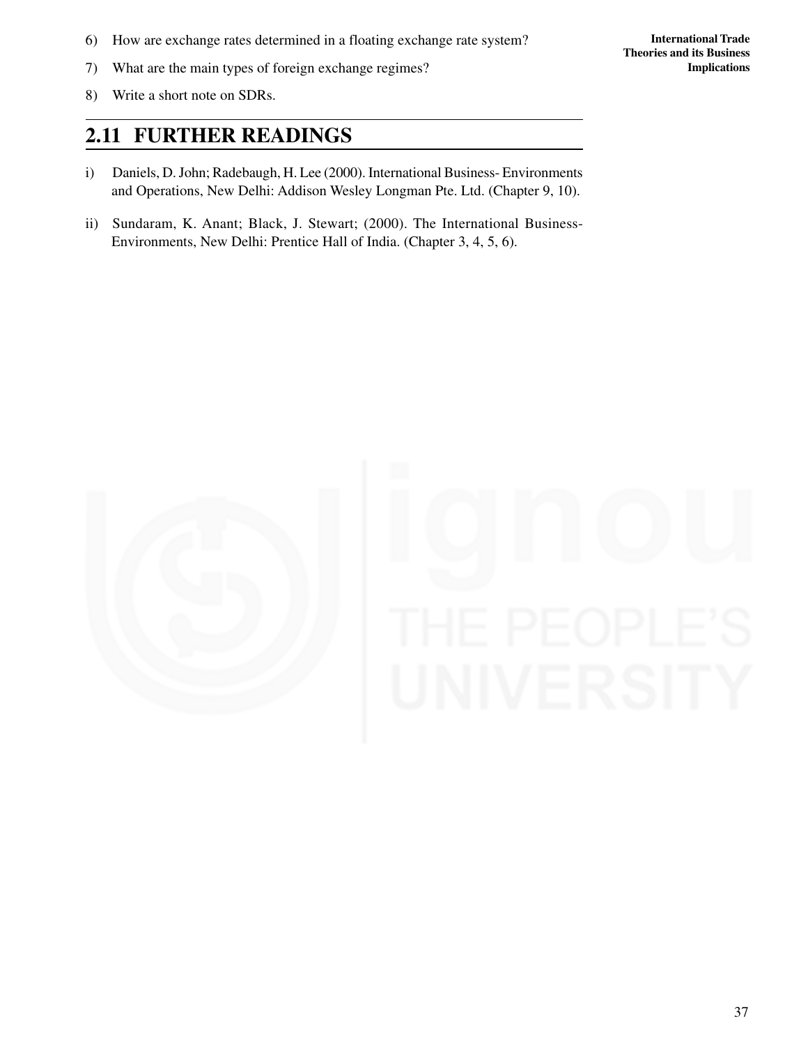6) How are exchange rates determined in a floating exchange rate system?

7) What are the main types of foreign exchange regimes?

8) Write a short note on SDRs.

## 2.11 FURTHER READINGS

i) Daniels, D. John; Radebaugh, H. Lee (2000). International Business- Environments and Operations, New Delhi: Addison Wesley Longman Pte. Ltd. (Chapter 9, 10).

ii) Sundaram, K. Anant; Black, J. Stewart; (2000). The International Business- Environments, New Delhi: Prentice Hall of India. (Chapter 3, 4, 5, 6).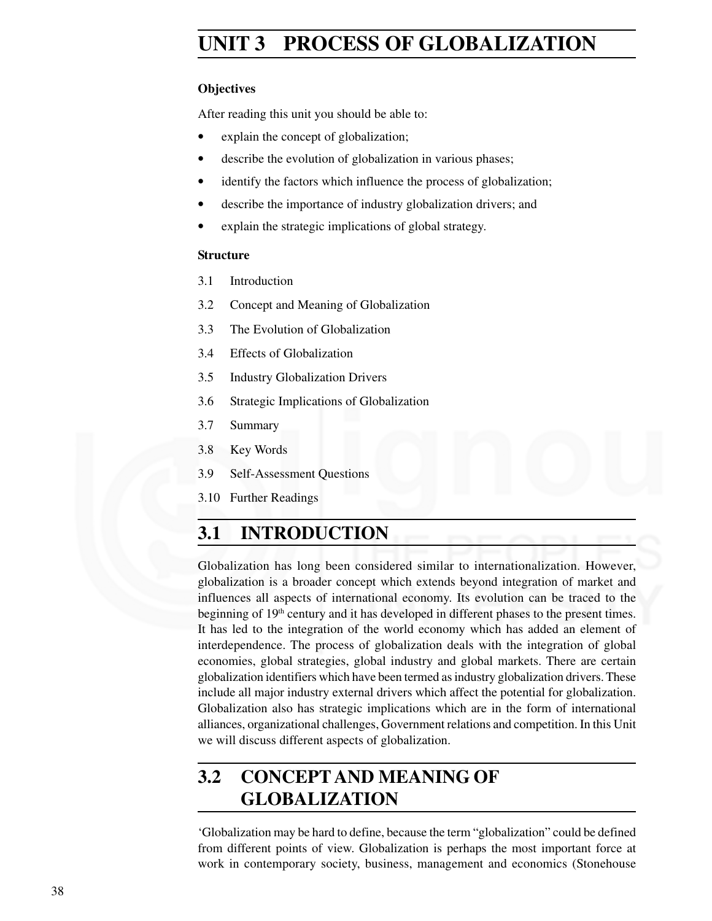# UNIT 3 PROCESS OF GLOBALIZATION

**Objectives**

After reading this unit you should be able to:

- explain the concept of globalization;
- describe the evolution of globalization in various phases;
- identify the factors which influence the process of globalization;
- describe the importance of industry globalization drivers; and
- explain the strategic implications of global strategy.

**Structure**

3.1 Introduction

3.2 Concept and Meaning of Globalization

3.3 The Evolution of Globalization

3.4 Effects of Globalization

3.5 Industry Globalization Drivers

3.6 Strategic Implications of Globalization

3.7 Summary

3.8 Key Words

3.9 Self-Assessment Questions

3.10 Further Readings

## 3.1 INTRODUCTION

Globalization has long been considered similar to internationalization. However, globalization is a broader concept which extends beyond integration of market and influences all aspects of international economy. Its evolution can be traced to the beginning of 19th century and it has developed in different phases to the present times. It has led to the integration of the world economy which has added an element of interdependence. The process of globalization deals with the integration of global economies, global strategies, global industry and global markets. There are certain globalization identifiers which have been termed as industry globalization drivers. These include all major industry external drivers which affect the potential for globalization. Globalization also has strategic implications which are in the form of international alliances, organizational challenges, Government relations and competition. In this Unit we will discuss different aspects of globalization.

## 3.2 CONCEPT AND MEANING OF GLOBALIZATION

'Globalization may be hard to define, because the term "globalization" could be defined from different points of view. Globalization is perhaps the most important force at work in contemporary society, business, management and economics (Stonehouse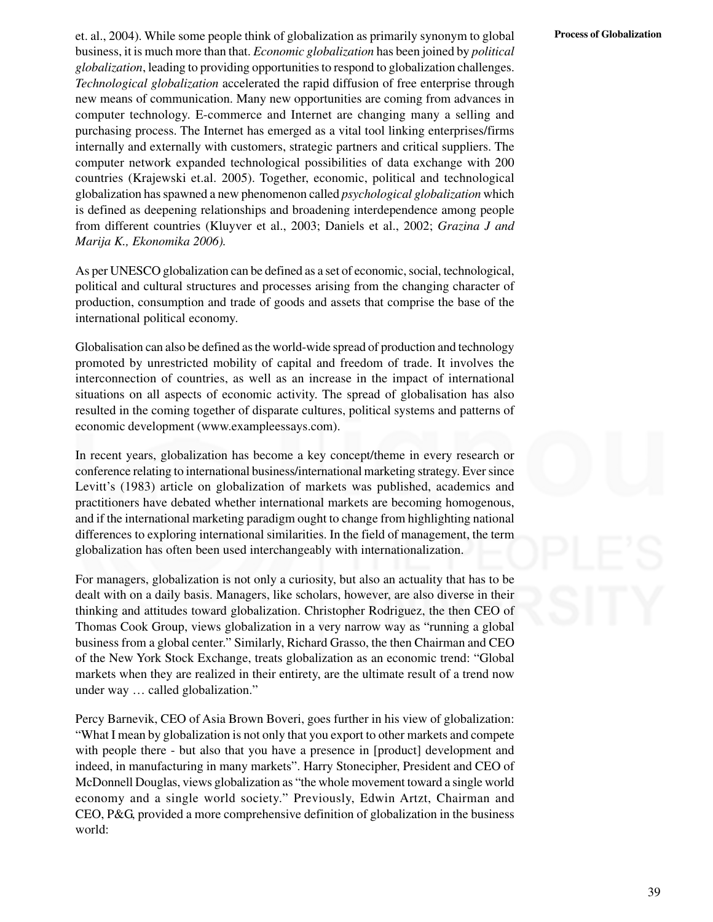et. al., 2004). While some people think of globalization as primarily synonym to global business, it is much more than that. *Economic globalization* has been joined by *political globalization*, leading to providing opportunities to respond to globalization challenges. *Technological globalization* accelerated the rapid diffusion of free enterprise through new means of communication. Many new opportunities are coming from advances in computer technology. E-commerce and Internet are changing many a selling and purchasing process. The Internet has emerged as a vital tool linking enterprises/firms internally and externally with customers, strategic partners and critical suppliers. The computer network expanded technological possibilities of data exchange with 200 countries (Krajewski et.al. 2005). Together, economic, political and technological globalization has spawned a new phenomenon called *psychological globalization* which is defined as deepening relationships and broadening interdependence among people from different countries (Kluyver et al., 2003; Daniels et al., 2002; *Grazina J and Marija K., Ekonomika 2006).*

As per UNESCO globalization can be defined as a set of economic, social, technological, political and cultural structures and processes arising from the changing character of production, consumption and trade of goods and assets that comprise the base of the international political economy.

Globalisation can also be defined as the world-wide spread of production and technology promoted by unrestricted mobility of capital and freedom of trade. It involves the interconnection of countries, as well as an increase in the impact of international situations on all aspects of economic activity. The spread of globalisation has also resulted in the coming together of disparate cultures, political systems and patterns of economic development (www.exampleessays.com).

In recent years, globalization has become a key concept/theme in every research or conference relating to international business/international marketing strategy. Ever since Levitt's (1983) article on globalization of markets was published, academics and practitioners have debated whether international markets are becoming homogenous, and if the international marketing paradigm ought to change from highlighting national differences to exploring international similarities. In the field of management, the term globalization has often been used interchangeably with internationalization.

For managers, globalization is not only a curiosity, but also an actuality that has to be dealt with on a daily basis. Managers, like scholars, however, are also diverse in their thinking and attitudes toward globalization. Christopher Rodriguez, the then CEO of Thomas Cook Group, views globalization in a very narrow way as "running a global business from a global center." Similarly, Richard Grasso, the then Chairman and CEO of the New York Stock Exchange, treats globalization as an economic trend: "Global markets when they are realized in their entirety, are the ultimate result of a trend now under way … called globalization."

Percy Barnevik, CEO of Asia Brown Boveri, goes further in his view of globalization: "What I mean by globalization is not only that you export to other markets and compete with people there - but also that you have a presence in [product] development and indeed, in manufacturing in many markets". Harry Stonecipher, President and CEO of McDonnell Douglas, views globalization as "the whole movement toward a single world economy and a single world society." Previously, Edwin Artzt, Chairman and CEO, P&G, provided a more comprehensive definition of globalization in the business world: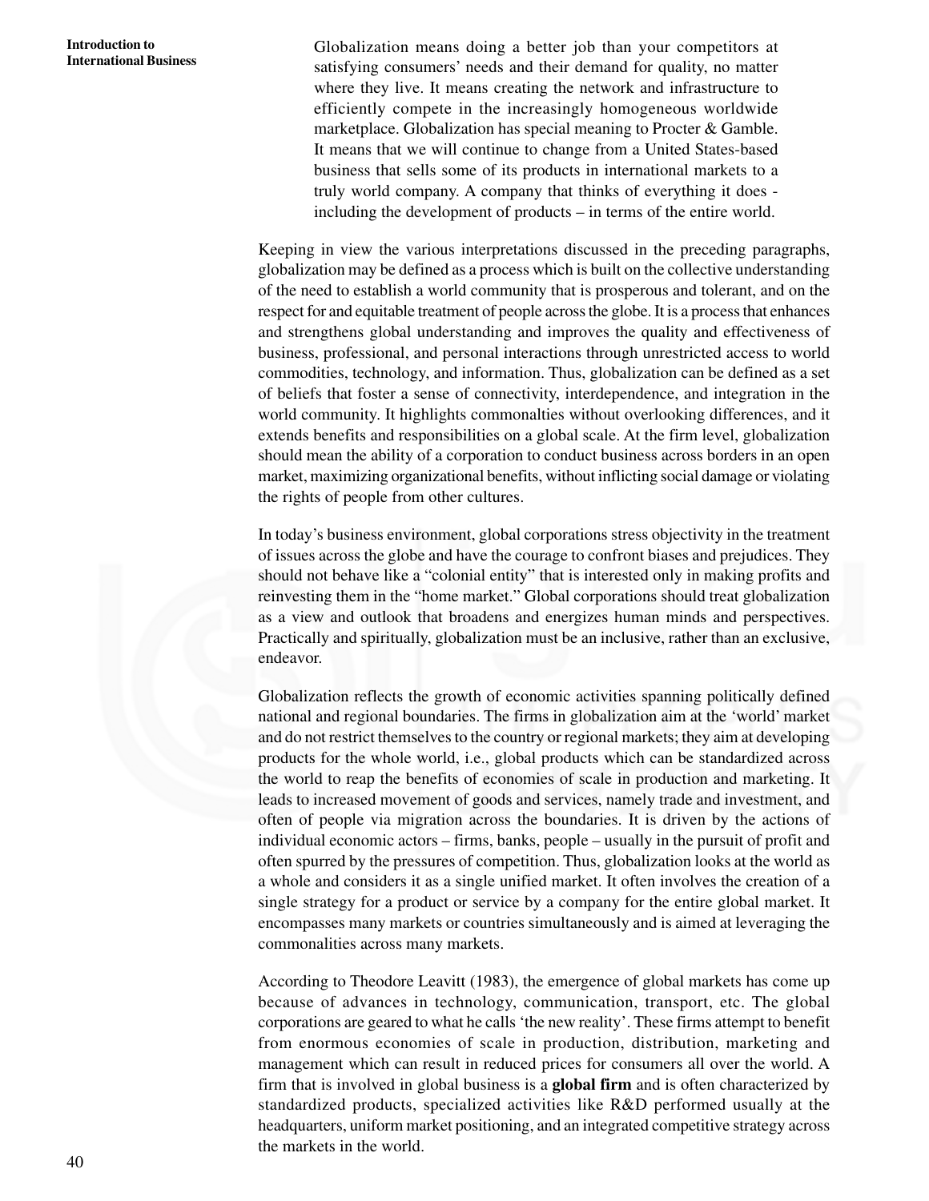> Globalization means doing a better job than your competitors at satisfying consumers' needs and their demand for quality, no matter where they live. It means creating the network and infrastructure to efficiently compete in the increasingly homogeneous worldwide marketplace. Globalization has special meaning to Procter & Gamble. It means that we will continue to change from a United States-based business that sells some of its products in international markets to a truly world company. A company that thinks of everything it does - including the development of products – in terms of the entire world.

Keeping in view the various interpretations discussed in the preceding paragraphs, globalization may be defined as a process which is built on the collective understanding of the need to establish a world community that is prosperous and tolerant, and on the respect for and equitable treatment of people across the globe. It is a process that enhances and strengthens global understanding and improves the quality and effectiveness of business, professional, and personal interactions through unrestricted access to world commodities, technology, and information. Thus, globalization can be defined as a set of beliefs that foster a sense of connectivity, interdependence, and integration in the world community. It highlights commonalties without overlooking differences, and it extends benefits and responsibilities on a global scale. At the firm level, globalization should mean the ability of a corporation to conduct business across borders in an open market, maximizing organizational benefits, without inflicting social damage or violating the rights of people from other cultures.

In today's business environment, global corporations stress objectivity in the treatment of issues across the globe and have the courage to confront biases and prejudices. They should not behave like a "colonial entity" that is interested only in making profits and reinvesting them in the "home market." Global corporations should treat globalization as a view and outlook that broadens and energizes human minds and perspectives. Practically and spiritually, globalization must be an inclusive, rather than an exclusive, endeavor.

Globalization reflects the growth of economic activities spanning politically defined national and regional boundaries. The firms in globalization aim at the 'world' market and do not restrict themselves to the country or regional markets; they aim at developing products for the whole world, i.e., global products which can be standardized across the world to reap the benefits of economies of scale in production and marketing. It leads to increased movement of goods and services, namely trade and investment, and often of people via migration across the boundaries. It is driven by the actions of individual economic actors – firms, banks, people – usually in the pursuit of profit and often spurred by the pressures of competition. Thus, globalization looks at the world as a whole and considers it as a single unified market. It often involves the creation of a single strategy for a product or service by a company for the entire global market. It encompasses many markets or countries simultaneously and is aimed at leveraging the commonalities across many markets.

According to Theodore Leavitt (1983), the emergence of global markets has come up because of advances in technology, communication, transport, etc. The global corporations are geared to what he calls 'the new reality'. These firms attempt to benefit from enormous economies of scale in production, distribution, marketing and management which can result in reduced prices for consumers all over the world. A firm that is involved in global business is a **global firm** and is often characterized by standardized products, specialized activities like R&D performed usually at the headquarters, uniform market positioning, and an integrated competitive strategy across the markets in the world.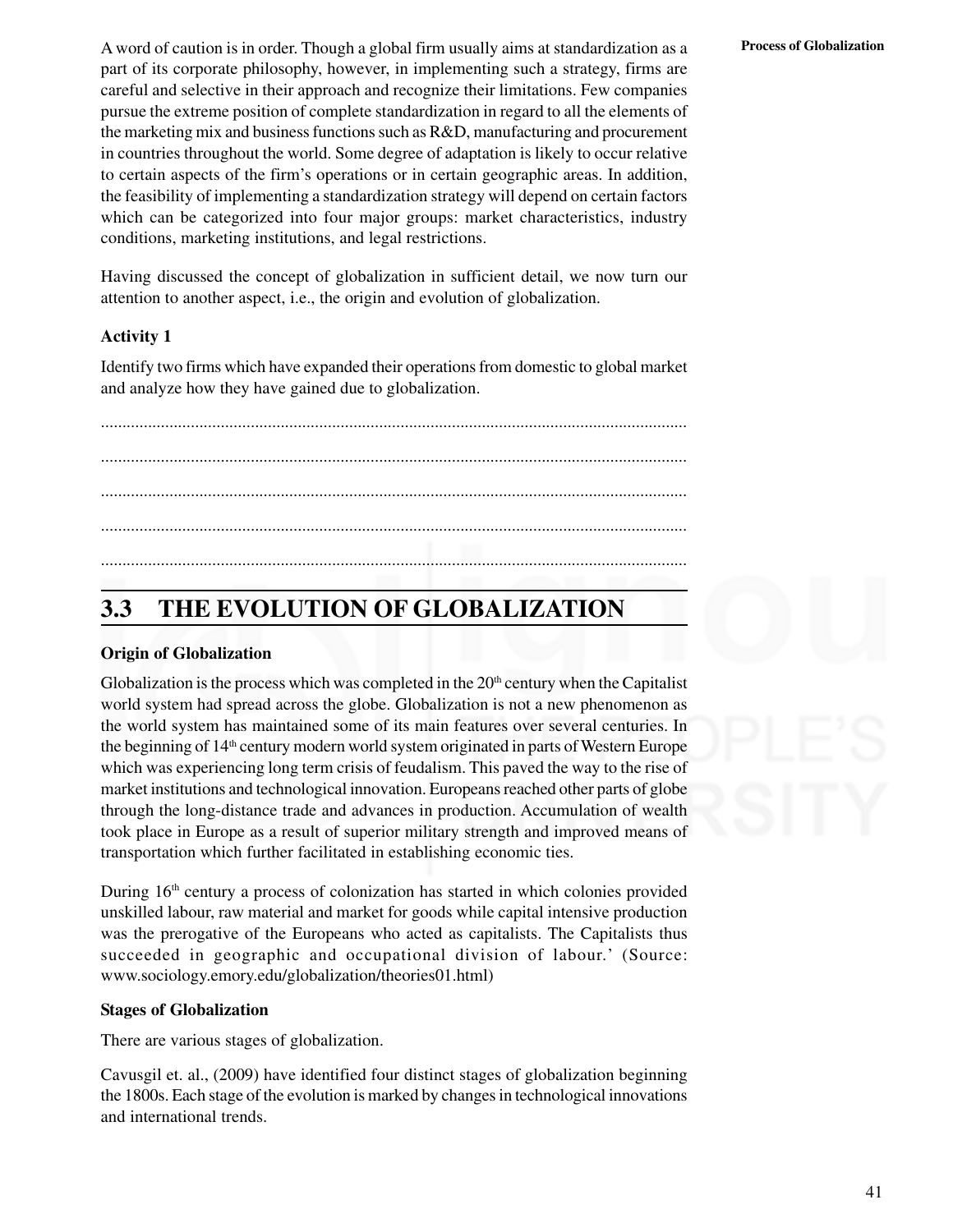A word of caution is in order. Though a global firm usually aims at standardization as a part of its corporate philosophy, however, in implementing such a strategy, firms are careful and selective in their approach and recognize their limitations. Few companies pursue the extreme position of complete standardization in regard to all the elements of the marketing mix and business functions such as R&D, manufacturing and procurement in countries throughout the world. Some degree of adaptation is likely to occur relative to certain aspects of the firm's operations or in certain geographic areas. In addition, the feasibility of implementing a standardization strategy will depend on certain factors which can be categorized into four major groups: market characteristics, industry conditions, marketing institutions, and legal restrictions.

Having discussed the concept of globalization in sufficient detail, we now turn our attention to another aspect, i.e., the origin and evolution of globalization.

**Activity 1**

Identify two firms which have expanded their operations from domestic to global market and analyze how they have gained due to globalization.

........................................................................................................................................

........................................................................................................................................

........................................................................................................................................

........................................................................................................................................

........................................................................................................................................

## 3.3 THE EVOLUTION OF GLOBALIZATION

**Origin of Globalization**

Globalization is the process which was completed in the 20th century when the Capitalist world system had spread across the globe. Globalization is not a new phenomenon as the world system has maintained some of its main features over several centuries. In the beginning of 14th century modern world system originated in parts of Western Europe which was experiencing long term crisis of feudalism. This paved the way to the rise of market institutions and technological innovation. Europeans reached other parts of globe through the long-distance trade and advances in production. Accumulation of wealth took place in Europe as a result of superior military strength and improved means of transportation which further facilitated in establishing economic ties.

During 16th century a process of colonization has started in which colonies provided unskilled labour, raw material and market for goods while capital intensive production was the prerogative of the Europeans who acted as capitalists. The Capitalists thus succeeded in geographic and occupational division of labour.' (Source: www.sociology.emory.edu/globalization/theories01.html)

**Stages of Globalization**

There are various stages of globalization.

Cavusgil et. al., (2009) have identified four distinct stages of globalization beginning the 1800s. Each stage of the evolution is marked by changes in technological innovations and international trends.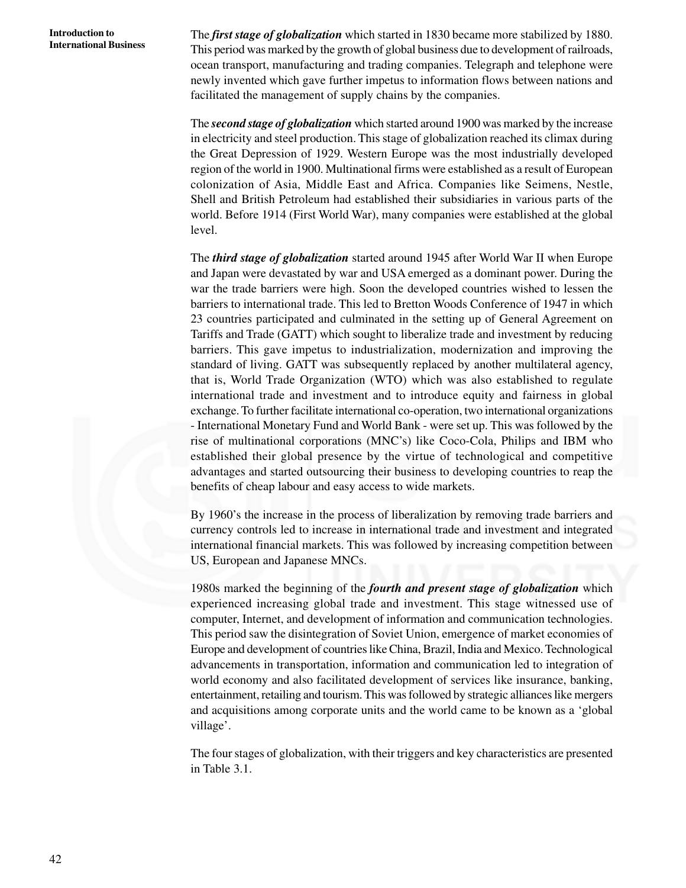The ***first stage of globalization*** which started in 1830 became more stabilized by 1880. This period was marked by the growth of global business due to development of railroads, ocean transport, manufacturing and trading companies. Telegraph and telephone were newly invented which gave further impetus to information flows between nations and facilitated the management of supply chains by the companies.

The ***second stage of globalization*** which started around 1900 was marked by the increase in electricity and steel production. This stage of globalization reached its climax during the Great Depression of 1929. Western Europe was the most industrially developed region of the world in 1900. Multinational firms were established as a result of European colonization of Asia, Middle East and Africa. Companies like Seimens, Nestle, Shell and British Petroleum had established their subsidiaries in various parts of the world. Before 1914 (First World War), many companies were established at the global level.

The ***third stage of globalization*** started around 1945 after World War II when Europe and Japan were devastated by war and USA emerged as a dominant power. During the war the trade barriers were high. Soon the developed countries wished to lessen the barriers to international trade. This led to Bretton Woods Conference of 1947 in which 23 countries participated and culminated in the setting up of General Agreement on Tariffs and Trade (GATT) which sought to liberalize trade and investment by reducing barriers. This gave impetus to industrialization, modernization and improving the standard of living. GATT was subsequently replaced by another multilateral agency, that is, World Trade Organization (WTO) which was also established to regulate international trade and investment and to introduce equity and fairness in global exchange. To further facilitate international co-operation, two international organizations - International Monetary Fund and World Bank - were set up. This was followed by the rise of multinational corporations (MNC's) like Coco-Cola, Philips and IBM who established their global presence by the virtue of technological and competitive advantages and started outsourcing their business to developing countries to reap the benefits of cheap labour and easy access to wide markets.

By 1960's the increase in the process of liberalization by removing trade barriers and currency controls led to increase in international trade and investment and integrated international financial markets. This was followed by increasing competition between US, European and Japanese MNCs.

1980s marked the beginning of the ***fourth and present stage of globalization*** which experienced increasing global trade and investment. This stage witnessed use of computer, Internet, and development of information and communication technologies. This period saw the disintegration of Soviet Union, emergence of market economies of Europe and development of countries like China, Brazil, India and Mexico. Technological advancements in transportation, information and communication led to integration of world economy and also facilitated development of services like insurance, banking, entertainment, retailing and tourism. This was followed by strategic alliances like mergers and acquisitions among corporate units and the world came to be known as a 'global village'.

The four stages of globalization, with their triggers and key characteristics are presented in Table 3.1.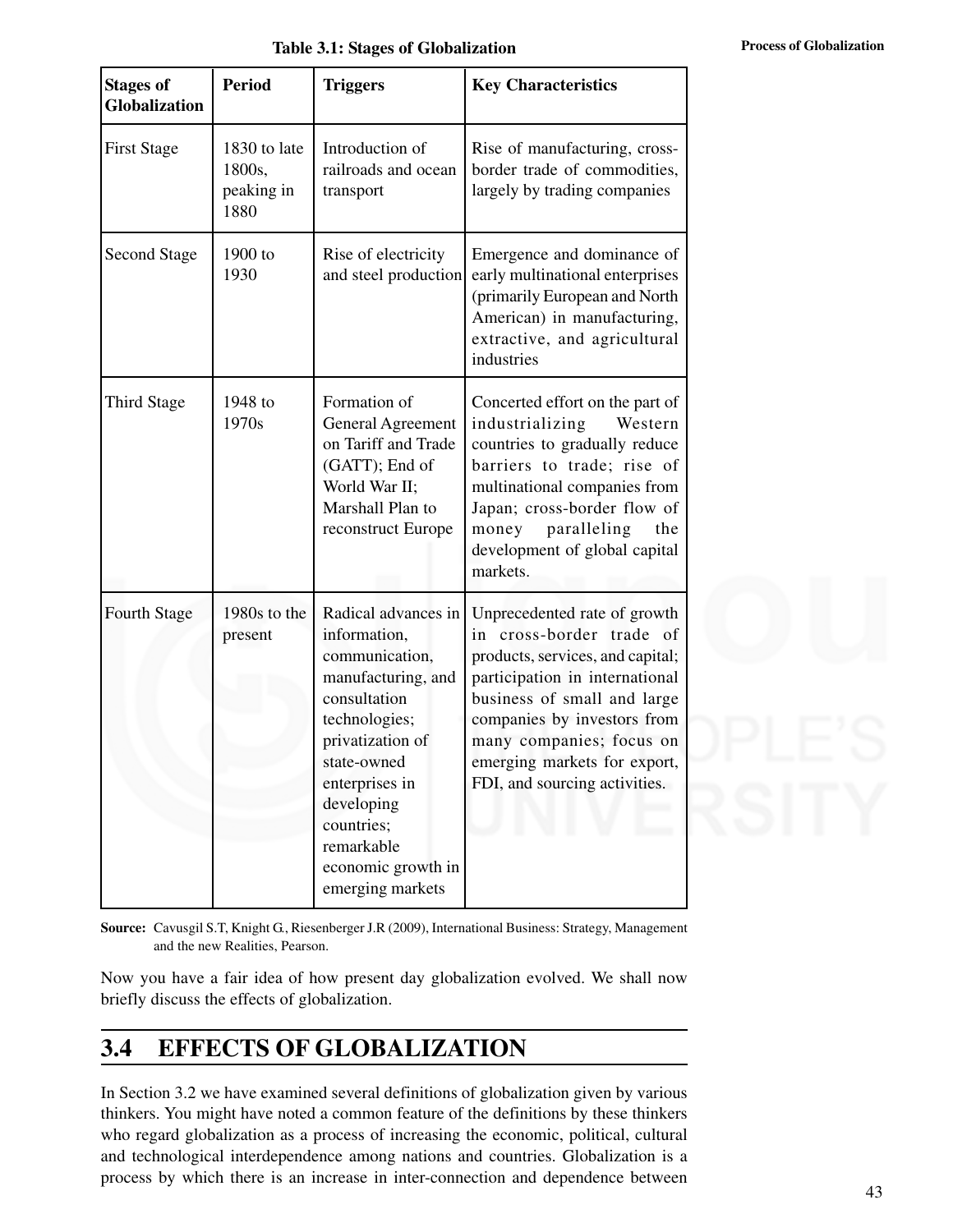**Table 3.1: Stages of Globalization**

| Stages of Globalization | Period | Triggers | Key Characteristics |
|---|---|---|---|
| First Stage | 1830 to late 1800s, peaking in 1880 | Introduction of railroads and ocean transport | Rise of manufacturing, cross-border trade of commodities, largely by trading companies |
| Second Stage | 1900 to 1930 | Rise of electricity and steel production | Emergence and dominance of early multinational enterprises (primarily European and North American) in manufacturing, extractive, and agricultural industries |
| Third Stage | 1948 to 1970s | Formation of General Agreement on Tariff and Trade (GATT); End of World War II; Marshall Plan to reconstruct Europe | Concerted effort on the part of industrializing Western countries to gradually reduce barriers to trade; rise of multinational companies from Japan; cross-border flow of money paralleling the development of global capital markets. |
| Fourth Stage | 1980s to the present | Radical advances in information, communication, manufacturing, and consultation technologies; privatization of state-owned enterprises in developing countries; remarkable economic growth in emerging markets | Unprecedented rate of growth in cross-border trade of products, services, and capital; participation in international business of small and large companies by investors from many companies; focus on emerging markets for export, FDI, and sourcing activities. |

**Source:** Cavusgil S.T, Knight G., Riesenberger J.R (2009), International Business: Strategy, Management and the new Realities, Pearson.

Now you have a fair idea of how present day globalization evolved. We shall now briefly discuss the effects of globalization.

## 3.4 EFFECTS OF GLOBALIZATION

In Section 3.2 we have examined several definitions of globalization given by various thinkers. You might have noted a common feature of the definitions by these thinkers who regard globalization as a process of increasing the economic, political, cultural and technological interdependence among nations and countries. Globalization is a process by which there is an increase in inter-connection and dependence between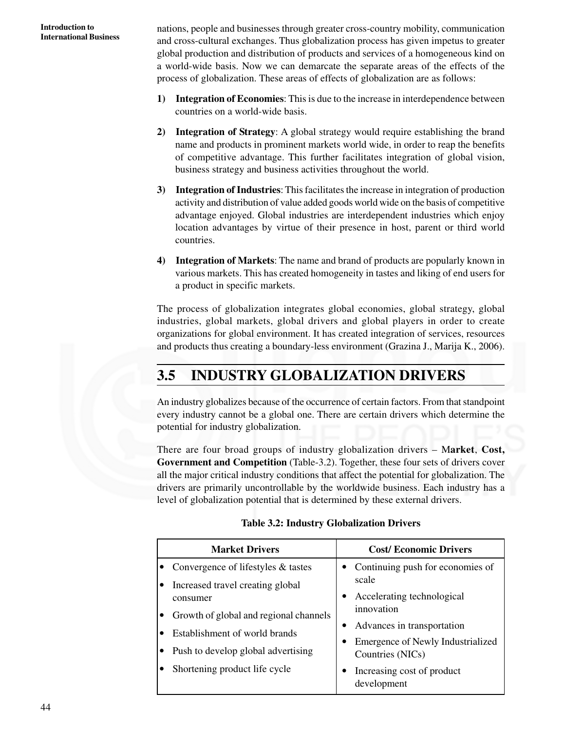nations, people and businesses through greater cross-country mobility, communication and cross-cultural exchanges. Thus globalization process has given impetus to greater global production and distribution of products and services of a homogeneous kind on a world-wide basis. Now we can demarcate the separate areas of the effects of the process of globalization. These areas of effects of globalization are as follows:

1) **Integration of Economies**: This is due to the increase in interdependence between countries on a world-wide basis.

2) **Integration of Strategy**: A global strategy would require establishing the brand name and products in prominent markets world wide, in order to reap the benefits of competitive advantage. This further facilitates integration of global vision, business strategy and business activities throughout the world.

3) **Integration of Industries**: This facilitates the increase in integration of production activity and distribution of value added goods world wide on the basis of competitive advantage enjoyed. Global industries are interdependent industries which enjoy location advantages by virtue of their presence in host, parent or third world countries.

4) **Integration of Markets**: The name and brand of products are popularly known in various markets. This has created homogeneity in tastes and liking of end users for a product in specific markets.

The process of globalization integrates global economies, global strategy, global industries, global markets, global drivers and global players in order to create organizations for global environment. It has created integration of services, resources and products thus creating a boundary-less environment (Grazina J., Marija K., 2006).

## 3.5 INDUSTRY GLOBALIZATION DRIVERS

An industry globalizes because of the occurrence of certain factors. From that standpoint every industry cannot be a global one. There are certain drivers which determine the potential for industry globalization.

There are four broad groups of industry globalization drivers – M**arket**, **Cost, Government and Competition** (Table-3.2). Together, these four sets of drivers cover all the major critical industry conditions that affect the potential for globalization. The drivers are primarily uncontrollable by the worldwide business. Each industry has a level of globalization potential that is determined by these external drivers.

**Table 3.2: Industry Globalization Drivers**

| Market Drivers | Cost/ Economic Drivers |
|---|---|
| • Convergence of lifestyles & tastes<br>• Increased travel creating global consumer<br>• Growth of global and regional channels<br>• Establishment of world brands<br>• Push to develop global advertising<br>• Shortening product life cycle | • Continuing push for economies of scale<br>• Accelerating technological innovation<br>• Advances in transportation<br>• Emergence of Newly Industrialized Countries (NICs)<br>• Increasing cost of product development |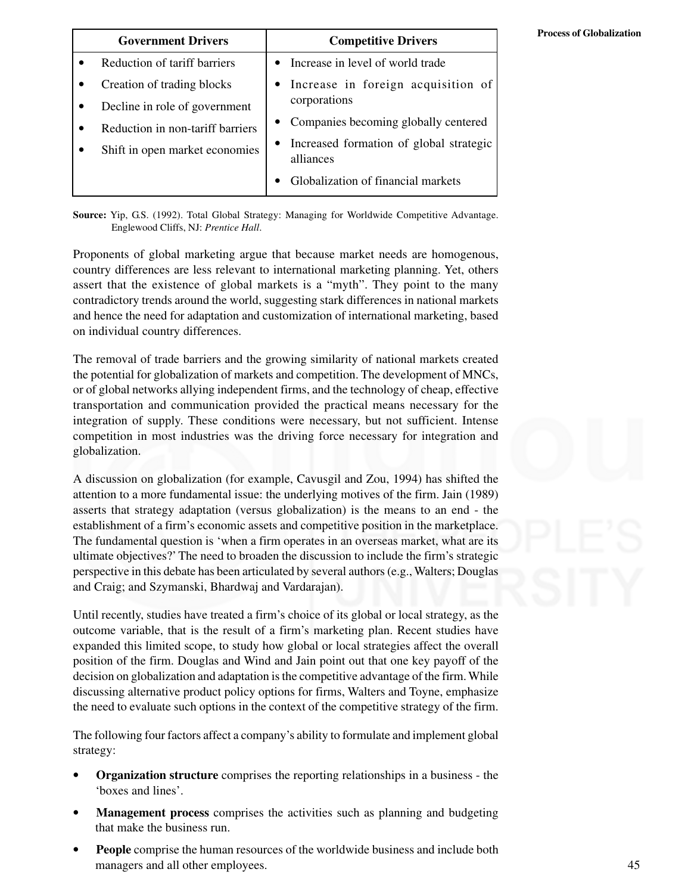| Government Drivers | Competitive Drivers |
|---|---|
| • Reduction of tariff barriers<br>• Creation of trading blocks<br>• Decline in role of government<br>• Reduction in non-tariff barriers<br>• Shift in open market economies | • Increase in level of world trade<br>• Increase in foreign acquisition of corporations<br>• Companies becoming globally centered<br>• Increased formation of global strategic alliances<br>• Globalization of financial markets |

**Source:** Yip, G.S. (1992). Total Global Strategy: Managing for Worldwide Competitive Advantage. Englewood Cliffs, NJ: *Prentice Hall*.

Proponents of global marketing argue that because market needs are homogenous, country differences are less relevant to international marketing planning. Yet, others assert that the existence of global markets is a "myth". They point to the many contradictory trends around the world, suggesting stark differences in national markets and hence the need for adaptation and customization of international marketing, based on individual country differences.

The removal of trade barriers and the growing similarity of national markets created the potential for globalization of markets and competition. The development of MNCs, or of global networks allying independent firms, and the technology of cheap, effective transportation and communication provided the practical means necessary for the integration of supply. These conditions were necessary, but not sufficient. Intense competition in most industries was the driving force necessary for integration and globalization.

A discussion on globalization (for example, Cavusgil and Zou, 1994) has shifted the attention to a more fundamental issue: the underlying motives of the firm. Jain (1989) asserts that strategy adaptation (versus globalization) is the means to an end - the establishment of a firm's economic assets and competitive position in the marketplace. The fundamental question is 'when a firm operates in an overseas market, what are its ultimate objectives?' The need to broaden the discussion to include the firm's strategic perspective in this debate has been articulated by several authors (e.g., Walters; Douglas and Craig; and Szymanski, Bhardwaj and Vardarajan).

Until recently, studies have treated a firm's choice of its global or local strategy, as the outcome variable, that is the result of a firm's marketing plan. Recent studies have expanded this limited scope, to study how global or local strategies affect the overall position of the firm. Douglas and Wind and Jain point out that one key payoff of the decision on globalization and adaptation is the competitive advantage of the firm. While discussing alternative product policy options for firms, Walters and Toyne, emphasize the need to evaluate such options in the context of the competitive strategy of the firm.

The following four factors affect a company's ability to formulate and implement global strategy:

- **Organization structure** comprises the reporting relationships in a business - the 'boxes and lines'.
- **Management process** comprises the activities such as planning and budgeting that make the business run.
- **People** comprise the human resources of the worldwide business and include both managers and all other employees.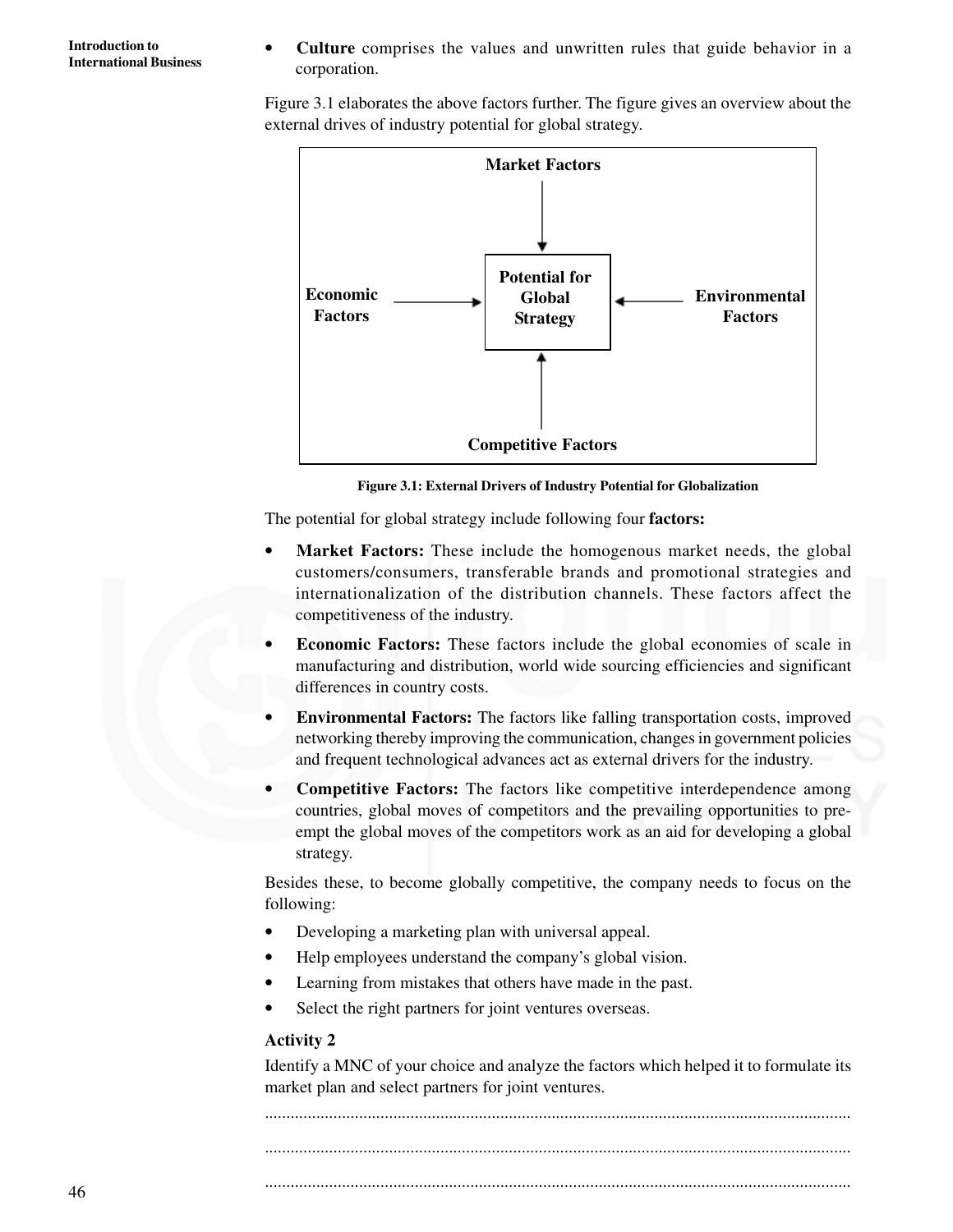- **Culture** comprises the values and unwritten rules that guide behavior in a corporation.

Figure 3.1 elaborates the above factors further. The figure gives an overview about the external drives of industry potential for global strategy.

Market Factors → Potential for Global Strategy
Economic Factors → Potential for Global Strategy
Environmental Factors → Potential for Global Strategy
Competitive Factors → Potential for Global Strategy

**Figure 3.1: External Drivers of Industry Potential for Globalization**

The potential for global strategy include following four **factors:**

- **Market Factors:** These include the homogenous market needs, the global customers/consumers, transferable brands and promotional strategies and internationalization of the distribution channels. These factors affect the competitiveness of the industry.
- **Economic Factors:** These factors include the global economies of scale in manufacturing and distribution, world wide sourcing efficiencies and significant differences in country costs.
- **Environmental Factors:** The factors like falling transportation costs, improved networking thereby improving the communication, changes in government policies and frequent technological advances act as external drivers for the industry.
- **Competitive Factors:** The factors like competitive interdependence among countries, global moves of competitors and the prevailing opportunities to pre-empt the global moves of the competitors work as an aid for developing a global strategy.

Besides these, to become globally competitive, the company needs to focus on the following:

- Developing a marketing plan with universal appeal.
- Help employees understand the company's global vision.
- Learning from mistakes that others have made in the past.
- Select the right partners for joint ventures overseas.

**Activity 2**

Identify a MNC of your choice and analyze the factors which helped it to formulate its market plan and select partners for joint ventures.

........................................................................................................................................

........................................................................................................................................

........................................................................................................................................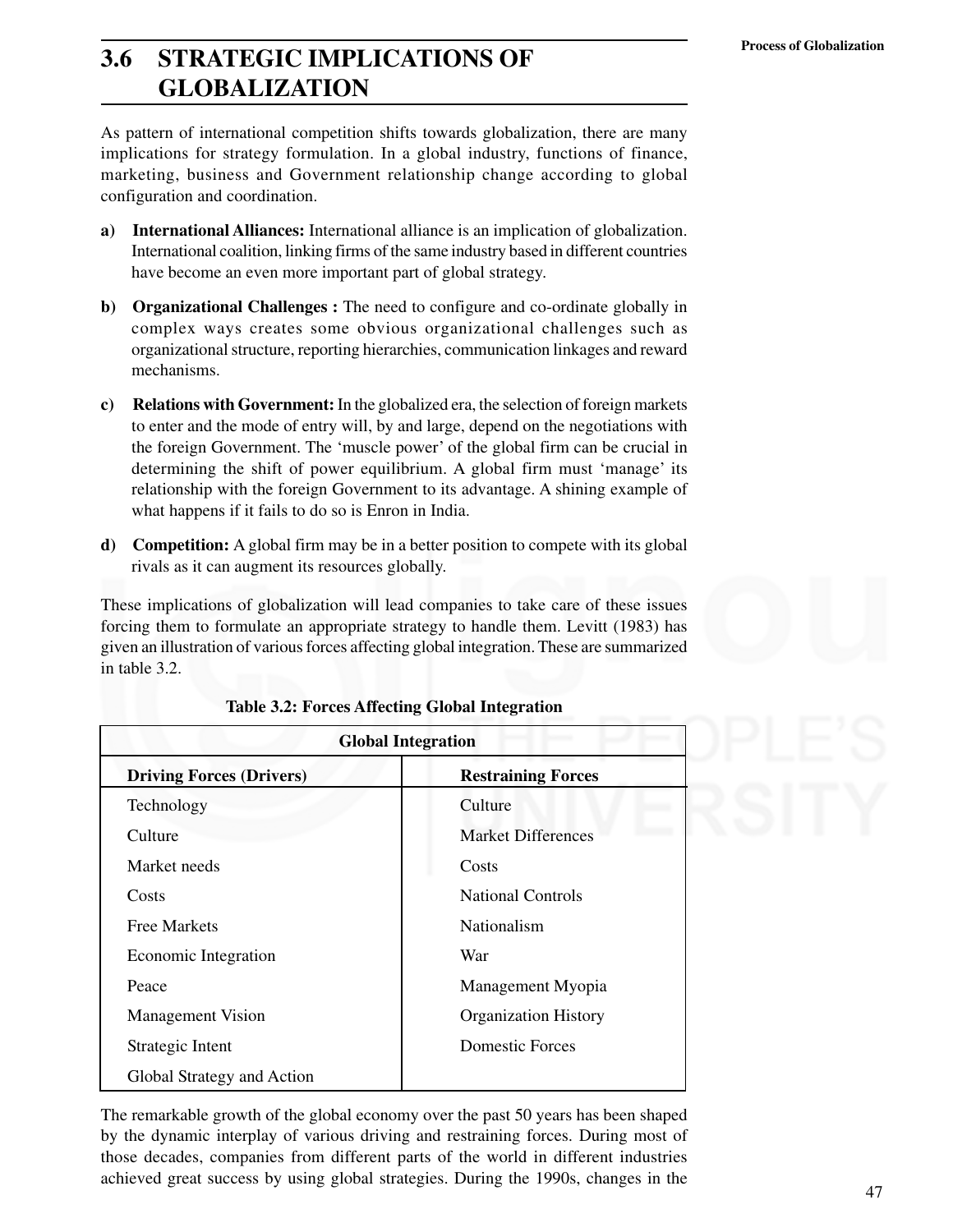## 3.6 STRATEGIC IMPLICATIONS OF GLOBALIZATION

As pattern of international competition shifts towards globalization, there are many implications for strategy formulation. In a global industry, functions of finance, marketing, business and Government relationship change according to global configuration and coordination.

a) **International Alliances:** International alliance is an implication of globalization. International coalition, linking firms of the same industry based in different countries have become an even more important part of global strategy.

b) **Organizational Challenges :** The need to configure and co-ordinate globally in complex ways creates some obvious organizational challenges such as organizational structure, reporting hierarchies, communication linkages and reward mechanisms.

c) **Relations with Government:** In the globalized era, the selection of foreign markets to enter and the mode of entry will, by and large, depend on the negotiations with the foreign Government. The 'muscle power' of the global firm can be crucial in determining the shift of power equilibrium. A global firm must 'manage' its relationship with the foreign Government to its advantage. A shining example of what happens if it fails to do so is Enron in India.

d) **Competition:** A global firm may be in a better position to compete with its global rivals as it can augment its resources globally.

These implications of globalization will lead companies to take care of these issues forcing them to formulate an appropriate strategy to handle them. Levitt (1983) has given an illustration of various forces affecting global integration. These are summarized in table 3.2.

**Table 3.2: Forces Affecting Global Integration**

| Global Integration | |
|---|---|
| **Driving Forces (Drivers)** | **Restraining Forces** |
| Technology | Culture |
| Culture | Market Differences |
| Market needs | Costs |
| Costs | National Controls |
| Free Markets | Nationalism |
| Economic Integration | War |
| Peace | Management Myopia |
| Management Vision | Organization History |
| Strategic Intent | Domestic Forces |
| Global Strategy and Action | |

The remarkable growth of the global economy over the past 50 years has been shaped by the dynamic interplay of various driving and restraining forces. During most of those decades, companies from different parts of the world in different industries achieved great success by using global strategies. During the 1990s, changes in the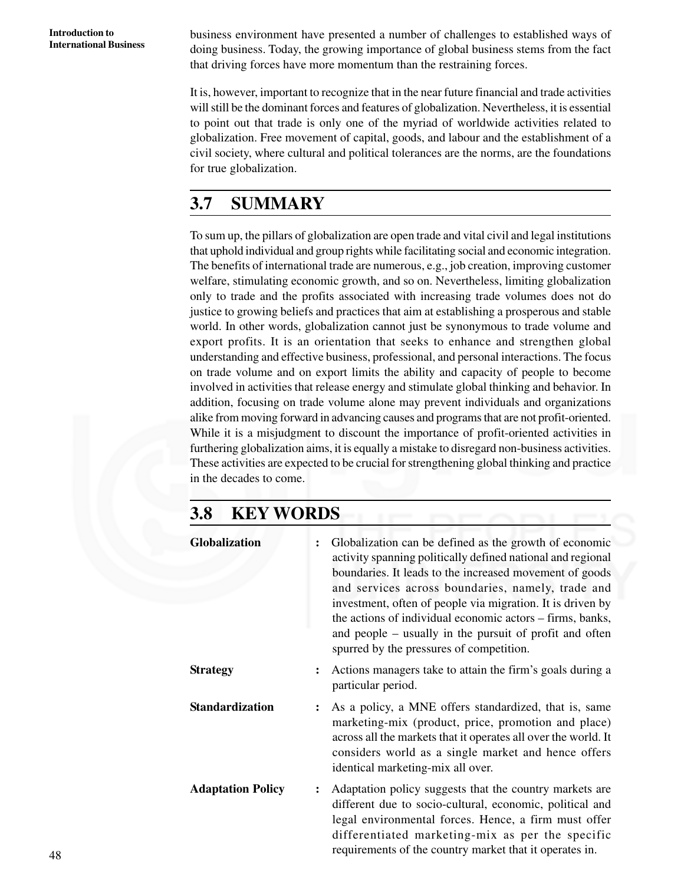business environment have presented a number of challenges to established ways of doing business. Today, the growing importance of global business stems from the fact that driving forces have more momentum than the restraining forces.

It is, however, important to recognize that in the near future financial and trade activities will still be the dominant forces and features of globalization. Nevertheless, it is essential to point out that trade is only one of the myriad of worldwide activities related to globalization. Free movement of capital, goods, and labour and the establishment of a civil society, where cultural and political tolerances are the norms, are the foundations for true globalization.

## 3.7 SUMMARY

To sum up, the pillars of globalization are open trade and vital civil and legal institutions that uphold individual and group rights while facilitating social and economic integration. The benefits of international trade are numerous, e.g., job creation, improving customer welfare, stimulating economic growth, and so on. Nevertheless, limiting globalization only to trade and the profits associated with increasing trade volumes does not do justice to growing beliefs and practices that aim at establishing a prosperous and stable world. In other words, globalization cannot just be synonymous to trade volume and export profits. It is an orientation that seeks to enhance and strengthen global understanding and effective business, professional, and personal interactions. The focus on trade volume and on export limits the ability and capacity of people to become involved in activities that release energy and stimulate global thinking and behavior. In addition, focusing on trade volume alone may prevent individuals and organizations alike from moving forward in advancing causes and programs that are not profit-oriented. While it is a misjudgment to discount the importance of profit-oriented activities in furthering globalization aims, it is equally a mistake to disregard non-business activities. These activities are expected to be crucial for strengthening global thinking and practice in the decades to come.

## 3.8 KEY WORDS

**Globalization** : Globalization can be defined as the growth of economic activity spanning politically defined national and regional boundaries. It leads to the increased movement of goods and services across boundaries, namely, trade and investment, often of people via migration. It is driven by the actions of individual economic actors – firms, banks, and people – usually in the pursuit of profit and often spurred by the pressures of competition.

**Strategy** : Actions managers take to attain the firm's goals during a particular period.

**Standardization** : As a policy, a MNE offers standardized, that is, same marketing-mix (product, price, promotion and place) across all the markets that it operates all over the world. It considers world as a single market and hence offers identical marketing-mix all over.

**Adaptation Policy** : Adaptation policy suggests that the country markets are different due to socio-cultural, economic, political and legal environmental forces. Hence, a firm must offer differentiated marketing-mix as per the specific requirements of the country market that it operates in.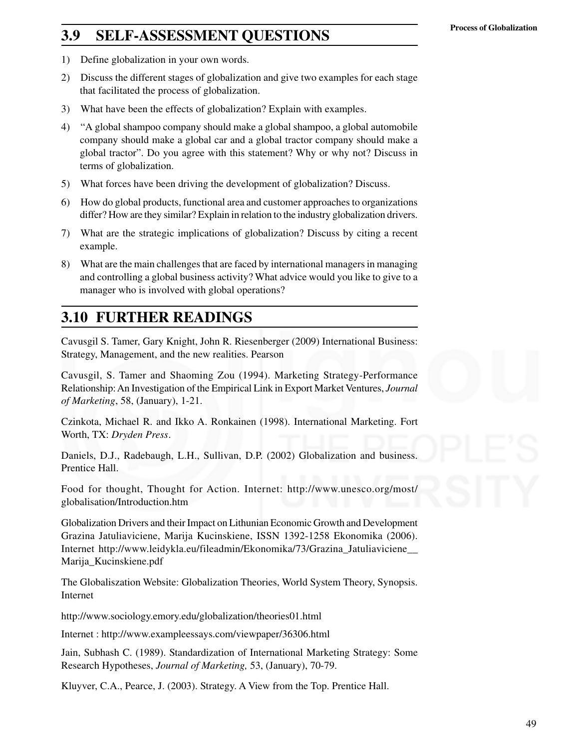## 3.9 SELF-ASSESSMENT QUESTIONS

1) Define globalization in your own words.
2) Discuss the different stages of globalization and give two examples for each stage that facilitated the process of globalization.
3) What have been the effects of globalization? Explain with examples.
4) "A global shampoo company should make a global shampoo, a global automobile company should make a global car and a global tractor company should make a global tractor". Do you agree with this statement? Why or why not? Discuss in terms of globalization.
5) What forces have been driving the development of globalization? Discuss.
6) How do global products, functional area and customer approaches to organizations differ? How are they similar? Explain in relation to the industry globalization drivers.
7) What are the strategic implications of globalization? Discuss by citing a recent example.
8) What are the main challenges that are faced by international managers in managing and controlling a global business activity? What advice would you like to give to a manager who is involved with global operations?

## 3.10 FURTHER READINGS

Cavusgil S. Tamer, Gary Knight, John R. Riesenberger (2009) International Business: Strategy, Management, and the new realities. Pearson

Cavusgil, S. Tamer and Shaoming Zou (1994). Marketing Strategy-Performance Relationship: An Investigation of the Empirical Link in Export Market Ventures, *Journal of Marketing*, 58, (January), 1-21.

Czinkota, Michael R. and Ikko A. Ronkainen (1998). International Marketing. Fort Worth, TX: *Dryden Press*.

Daniels, D.J., Radebaugh, L.H., Sullivan, D.P. (2002) Globalization and business. Prentice Hall.

Food for thought, Thought for Action. Internet: http://www.unesco.org/most/globalisation/Introduction.htm

Globalization Drivers and their Impact on Lithunian Economic Growth and Development Grazina Jatuliaviciene, Marija Kucinskiene, ISSN 1392-1258 Ekonomika (2006). Internet http://www.leidykla.eu/fileadmin/Ekonomika/73/Grazina_Jatuliaviciene__Marija_Kucinskiene.pdf

The Globaliszation Website: Globalization Theories, World System Theory, Synopsis. Internet

http://www.sociology.emory.edu/globalization/theories01.html

Internet : http://www.exampleessays.com/viewpaper/36306.html

Jain, Subhash C. (1989). Standardization of International Marketing Strategy: Some Research Hypotheses, *Journal of Marketing,* 53, (January), 70-79.

Kluyver, C.A., Pearce, J. (2003). Strategy. A View from the Top. Prentice Hall.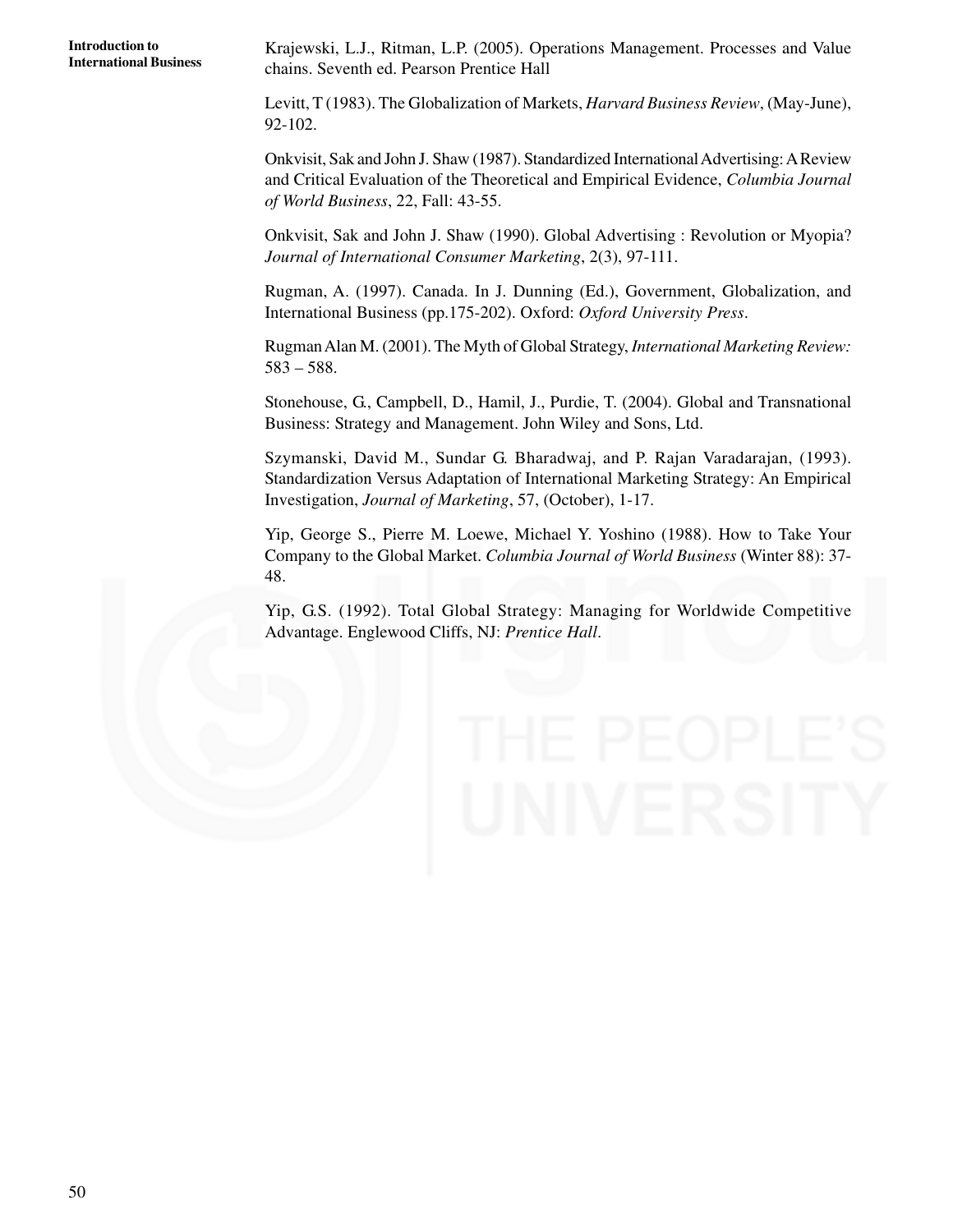Krajewski, L.J., Ritman, L.P. (2005). Operations Management. Processes and Value chains. Seventh ed. Pearson Prentice Hall

Levitt, T (1983). The Globalization of Markets, *Harvard Business Review*, (May-June), 92-102.

Onkvisit, Sak and John J. Shaw (1987). Standardized International Advertising: A Review and Critical Evaluation of the Theoretical and Empirical Evidence, *Columbia Journal of World Business*, 22, Fall: 43-55.

Onkvisit, Sak and John J. Shaw (1990). Global Advertising : Revolution or Myopia? *Journal of International Consumer Marketing*, 2(3), 97-111.

Rugman, A. (1997). Canada. In J. Dunning (Ed.), Government, Globalization, and International Business (pp.175-202). Oxford: *Oxford University Press*.

Rugman Alan M. (2001). The Myth of Global Strategy, *International Marketing Review:* 583 – 588.

Stonehouse, G., Campbell, D., Hamil, J., Purdie, T. (2004). Global and Transnational Business: Strategy and Management. John Wiley and Sons, Ltd.

Szymanski, David M., Sundar G. Bharadwaj, and P. Rajan Varadarajan, (1993). Standardization Versus Adaptation of International Marketing Strategy: An Empirical Investigation, *Journal of Marketing*, 57, (October), 1-17.

Yip, George S., Pierre M. Loewe, Michael Y. Yoshino (1988). How to Take Your Company to the Global Market. *Columbia Journal of World Business* (Winter 88): 37-48.

Yip, G.S. (1992). Total Global Strategy: Managing for Worldwide Competitive Advantage. Englewood Cliffs, NJ: *Prentice Hall*.